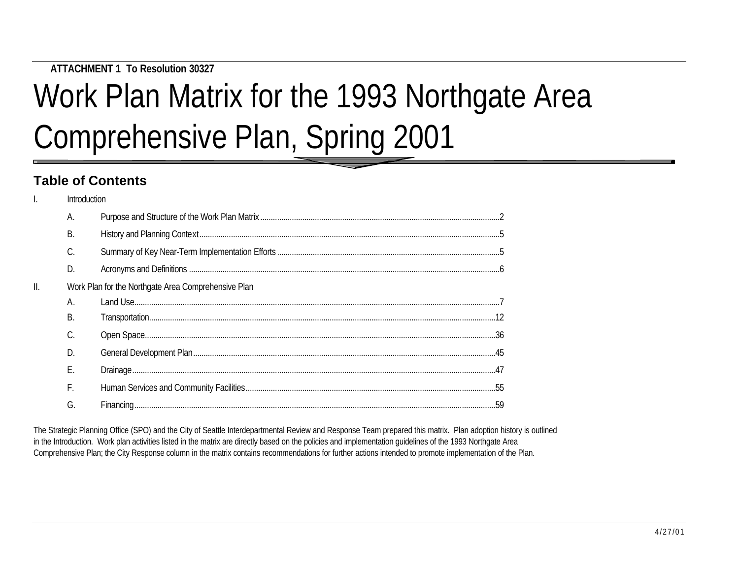**ATTACHMENT 1 To Resolution 30327**

# Work Plan Matrix for the 1993 Northgate Area Comprehensive Plan, Spring 2001

## Table of Contents

I. Introduction

- A. Purpose and Structure of the Work Plan Matrix ..... 2
- B. History and Planning Context ..... 5
- C. Summary of Key Near-Term Implementation Efforts ..... 5
- D. Acronyms and Definitions ..... 6

II. Work Plan for the Northgate Area Comprehensive Plan

- A. Land Use ..... 7
- B. Transportation ..... 12
- C. Open Space ..... 36
- D. General Development Plan ..... 45
- E. Drainage ..... 47
- F. Human Services and Community Facilities ..... 55
- G. Financing ..... 59

The Strategic Planning Office (SPO) and the City of Seattle Interdepartmental Review and Response Team prepared this matrix. Plan adoption history is outlined in the Introduction. Work plan activities listed in the matrix are directly based on the policies and implementation guidelines of the 1993 Northgate Area Comprehensive Plan; the City Response column in the matrix contains recommendations for further actions intended to promote implementation of the Plan.

4/27/01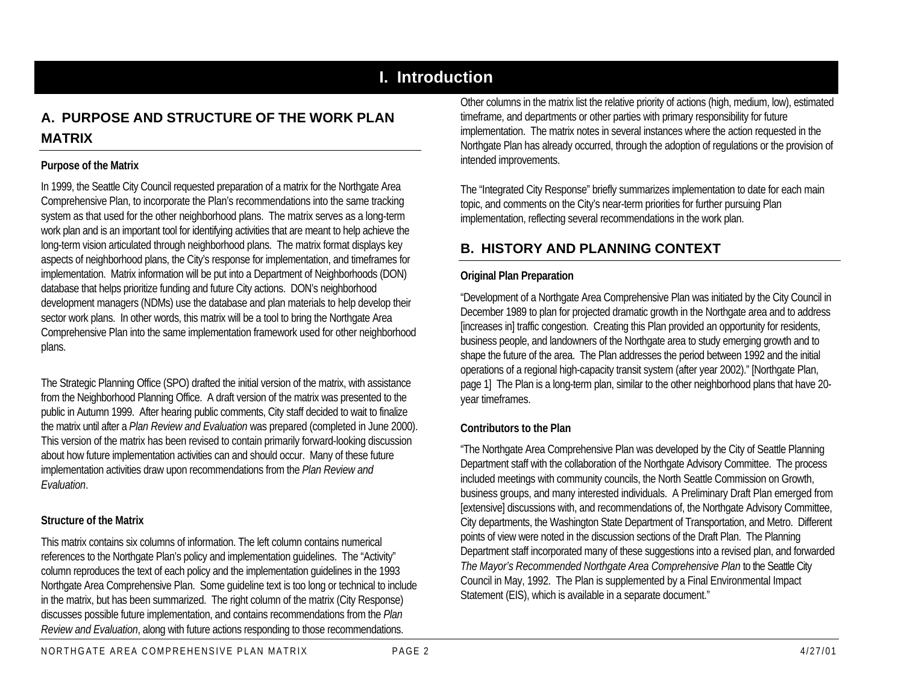# I. Introduction

## A. PURPOSE AND STRUCTURE OF THE WORK PLAN MATRIX

### Purpose of the Matrix

In 1999, the Seattle City Council requested preparation of a matrix for the Northgate Area Comprehensive Plan, to incorporate the Plan's recommendations into the same tracking system as that used for the other neighborhood plans. The matrix serves as a long-term work plan and is an important tool for identifying activities that are meant to help achieve the long-term vision articulated through neighborhood plans. The matrix format displays key aspects of neighborhood plans, the City's response for implementation, and timeframes for implementation. Matrix information will be put into a Department of Neighborhoods (DON) database that helps prioritize funding and future City actions. DON's neighborhood development managers (NDMs) use the database and plan materials to help develop their sector work plans. In other words, this matrix will be a tool to bring the Northgate Area Comprehensive Plan into the same implementation framework used for other neighborhood plans.

The Strategic Planning Office (SPO) drafted the initial version of the matrix, with assistance from the Neighborhood Planning Office. A draft version of the matrix was presented to the public in Autumn 1999. After hearing public comments, City staff decided to wait to finalize the matrix until after a *Plan Review and Evaluation* was prepared (completed in June 2000). This version of the matrix has been revised to contain primarily forward-looking discussion about how future implementation activities can and should occur. Many of these future implementation activities draw upon recommendations from the *Plan Review and Evaluation*.

### Structure of the Matrix

This matrix contains six columns of information. The left column contains numerical references to the Northgate Plan's policy and implementation guidelines. The "Activity" column reproduces the text of each policy and the implementation guidelines in the 1993 Northgate Area Comprehensive Plan. Some guideline text is too long or technical to include in the matrix, but has been summarized. The right column of the matrix (City Response) discusses possible future implementation, and contains recommendations from the *Plan Review and Evaluation*, along with future actions responding to those recommendations.

Other columns in the matrix list the relative priority of actions (high, medium, low), estimated timeframe, and departments or other parties with primary responsibility for future implementation. The matrix notes in several instances where the action requested in the Northgate Plan has already occurred, through the adoption of regulations or the provision of intended improvements.

The "Integrated City Response" briefly summarizes implementation to date for each main topic, and comments on the City's near-term priorities for further pursuing Plan implementation, reflecting several recommendations in the work plan.

## B. HISTORY AND PLANNING CONTEXT

### Original Plan Preparation

"Development of a Northgate Area Comprehensive Plan was initiated by the City Council in December 1989 to plan for projected dramatic growth in the Northgate area and to address [increases in] traffic congestion. Creating this Plan provided an opportunity for residents, business people, and landowners of the Northgate area to study emerging growth and to shape the future of the area. The Plan addresses the period between 1992 and the initial operations of a regional high-capacity transit system (after year 2002)." [Northgate Plan, page 1] The Plan is a long-term plan, similar to the other neighborhood plans that have 20-year timeframes.

### Contributors to the Plan

"The Northgate Area Comprehensive Plan was developed by the City of Seattle Planning Department staff with the collaboration of the Northgate Advisory Committee. The process included meetings with community councils, the North Seattle Commission on Growth, business groups, and many interested individuals. A Preliminary Draft Plan emerged from [extensive] discussions with, and recommendations of, the Northgate Advisory Committee, City departments, the Washington State Department of Transportation, and Metro. Different points of view were noted in the discussion sections of the Draft Plan. The Planning Department staff incorporated many of these suggestions into a revised plan, and forwarded *The Mayor's Recommended Northgate Area Comprehensive Plan* to the Seattle City Council in May, 1992. The Plan is supplemented by a Final Environmental Impact Statement (EIS), which is available in a separate document."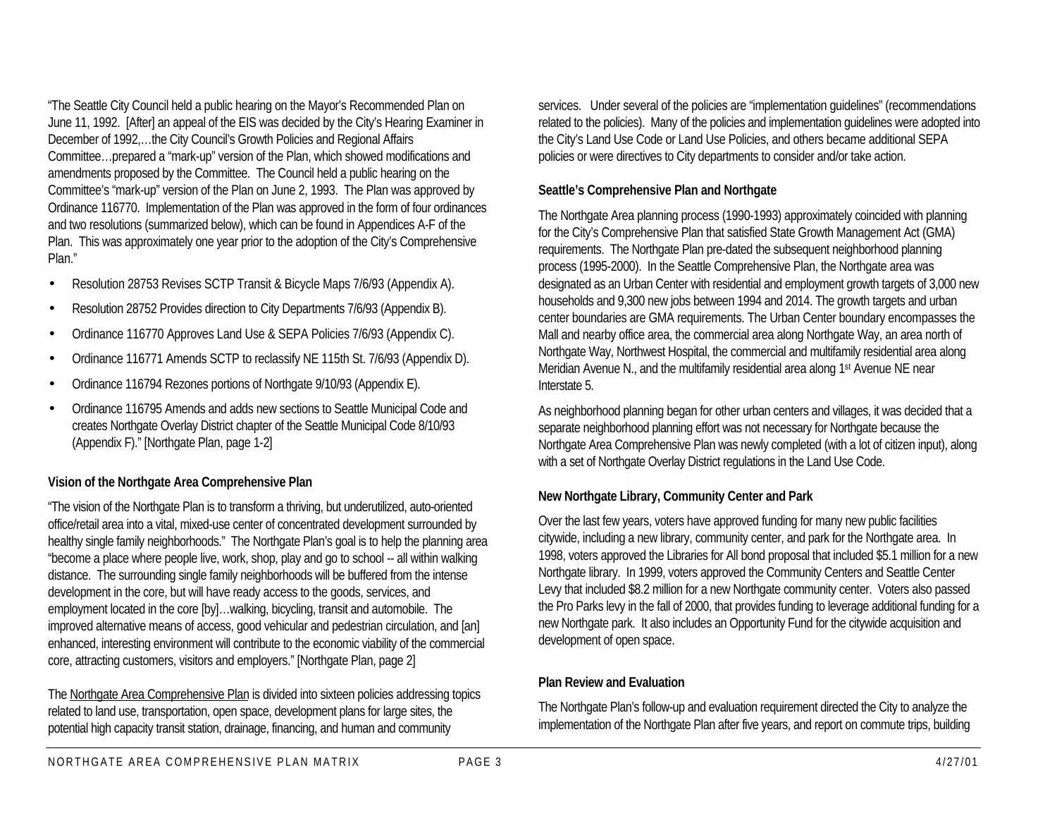"The Seattle City Council held a public hearing on the Mayor's Recommended Plan on June 11, 1992. [After] an appeal of the EIS was decided by the City's Hearing Examiner in December of 1992,…the City Council's Growth Policies and Regional Affairs Committee…prepared a "mark-up" version of the Plan, which showed modifications and amendments proposed by the Committee. The Council held a public hearing on the Committee's "mark-up" version of the Plan on June 2, 1993. The Plan was approved by Ordinance 116770. Implementation of the Plan was approved in the form of four ordinances and two resolutions (summarized below), which can be found in Appendices A-F of the Plan. This was approximately one year prior to the adoption of the City's Comprehensive Plan."

- Resolution 28753 Revises SCTP Transit & Bicycle Maps 7/6/93 (Appendix A).
- Resolution 28752 Provides direction to City Departments 7/6/93 (Appendix B).
- Ordinance 116770 Approves Land Use & SEPA Policies 7/6/93 (Appendix C).
- Ordinance 116771 Amends SCTP to reclassify NE 115th St. 7/6/93 (Appendix D).
- Ordinance 116794 Rezones portions of Northgate 9/10/93 (Appendix E).
- Ordinance 116795 Amends and adds new sections to Seattle Municipal Code and creates Northgate Overlay District chapter of the Seattle Municipal Code 8/10/93 (Appendix F)." [Northgate Plan, page 1-2]

**Vision of the Northgate Area Comprehensive Plan**

"The vision of the Northgate Plan is to transform a thriving, but underutilized, auto-oriented office/retail area into a vital, mixed-use center of concentrated development surrounded by healthy single family neighborhoods." The Northgate Plan's goal is to help the planning area "become a place where people live, work, shop, play and go to school -- all within walking distance. The surrounding single family neighborhoods will be buffered from the intense development in the core, but will have ready access to the goods, services, and employment located in the core [by]…walking, bicycling, transit and automobile. The improved alternative means of access, good vehicular and pedestrian circulation, and [an] enhanced, interesting environment will contribute to the economic viability of the commercial core, attracting customers, visitors and employers." [Northgate Plan, page 2]

The Northgate Area Comprehensive Plan is divided into sixteen policies addressing topics related to land use, transportation, open space, development plans for large sites, the potential high capacity transit station, drainage, financing, and human and community services. Under several of the policies are "implementation guidelines" (recommendations related to the policies). Many of the policies and implementation guidelines were adopted into the City's Land Use Code or Land Use Policies, and others became additional SEPA policies or were directives to City departments to consider and/or take action.

**Seattle's Comprehensive Plan and Northgate**

The Northgate Area planning process (1990-1993) approximately coincided with planning for the City's Comprehensive Plan that satisfied State Growth Management Act (GMA) requirements. The Northgate Plan pre-dated the subsequent neighborhood planning process (1995-2000). In the Seattle Comprehensive Plan, the Northgate area was designated as an Urban Center with residential and employment growth targets of 3,000 new households and 9,300 new jobs between 1994 and 2014. The growth targets and urban center boundaries are GMA requirements. The Urban Center boundary encompasses the Mall and nearby office area, the commercial area along Northgate Way, an area north of Northgate Way, Northwest Hospital, the commercial and multifamily residential area along Meridian Avenue N., and the multifamily residential area along 1st Avenue NE near Interstate 5.

As neighborhood planning began for other urban centers and villages, it was decided that a separate neighborhood planning effort was not necessary for Northgate because the Northgate Area Comprehensive Plan was newly completed (with a lot of citizen input), along with a set of Northgate Overlay District regulations in the Land Use Code.

**New Northgate Library, Community Center and Park**

Over the last few years, voters have approved funding for many new public facilities citywide, including a new library, community center, and park for the Northgate area. In 1998, voters approved the Libraries for All bond proposal that included $5.1 million for a new Northgate library. In 1999, voters approved the Community Centers and Seattle Center Levy that included $8.2 million for a new Northgate community center. Voters also passed the Pro Parks levy in the fall of 2000, that provides funding to leverage additional funding for a new Northgate park. It also includes an Opportunity Fund for the citywide acquisition and development of open space.

**Plan Review and Evaluation**

The Northgate Plan's follow-up and evaluation requirement directed the City to analyze the implementation of the Northgate Plan after five years, and report on commute trips, building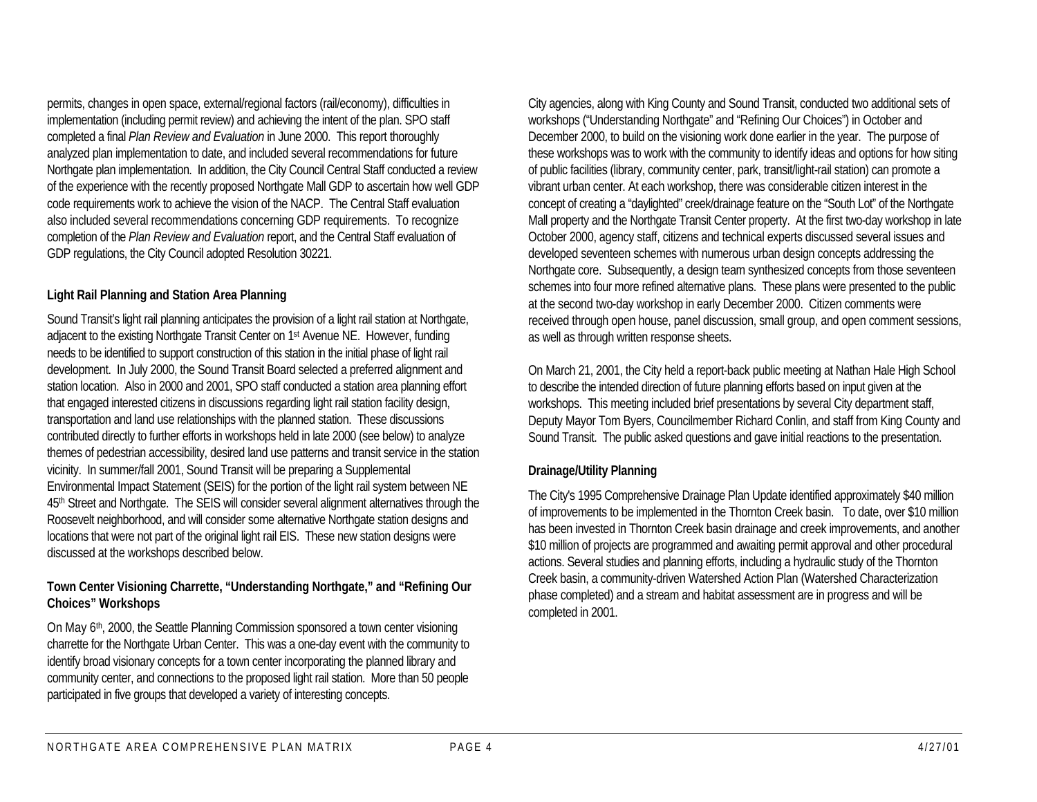permits, changes in open space, external/regional factors (rail/economy), difficulties in implementation (including permit review) and achieving the intent of the plan. SPO staff completed a final *Plan Review and Evaluation* in June 2000. This report thoroughly analyzed plan implementation to date, and included several recommendations for future Northgate plan implementation. In addition, the City Council Central Staff conducted a review of the experience with the recently proposed Northgate Mall GDP to ascertain how well GDP code requirements work to achieve the vision of the NACP. The Central Staff evaluation also included several recommendations concerning GDP requirements. To recognize completion of the *Plan Review and Evaluation* report, and the Central Staff evaluation of GDP regulations, the City Council adopted Resolution 30221.

**Light Rail Planning and Station Area Planning**

Sound Transit's light rail planning anticipates the provision of a light rail station at Northgate, adjacent to the existing Northgate Transit Center on 1st Avenue NE. However, funding needs to be identified to support construction of this station in the initial phase of light rail development. In July 2000, the Sound Transit Board selected a preferred alignment and station location. Also in 2000 and 2001, SPO staff conducted a station area planning effort that engaged interested citizens in discussions regarding light rail station facility design, transportation and land use relationships with the planned station. These discussions contributed directly to further efforts in workshops held in late 2000 (see below) to analyze themes of pedestrian accessibility, desired land use patterns and transit service in the station vicinity. In summer/fall 2001, Sound Transit will be preparing a Supplemental Environmental Impact Statement (SEIS) for the portion of the light rail system between NE 45th Street and Northgate. The SEIS will consider several alignment alternatives through the Roosevelt neighborhood, and will consider some alternative Northgate station designs and locations that were not part of the original light rail EIS. These new station designs were discussed at the workshops described below.

**Town Center Visioning Charrette, "Understanding Northgate," and "Refining Our Choices" Workshops**

On May 6th, 2000, the Seattle Planning Commission sponsored a town center visioning charrette for the Northgate Urban Center. This was a one-day event with the community to identify broad visionary concepts for a town center incorporating the planned library and community center, and connections to the proposed light rail station. More than 50 people participated in five groups that developed a variety of interesting concepts.

City agencies, along with King County and Sound Transit, conducted two additional sets of workshops ("Understanding Northgate" and "Refining Our Choices") in October and December 2000, to build on the visioning work done earlier in the year. The purpose of these workshops was to work with the community to identify ideas and options for how siting of public facilities (library, community center, park, transit/light-rail station) can promote a vibrant urban center. At each workshop, there was considerable citizen interest in the concept of creating a "daylighted" creek/drainage feature on the "South Lot" of the Northgate Mall property and the Northgate Transit Center property. At the first two-day workshop in late October 2000, agency staff, citizens and technical experts discussed several issues and developed seventeen schemes with numerous urban design concepts addressing the Northgate core. Subsequently, a design team synthesized concepts from those seventeen schemes into four more refined alternative plans. These plans were presented to the public at the second two-day workshop in early December 2000. Citizen comments were received through open house, panel discussion, small group, and open comment sessions, as well as through written response sheets.

On March 21, 2001, the City held a report-back public meeting at Nathan Hale High School to describe the intended direction of future planning efforts based on input given at the workshops. This meeting included brief presentations by several City department staff, Deputy Mayor Tom Byers, Councilmember Richard Conlin, and staff from King County and Sound Transit. The public asked questions and gave initial reactions to the presentation.

**Drainage/Utility Planning**

The City's 1995 Comprehensive Drainage Plan Update identified approximately $40 million of improvements to be implemented in the Thornton Creek basin. To date, over $10 million has been invested in Thornton Creek basin drainage and creek improvements, and another $10 million of projects are programmed and awaiting permit approval and other procedural actions. Several studies and planning efforts, including a hydraulic study of the Thornton Creek basin, a community-driven Watershed Action Plan (Watershed Characterization phase completed) and a stream and habitat assessment are in progress and will be completed in 2001.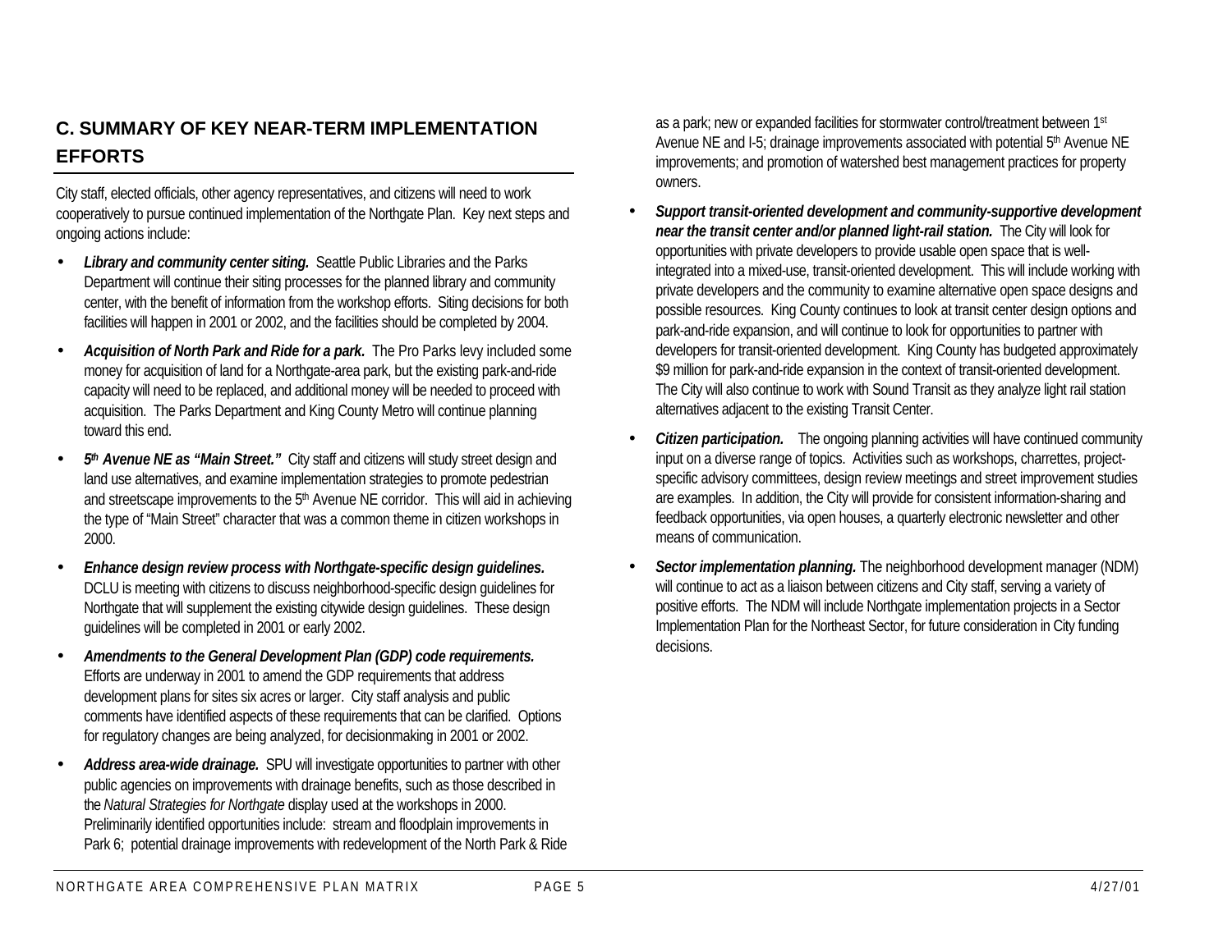## C. SUMMARY OF KEY NEAR-TERM IMPLEMENTATION EFFORTS

City staff, elected officials, other agency representatives, and citizens will need to work cooperatively to pursue continued implementation of the Northgate Plan. Key next steps and ongoing actions include:

- ***Library and community center siting.*** Seattle Public Libraries and the Parks Department will continue their siting processes for the planned library and community center, with the benefit of information from the workshop efforts. Siting decisions for both facilities will happen in 2001 or 2002, and the facilities should be completed by 2004.
- ***Acquisition of North Park and Ride for a park.*** The Pro Parks levy included some money for acquisition of land for a Northgate-area park, but the existing park-and-ride capacity will need to be replaced, and additional money will be needed to proceed with acquisition. The Parks Department and King County Metro will continue planning toward this end.
- ***5th Avenue NE as "Main Street."*** City staff and citizens will study street design and land use alternatives, and examine implementation strategies to promote pedestrian and streetscape improvements to the 5th Avenue NE corridor. This will aid in achieving the type of "Main Street" character that was a common theme in citizen workshops in 2000.
- ***Enhance design review process with Northgate-specific design guidelines.*** DCLU is meeting with citizens to discuss neighborhood-specific design guidelines for Northgate that will supplement the existing citywide design guidelines. These design guidelines will be completed in 2001 or early 2002.
- ***Amendments to the General Development Plan (GDP) code requirements.*** Efforts are underway in 2001 to amend the GDP requirements that address development plans for sites six acres or larger. City staff analysis and public comments have identified aspects of these requirements that can be clarified. Options for regulatory changes are being analyzed, for decisionmaking in 2001 or 2002.
- ***Address area-wide drainage.*** SPU will investigate opportunities to partner with other public agencies on improvements with drainage benefits, such as those described in the *Natural Strategies for Northgate* display used at the workshops in 2000. Preliminarily identified opportunities include: stream and floodplain improvements in Park 6; potential drainage improvements with redevelopment of the North Park & Ride as a park; new or expanded facilities for stormwater control/treatment between 1st Avenue NE and I-5; drainage improvements associated with potential 5th Avenue NE improvements; and promotion of watershed best management practices for property owners.
- ***Support transit-oriented development and community-supportive development near the transit center and/or planned light-rail station.*** The City will look for opportunities with private developers to provide usable open space that is well-integrated into a mixed-use, transit-oriented development. This will include working with private developers and the community to examine alternative open space designs and possible resources. King County continues to look at transit center design options and park-and-ride expansion, and will continue to look for opportunities to partner with developers for transit-oriented development. King County has budgeted approximately $9 million for park-and-ride expansion in the context of transit-oriented development. The City will also continue to work with Sound Transit as they analyze light rail station alternatives adjacent to the existing Transit Center.
- ***Citizen participation.*** The ongoing planning activities will have continued community input on a diverse range of topics. Activities such as workshops, charrettes, project-specific advisory committees, design review meetings and street improvement studies are examples. In addition, the City will provide for consistent information-sharing and feedback opportunities, via open houses, a quarterly electronic newsletter and other means of communication.
- ***Sector implementation planning.*** The neighborhood development manager (NDM) will continue to act as a liaison between citizens and City staff, serving a variety of positive efforts. The NDM will include Northgate implementation projects in a Sector Implementation Plan for the Northeast Sector, for future consideration in City funding decisions.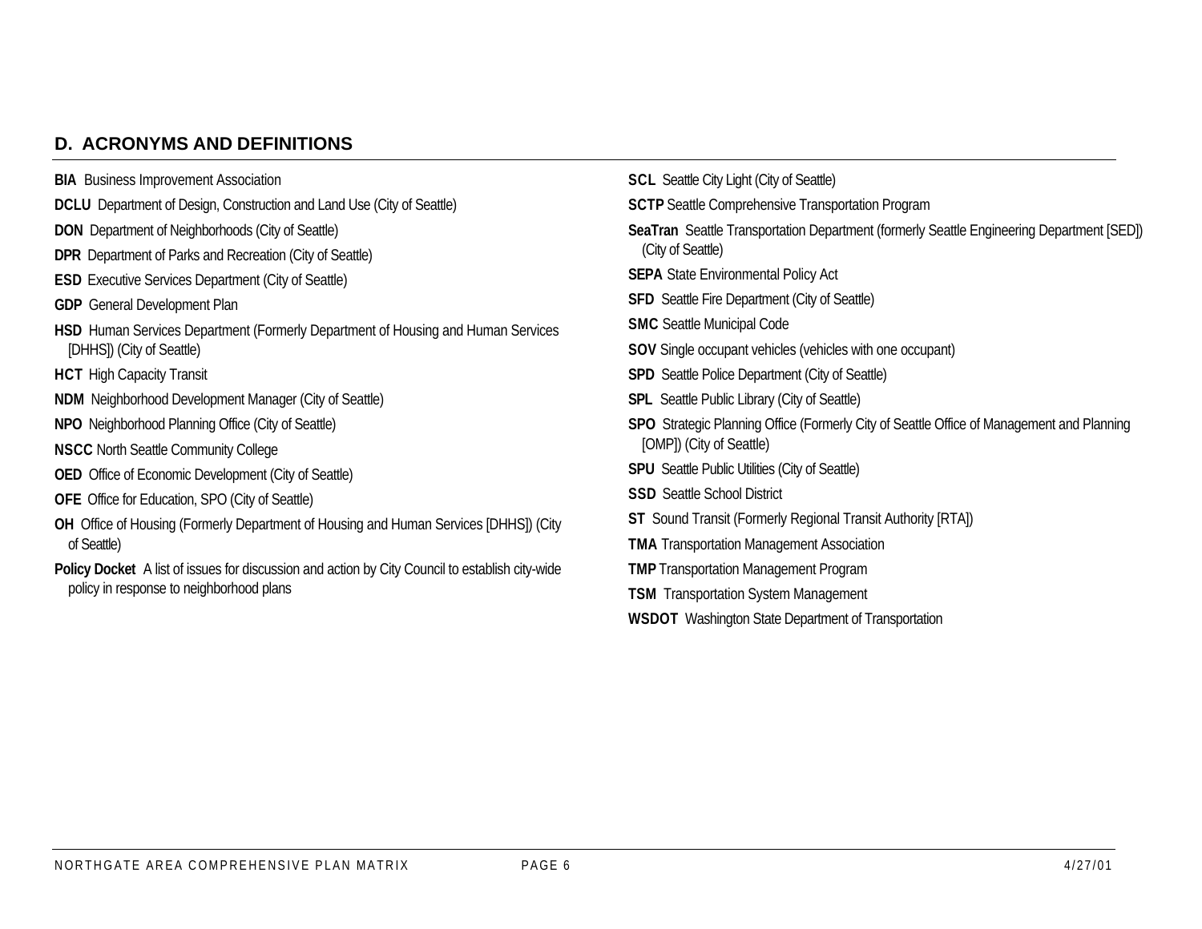## D. ACRONYMS AND DEFINITIONS

**BIA** Business Improvement Association

**DCLU** Department of Design, Construction and Land Use (City of Seattle)

**DON** Department of Neighborhoods (City of Seattle)

**DPR** Department of Parks and Recreation (City of Seattle)

**ESD** Executive Services Department (City of Seattle)

**GDP** General Development Plan

**HSD** Human Services Department (Formerly Department of Housing and Human Services [DHHS]) (City of Seattle)

**HCT** High Capacity Transit

**NDM** Neighborhood Development Manager (City of Seattle)

**NPO** Neighborhood Planning Office (City of Seattle)

**NSCC** North Seattle Community College

**OED** Office of Economic Development (City of Seattle)

**OFE** Office for Education, SPO (City of Seattle)

**OH** Office of Housing (Formerly Department of Housing and Human Services [DHHS]) (City of Seattle)

**Policy Docket** A list of issues for discussion and action by City Council to establish city-wide policy in response to neighborhood plans

**SCL** Seattle City Light (City of Seattle)

**SCTP** Seattle Comprehensive Transportation Program

**SeaTran** Seattle Transportation Department (formerly Seattle Engineering Department [SED]) (City of Seattle)

**SEPA** State Environmental Policy Act

**SFD** Seattle Fire Department (City of Seattle)

**SMC** Seattle Municipal Code

**SOV** Single occupant vehicles (vehicles with one occupant)

**SPD** Seattle Police Department (City of Seattle)

**SPL** Seattle Public Library (City of Seattle)

**SPO** Strategic Planning Office (Formerly City of Seattle Office of Management and Planning [OMP]) (City of Seattle)

**SPU** Seattle Public Utilities (City of Seattle)

**SSD** Seattle School District

**ST** Sound Transit (Formerly Regional Transit Authority [RTA])

**TMA** Transportation Management Association

**TMP** Transportation Management Program

**TSM** Transportation System Management

**WSDOT** Washington State Department of Transportation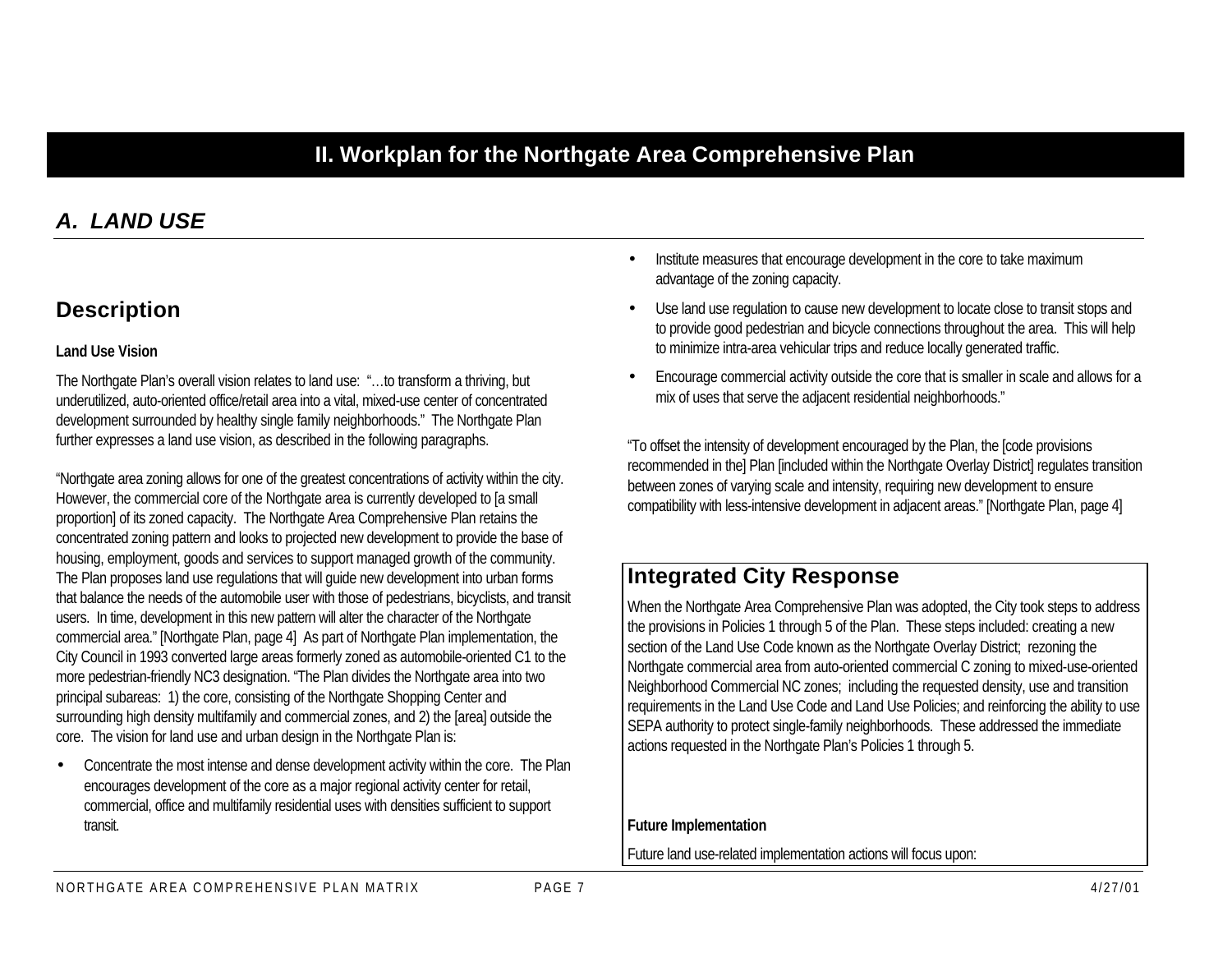# II. Workplan for the Northgate Area Comprehensive Plan

## *A. LAND USE*

### Description

**Land Use Vision**

The Northgate Plan's overall vision relates to land use: "…to transform a thriving, but underutilized, auto-oriented office/retail area into a vital, mixed-use center of concentrated development surrounded by healthy single family neighborhoods." The Northgate Plan further expresses a land use vision, as described in the following paragraphs.

"Northgate area zoning allows for one of the greatest concentrations of activity within the city. However, the commercial core of the Northgate area is currently developed to [a small proportion] of its zoned capacity. The Northgate Area Comprehensive Plan retains the concentrated zoning pattern and looks to projected new development to provide the base of housing, employment, goods and services to support managed growth of the community. The Plan proposes land use regulations that will guide new development into urban forms that balance the needs of the automobile user with those of pedestrians, bicyclists, and transit users. In time, development in this new pattern will alter the character of the Northgate commercial area." [Northgate Plan, page 4] As part of Northgate Plan implementation, the City Council in 1993 converted large areas formerly zoned as automobile-oriented C1 to the more pedestrian-friendly NC3 designation. "The Plan divides the Northgate area into two principal subareas: 1) the core, consisting of the Northgate Shopping Center and surrounding high density multifamily and commercial zones, and 2) the [area] outside the core. The vision for land use and urban design in the Northgate Plan is:

- Concentrate the most intense and dense development activity within the core. The Plan encourages development of the core as a major regional activity center for retail, commercial, office and multifamily residential uses with densities sufficient to support transit.
- Institute measures that encourage development in the core to take maximum advantage of the zoning capacity.
- Use land use regulation to cause new development to locate close to transit stops and to provide good pedestrian and bicycle connections throughout the area. This will help to minimize intra-area vehicular trips and reduce locally generated traffic.
- Encourage commercial activity outside the core that is smaller in scale and allows for a mix of uses that serve the adjacent residential neighborhoods."

"To offset the intensity of development encouraged by the Plan, the [code provisions recommended in the] Plan [included within the Northgate Overlay District] regulates transition between zones of varying scale and intensity, requiring new development to ensure compatibility with less-intensive development in adjacent areas." [Northgate Plan, page 4]

### Integrated City Response

When the Northgate Area Comprehensive Plan was adopted, the City took steps to address the provisions in Policies 1 through 5 of the Plan. These steps included: creating a new section of the Land Use Code known as the Northgate Overlay District; rezoning the Northgate commercial area from auto-oriented commercial C zoning to mixed-use-oriented Neighborhood Commercial NC zones; including the requested density, use and transition requirements in the Land Use Code and Land Use Policies; and reinforcing the ability to use SEPA authority to protect single-family neighborhoods. These addressed the immediate actions requested in the Northgate Plan's Policies 1 through 5.

**Future Implementation**

Future land use-related implementation actions will focus upon: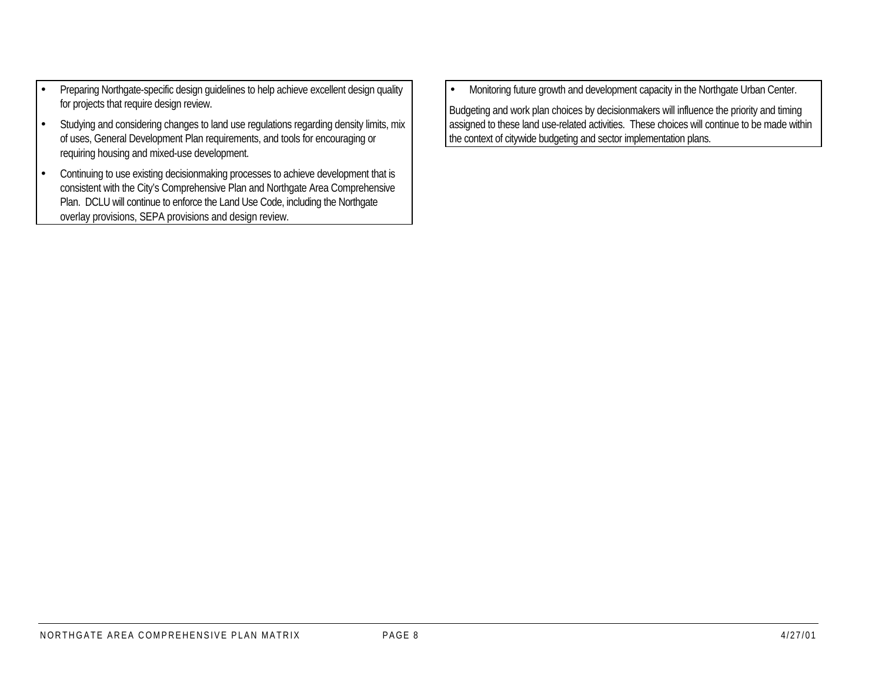- Preparing Northgate-specific design guidelines to help achieve excellent design quality for projects that require design review.
- Studying and considering changes to land use regulations regarding density limits, mix of uses, General Development Plan requirements, and tools for encouraging or requiring housing and mixed-use development.
- Continuing to use existing decisionmaking processes to achieve development that is consistent with the City's Comprehensive Plan and Northgate Area Comprehensive Plan. DCLU will continue to enforce the Land Use Code, including the Northgate overlay provisions, SEPA provisions and design review.
- Monitoring future growth and development capacity in the Northgate Urban Center.

Budgeting and work plan choices by decisionmakers will influence the priority and timing assigned to these land use-related activities. These choices will continue to be made within the context of citywide budgeting and sector implementation plans.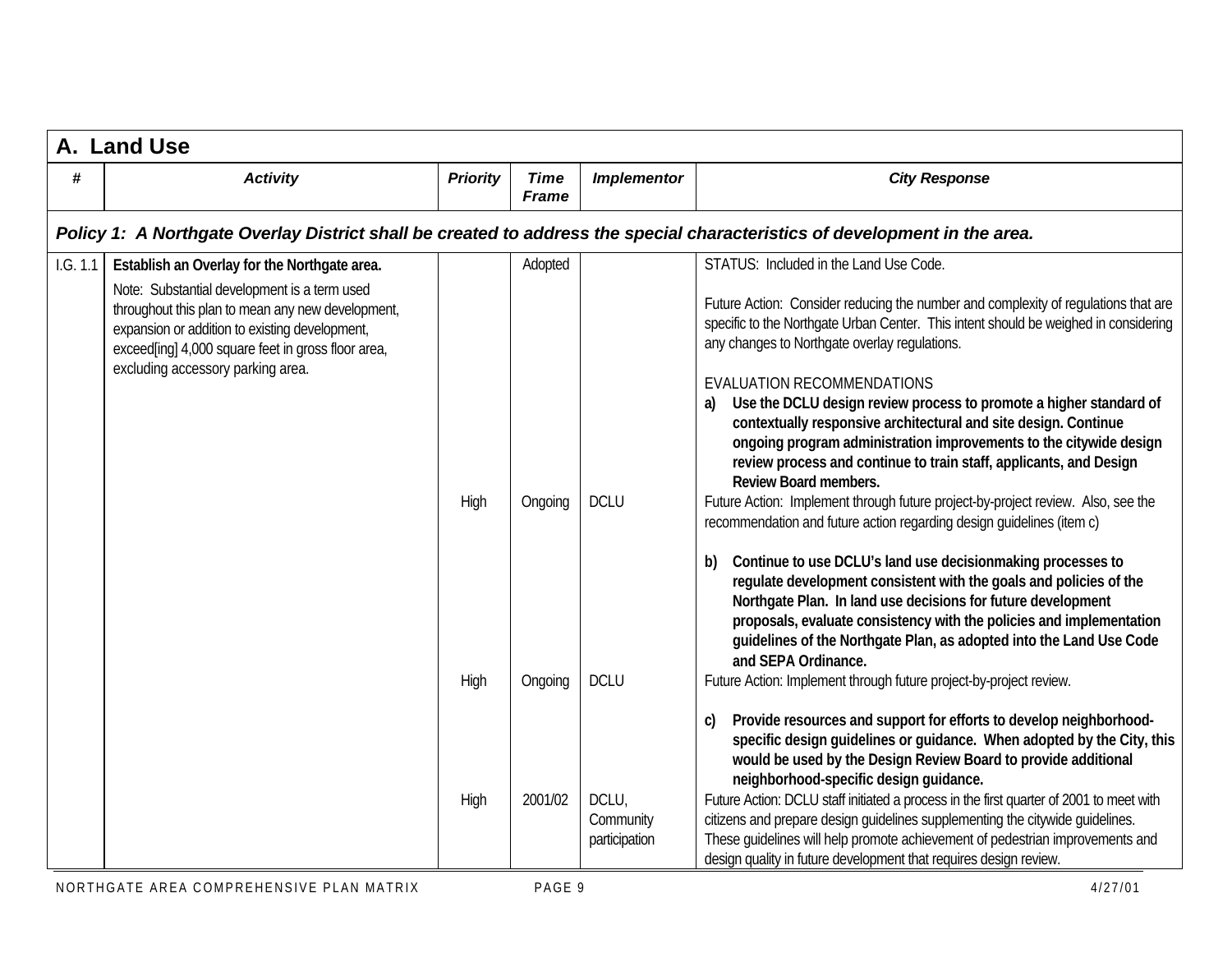## A. Land Use

| # | Activity | Priority | Time Frame | Implementor | City Response |
|---|---|---|---|---|---|
| ***Policy 1: A Northgate Overlay District shall be created to address the special characteristics of development in the area.*** | | | | | |
| I.G. 1.1 | **Establish an Overlay for the Northgate area.**<br><br>Note: Substantial development is a term used throughout this plan to mean any new development, expansion or addition to existing development, exceed[ing] 4,000 square feet in gross floor area, excluding accessory parking area. | | Adopted | | STATUS: Included in the Land Use Code.<br><br>Future Action: Consider reducing the number and complexity of regulations that are specific to the Northgate Urban Center. This intent should be weighed in considering any changes to Northgate overlay regulations.<br><br>EVALUATION RECOMMENDATIONS |
| | | High | Ongoing | DCLU | **a) Use the DCLU design review process to promote a higher standard of contextually responsive architectural and site design. Continue ongoing program administration improvements to the citywide design review process and continue to train staff, applicants, and Design Review Board members.**<br>Future Action: Implement through future project-by-project review. Also, see the recommendation and future action regarding design guidelines (item c) |
| | | High | Ongoing | DCLU | **b) Continue to use DCLU's land use decisionmaking processes to regulate development consistent with the goals and policies of the Northgate Plan. In land use decisions for future development proposals, evaluate consistency with the policies and implementation guidelines of the Northgate Plan, as adopted into the Land Use Code and SEPA Ordinance.**<br>Future Action: Implement through future project-by-project review. |
| | | High | 2001/02 | DCLU, Community participation | **c) Provide resources and support for efforts to develop neighborhood-specific design guidelines or guidance. When adopted by the City, this would be used by the Design Review Board to provide additional neighborhood-specific design guidance.**<br>Future Action: DCLU staff initiated a process in the first quarter of 2001 to meet with citizens and prepare design guidelines supplementing the citywide guidelines. These guidelines will help promote achievement of pedestrian improvements and design quality in future development that requires design review. |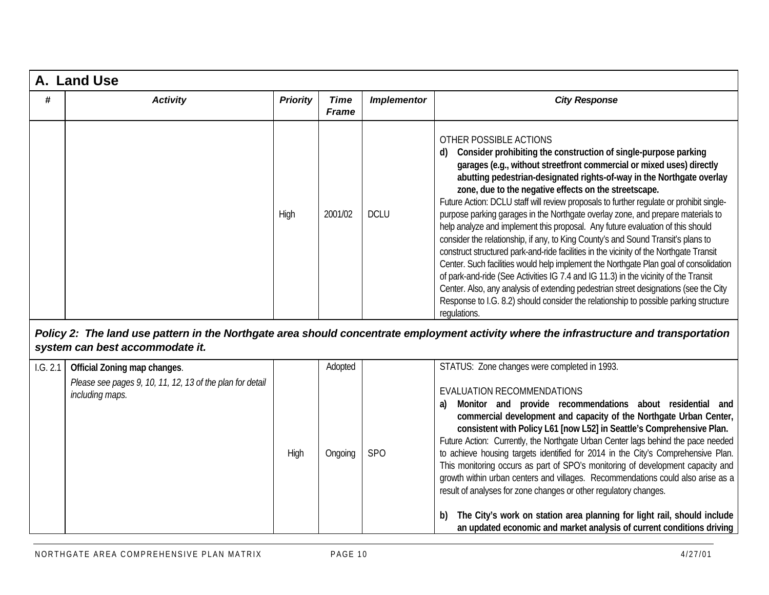## A. Land Use

| # | Activity | Priority | Time Frame | Implementor | City Response |
|---|---|---|---|---|---|
| | | High | 2001/02 | DCLU | OTHER POSSIBLE ACTIONS<br>**d) Consider prohibiting the construction of single-purpose parking garages (e.g., without streetfront commercial or mixed uses) directly abutting pedestrian-designated rights-of-way in the Northgate overlay zone, due to the negative effects on the streetscape.**<br>Future Action: DCLU staff will review proposals to further regulate or prohibit single-purpose parking garages in the Northgate overlay zone, and prepare materials to help analyze and implement this proposal. Any future evaluation of this should consider the relationship, if any, to King County's and Sound Transit's plans to construct structured park-and-ride facilities in the vicinity of the Northgate Transit Center. Such facilities would help implement the Northgate Plan goal of consolidation of park-and-ride (See Activities IG 7.4 and IG 11.3) in the vicinity of the Transit Center. Also, any analysis of extending pedestrian street designations (see the City Response to I.G. 8.2) should consider the relationship to possible parking structure regulations. |
| ***Policy 2: The land use pattern in the Northgate area should concentrate employment activity where the infrastructure and transportation system can best accommodate it.*** | | | | | |
| I.G. 2.1 | **Official Zoning map changes**.<br>*Please see pages 9, 10, 11, 12, 13 of the plan for detail including maps.* | | Adopted | | STATUS: Zone changes were completed in 1993. |
| | | High | Ongoing | SPO | EVALUATION RECOMMENDATIONS<br>**a) Monitor and provide recommendations about residential and commercial development and capacity of the Northgate Urban Center, consistent with Policy L61 [now L52] in Seattle's Comprehensive Plan.**<br>Future Action: Currently, the Northgate Urban Center lags behind the pace needed to achieve housing targets identified for 2014 in the City's Comprehensive Plan. This monitoring occurs as part of SPO's monitoring of development capacity and growth within urban centers and villages. Recommendations could also arise as a result of analyses for zone changes or other regulatory changes.<br><br>**b) The City's work on station area planning for light rail, should include an updated economic and market analysis of current conditions driving** |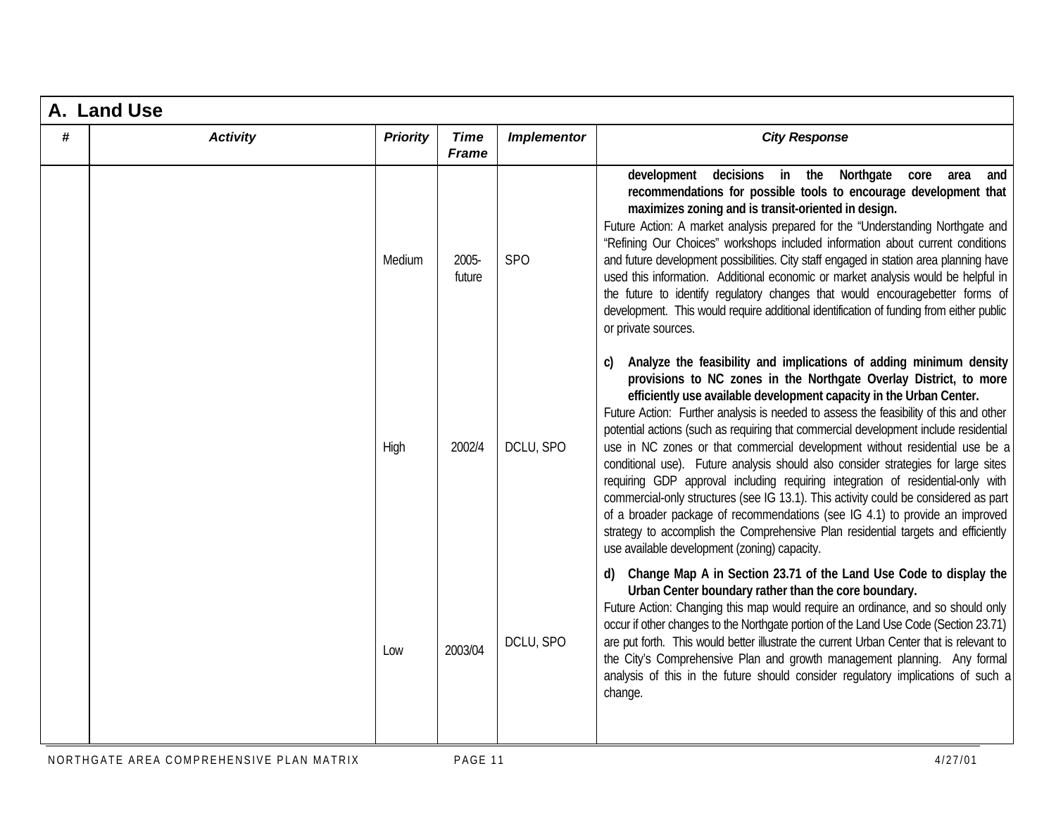## A. Land Use

| # | Activity | Priority | Time Frame | Implementor | City Response |
|---|---|---|---|---|---|
| | | Medium | 2005-future | SPO | **development decisions in the Northgate core area and recommendations for possible tools to encourage development that maximizes zoning and is transit-oriented in design.** Future Action: A market analysis prepared for the "Understanding Northgate and "Refining Our Choices" workshops included information about current conditions and future development possibilities. City staff engaged in station area planning have used this information. Additional economic or market analysis would be helpful in the future to identify regulatory changes that would encouragebetter forms of development. This would require additional identification of funding from either public or private sources. |
| | | High | 2002/4 | DCLU, SPO | **c) Analyze the feasibility and implications of adding minimum density provisions to NC zones in the Northgate Overlay District, to more efficiently use available development capacity in the Urban Center.** Future Action: Further analysis is needed to assess the feasibility of this and other potential actions (such as requiring that commercial development include residential use in NC zones or that commercial development without residential use be a conditional use). Future analysis should also consider strategies for large sites requiring GDP approval including requiring integration of residential-only with commercial-only structures (see IG 13.1). This activity could be considered as part of a broader package of recommendations (see IG 4.1) to provide an improved strategy to accomplish the Comprehensive Plan residential targets and efficiently use available development (zoning) capacity. |
| | | Low | 2003/04 | DCLU, SPO | **d) Change Map A in Section 23.71 of the Land Use Code to display the Urban Center boundary rather than the core boundary.** Future Action: Changing this map would require an ordinance, and so should only occur if other changes to the Northgate portion of the Land Use Code (Section 23.71) are put forth. This would better illustrate the current Urban Center that is relevant to the City's Comprehensive Plan and growth management planning. Any formal analysis of this in the future should consider regulatory implications of such a change. |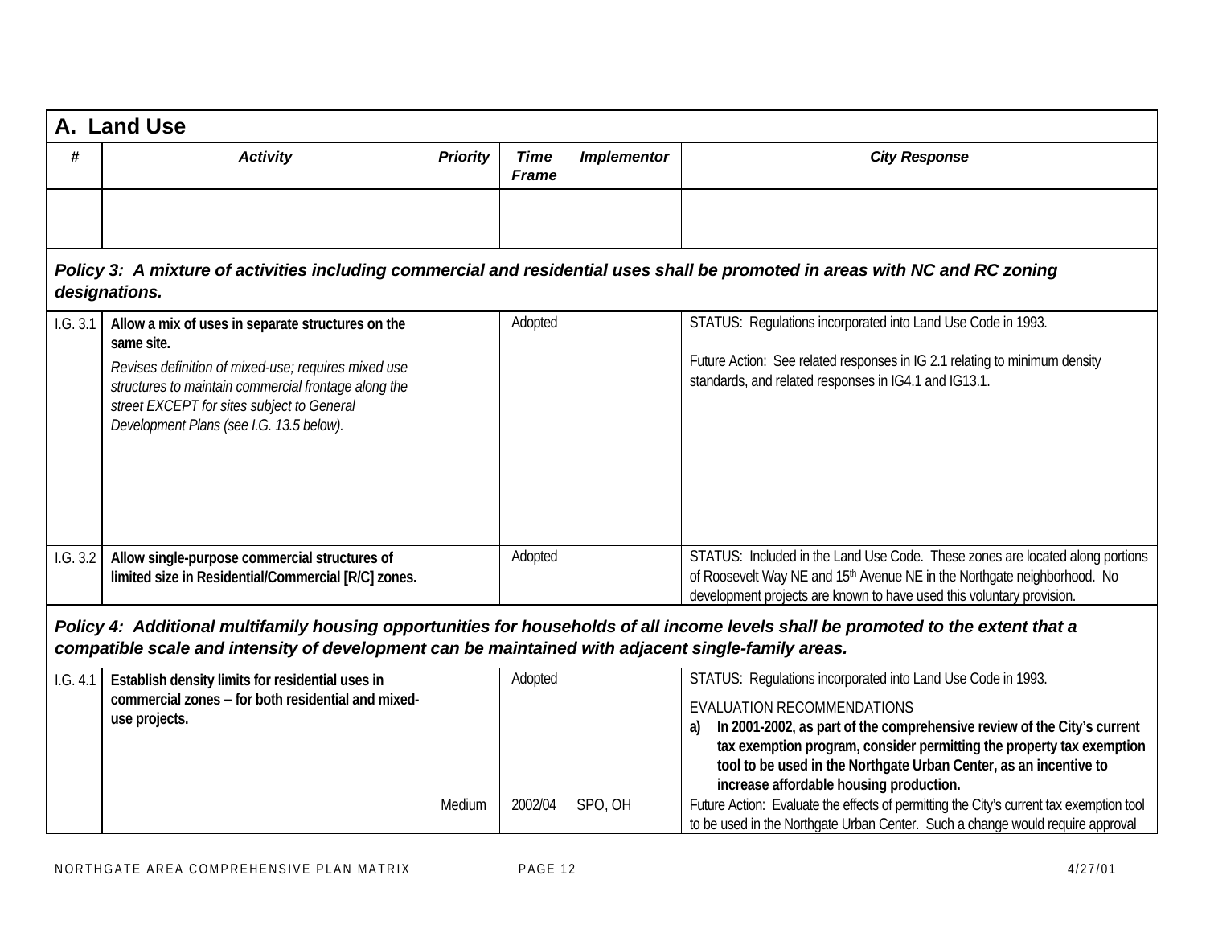## A. Land Use

| # | Activity | Priority | Time Frame | Implementor | City Response |
|---|---|---|---|---|---|
| | | | | | |
| ***Policy 3: A mixture of activities including commercial and residential uses shall be promoted in areas with NC and RC zoning designations.*** | | | | | |
| I.G. 3.1 | **Allow a mix of uses in separate structures on the same site.** *Revises definition of mixed-use; requires mixed use structures to maintain commercial frontage along the street EXCEPT for sites subject to General Development Plans (see I.G. 13.5 below).* | | Adopted | | STATUS: Regulations incorporated into Land Use Code in 1993. Future Action: See related responses in IG 2.1 relating to minimum density standards, and related responses in IG4.1 and IG13.1. |
| I.G. 3.2 | **Allow single-purpose commercial structures of limited size in Residential/Commercial [R/C] zones.** | | Adopted | | STATUS: Included in the Land Use Code. These zones are located along portions of Roosevelt Way NE and 15th Avenue NE in the Northgate neighborhood. No development projects are known to have used this voluntary provision. |
| ***Policy 4: Additional multifamily housing opportunities for households of all income levels shall be promoted to the extent that a compatible scale and intensity of development can be maintained with adjacent single-family areas.*** | | | | | |
| I.G. 4.1 | **Establish density limits for residential uses in commercial zones -- for both residential and mixed-use projects.** | | Adopted | | STATUS: Regulations incorporated into Land Use Code in 1993. EVALUATION RECOMMENDATIONS a) **In 2001-2002, as part of the comprehensive review of the City's current tax exemption program, consider permitting the property tax exemption tool to be used in the Northgate Urban Center, as an incentive to increase affordable housing production.** |
| | | Medium | 2002/04 | SPO, OH | Future Action: Evaluate the effects of permitting the City's current tax exemption tool to be used in the Northgate Urban Center. Such a change would require approval |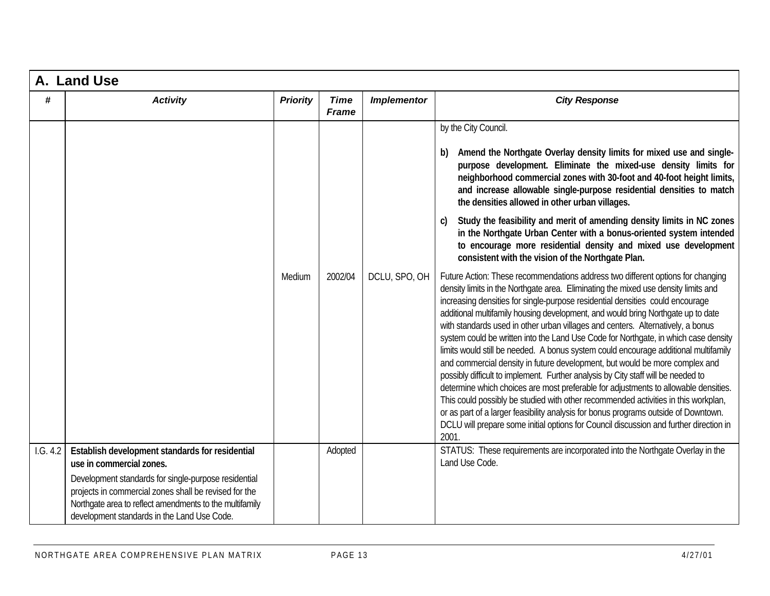## A. Land Use

| # | Activity | Priority | Time Frame | Implementor | City Response |
|---|---|---|---|---|---|
| | | | | | by the City Council.<br><br>**b) Amend the Northgate Overlay density limits for mixed use and single-purpose development. Eliminate the mixed-use density limits for neighborhood commercial zones with 30-foot and 40-foot height limits, and increase allowable single-purpose residential densities to match the densities allowed in other urban villages.**<br><br>**c) Study the feasibility and merit of amending density limits in NC zones in the Northgate Urban Center with a bonus-oriented system intended to encourage more residential density and mixed use development consistent with the vision of the Northgate Plan.** |
| | | Medium | 2002/04 | DCLU, SPO, OH | Future Action: These recommendations address two different options for changing density limits in the Northgate area. Eliminating the mixed use density limits and increasing densities for single-purpose residential densities could encourage additional multifamily housing development, and would bring Northgate up to date with standards used in other urban villages and centers. Alternatively, a bonus system could be written into the Land Use Code for Northgate, in which case density limits would still be needed. A bonus system could encourage additional multifamily and commercial density in future development, but would be more complex and possibly difficult to implement. Further analysis by City staff will be needed to determine which choices are most preferable for adjustments to allowable densities. This could possibly be studied with other recommended activities in this workplan, or as part of a larger feasibility analysis for bonus programs outside of Downtown. DCLU will prepare some initial options for Council discussion and further direction in 2001. |
| I.G. 4.2 | **Establish development standards for residential use in commercial zones.**<br><br>Development standards for single-purpose residential projects in commercial zones shall be revised for the Northgate area to reflect amendments to the multifamily development standards in the Land Use Code. | | Adopted | | STATUS: These requirements are incorporated into the Northgate Overlay in the Land Use Code. |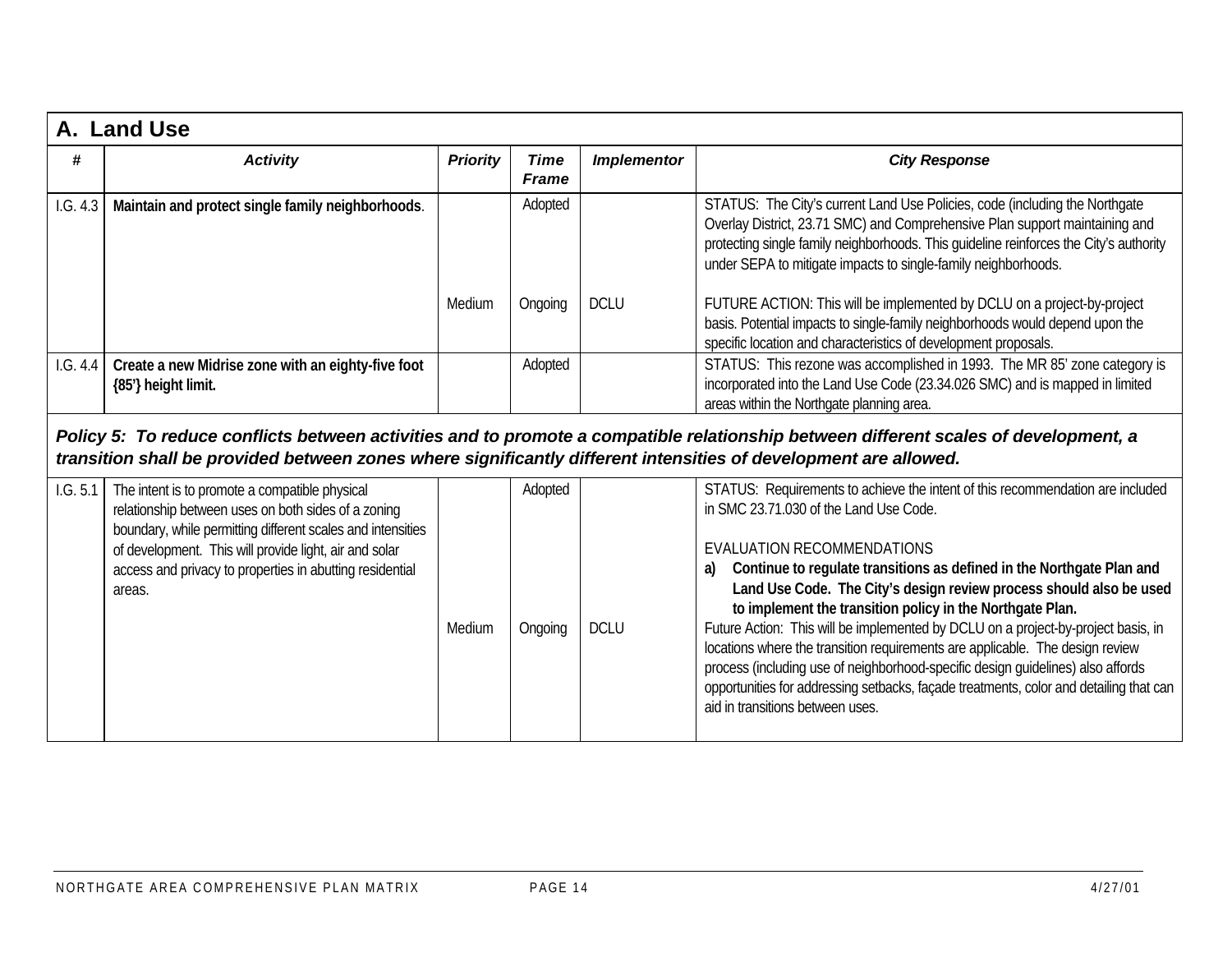## A. Land Use

| # | Activity | Priority | Time Frame | Implementor | City Response |
|---|---|---|---|---|---|
| I.G. 4.3 | **Maintain and protect single family neighborhoods**. | | Adopted | | STATUS: The City's current Land Use Policies, code (including the Northgate Overlay District, 23.71 SMC) and Comprehensive Plan support maintaining and protecting single family neighborhoods. This guideline reinforces the City's authority under SEPA to mitigate impacts to single-family neighborhoods. |
| | | Medium | Ongoing | DCLU | FUTURE ACTION: This will be implemented by DCLU on a project-by-project basis. Potential impacts to single-family neighborhoods would depend upon the specific location and characteristics of development proposals. |
| I.G. 4.4 | **Create a new Midrise zone with an eighty-five foot {85'} height limit.** | | Adopted | | STATUS: This rezone was accomplished in 1993. The MR 85' zone category is incorporated into the Land Use Code (23.34.026 SMC) and is mapped in limited areas within the Northgate planning area. |
| ***Policy 5: To reduce conflicts between activities and to promote a compatible relationship between different scales of development, a transition shall be provided between zones where significantly different intensities of development are allowed.*** | | | | | |
| I.G. 5.1 | The intent is to promote a compatible physical relationship between uses on both sides of a zoning boundary, while permitting different scales and intensities of development. This will provide light, air and solar access and privacy to properties in abutting residential areas. | | Adopted | | STATUS: Requirements to achieve the intent of this recommendation are included in SMC 23.71.030 of the Land Use Code.<br><br>EVALUATION RECOMMENDATIONS<br>a) **Continue to regulate transitions as defined in the Northgate Plan and Land Use Code. The City's design review process should also be used to implement the transition policy in the Northgate Plan.** |
| | | Medium | Ongoing | DCLU | Future Action: This will be implemented by DCLU on a project-by-project basis, in locations where the transition requirements are applicable. The design review process (including use of neighborhood-specific design guidelines) also affords opportunities for addressing setbacks, façade treatments, color and detailing that can aid in transitions between uses. |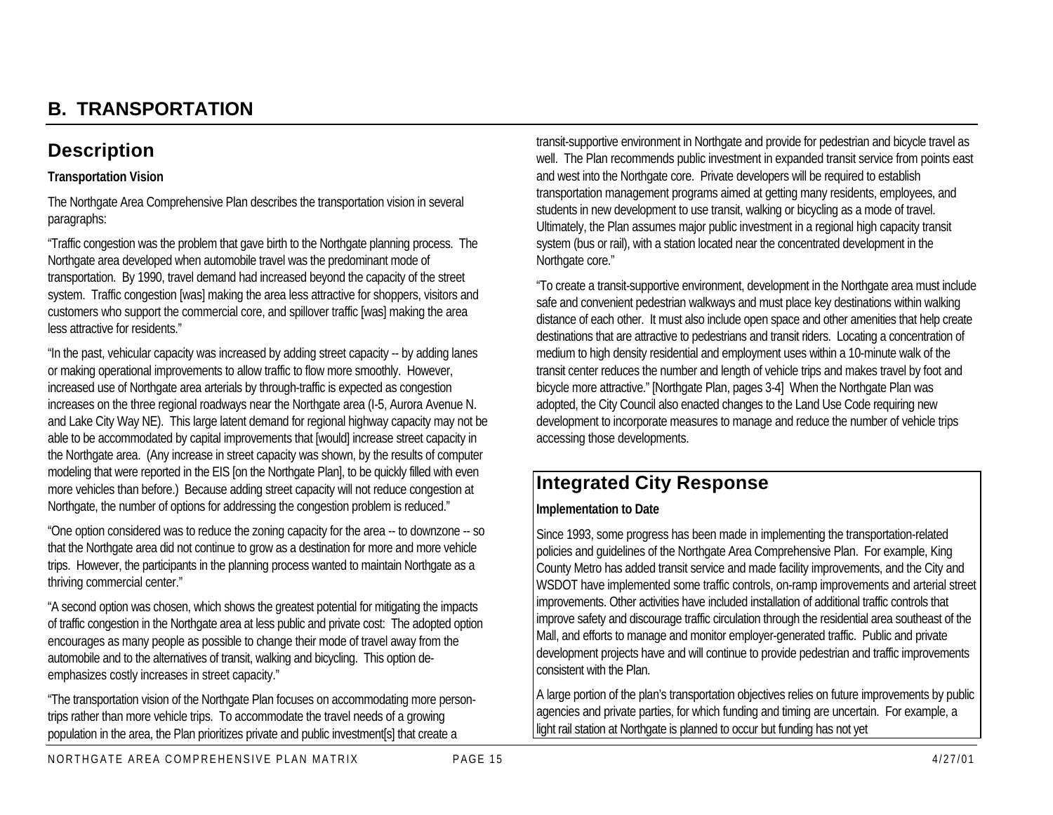# B. TRANSPORTATION

## Description

**Transportation Vision**

The Northgate Area Comprehensive Plan describes the transportation vision in several paragraphs:

"Traffic congestion was the problem that gave birth to the Northgate planning process. The Northgate area developed when automobile travel was the predominant mode of transportation. By 1990, travel demand had increased beyond the capacity of the street system. Traffic congestion [was] making the area less attractive for shoppers, visitors and customers who support the commercial core, and spillover traffic [was] making the area less attractive for residents."

"In the past, vehicular capacity was increased by adding street capacity -- by adding lanes or making operational improvements to allow traffic to flow more smoothly. However, increased use of Northgate area arterials by through-traffic is expected as congestion increases on the three regional roadways near the Northgate area (I-5, Aurora Avenue N. and Lake City Way NE). This large latent demand for regional highway capacity may not be able to be accommodated by capital improvements that [would] increase street capacity in the Northgate area. (Any increase in street capacity was shown, by the results of computer modeling that were reported in the EIS [on the Northgate Plan], to be quickly filled with even more vehicles than before.) Because adding street capacity will not reduce congestion at Northgate, the number of options for addressing the congestion problem is reduced."

"One option considered was to reduce the zoning capacity for the area -- to downzone -- so that the Northgate area did not continue to grow as a destination for more and more vehicle trips. However, the participants in the planning process wanted to maintain Northgate as a thriving commercial center."

"A second option was chosen, which shows the greatest potential for mitigating the impacts of traffic congestion in the Northgate area at less public and private cost: The adopted option encourages as many people as possible to change their mode of travel away from the automobile and to the alternatives of transit, walking and bicycling. This option de-emphasizes costly increases in street capacity."

"The transportation vision of the Northgate Plan focuses on accommodating more person-trips rather than more vehicle trips. To accommodate the travel needs of a growing population in the area, the Plan prioritizes private and public investment[s] that create a transit-supportive environment in Northgate and provide for pedestrian and bicycle travel as well. The Plan recommends public investment in expanded transit service from points east and west into the Northgate core. Private developers will be required to establish transportation management programs aimed at getting many residents, employees, and students in new development to use transit, walking or bicycling as a mode of travel. Ultimately, the Plan assumes major public investment in a regional high capacity transit system (bus or rail), with a station located near the concentrated development in the Northgate core."

"To create a transit-supportive environment, development in the Northgate area must include safe and convenient pedestrian walkways and must place key destinations within walking distance of each other. It must also include open space and other amenities that help create destinations that are attractive to pedestrians and transit riders. Locating a concentration of medium to high density residential and employment uses within a 10-minute walk of the transit center reduces the number and length of vehicle trips and makes travel by foot and bicycle more attractive." [Northgate Plan, pages 3-4] When the Northgate Plan was adopted, the City Council also enacted changes to the Land Use Code requiring new development to incorporate measures to manage and reduce the number of vehicle trips accessing those developments.

## Integrated City Response

**Implementation to Date**

Since 1993, some progress has been made in implementing the transportation-related policies and guidelines of the Northgate Area Comprehensive Plan. For example, King County Metro has added transit service and made facility improvements, and the City and WSDOT have implemented some traffic controls, on-ramp improvements and arterial street improvements. Other activities have included installation of additional traffic controls that improve safety and discourage traffic circulation through the residential area southeast of the Mall, and efforts to manage and monitor employer-generated traffic. Public and private development projects have and will continue to provide pedestrian and traffic improvements consistent with the Plan.

A large portion of the plan's transportation objectives relies on future improvements by public agencies and private parties, for which funding and timing are uncertain. For example, a light rail station at Northgate is planned to occur but funding has not yet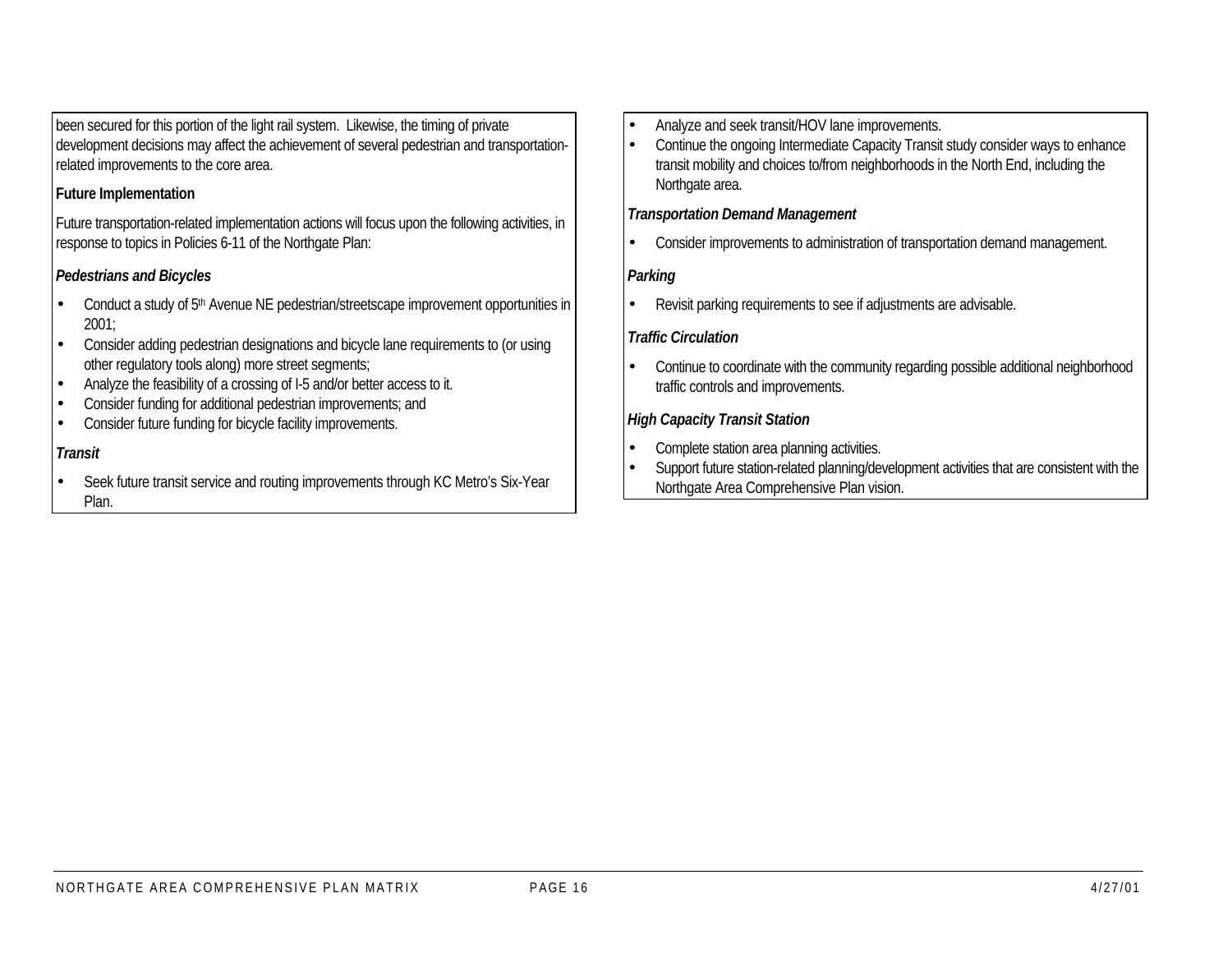been secured for this portion of the light rail system. Likewise, the timing of private development decisions may affect the achievement of several pedestrian and transportation-related improvements to the core area.

**Future Implementation**

Future transportation-related implementation actions will focus upon the following activities, in response to topics in Policies 6-11 of the Northgate Plan:

***Pedestrians and Bicycles***

- Conduct a study of 5th Avenue NE pedestrian/streetscape improvement opportunities in 2001;
- Consider adding pedestrian designations and bicycle lane requirements to (or using other regulatory tools along) more street segments;
- Analyze the feasibility of a crossing of I-5 and/or better access to it.
- Consider funding for additional pedestrian improvements; and
- Consider future funding for bicycle facility improvements.

***Transit***

- Seek future transit service and routing improvements through KC Metro's Six-Year Plan.
- Analyze and seek transit/HOV lane improvements.
- Continue the ongoing Intermediate Capacity Transit study consider ways to enhance transit mobility and choices to/from neighborhoods in the North End, including the Northgate area.

***Transportation Demand Management***

- Consider improvements to administration of transportation demand management.

***Parking***

- Revisit parking requirements to see if adjustments are advisable.

***Traffic Circulation***

- Continue to coordinate with the community regarding possible additional neighborhood traffic controls and improvements.

***High Capacity Transit Station***

- Complete station area planning activities.
- Support future station-related planning/development activities that are consistent with the Northgate Area Comprehensive Plan vision.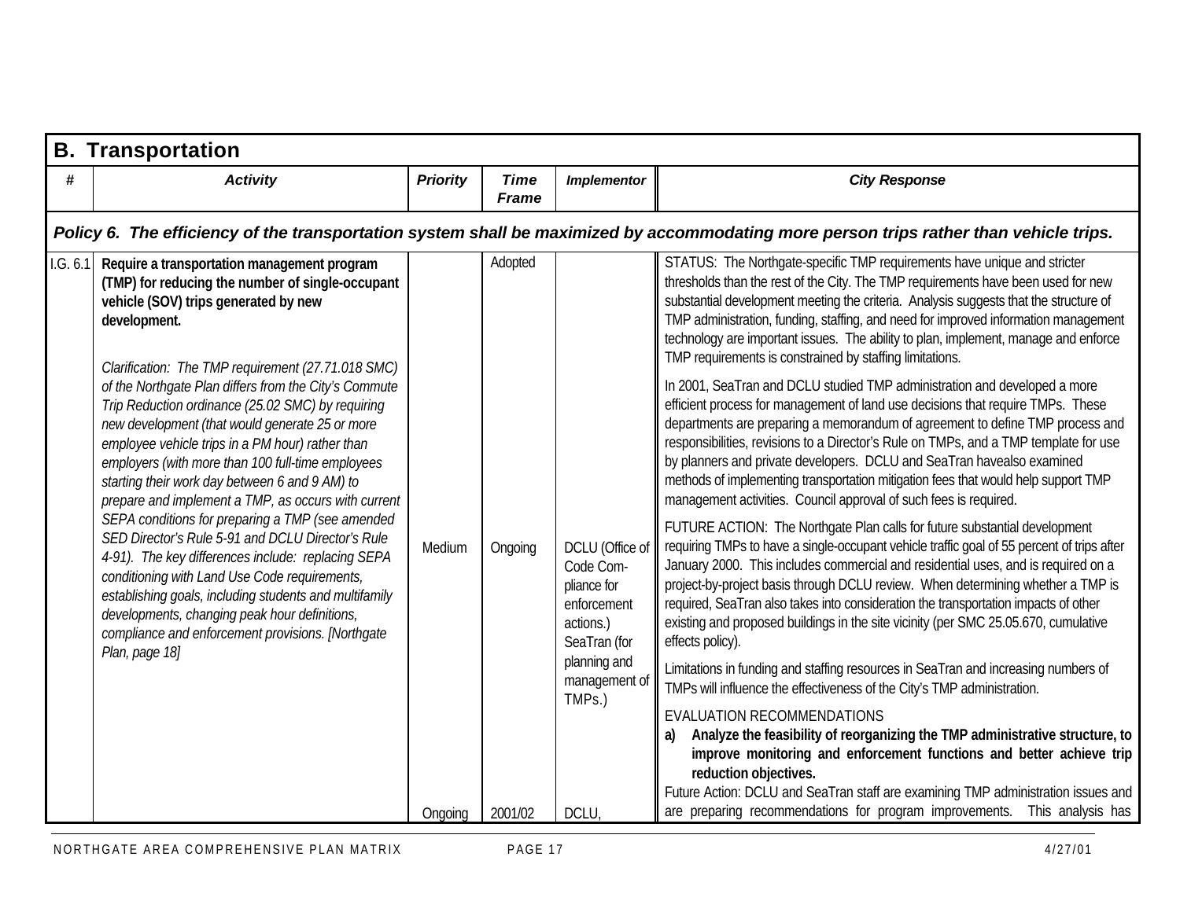## B. Transportation

| # | Activity | Priority | Time Frame | Implementor | City Response |
|---|---|---|---|---|---|
| ***Policy 6. The efficiency of the transportation system shall be maximized by accommodating more person trips rather than vehicle trips.*** | | | | | |
| I.G. 6.1 | **Require a transportation management program (TMP) for reducing the number of single-occupant vehicle (SOV) trips generated by new development.**<br><br>*Clarification: The TMP requirement (27.71.018 SMC) of the Northgate Plan differs from the City's Commute Trip Reduction ordinance (25.02 SMC) by requiring new development (that would generate 25 or more employee vehicle trips in a PM hour) rather than employers (with more than 100 full-time employees starting their work day between 6 and 9 AM) to prepare and implement a TMP, as occurs with current SEPA conditions for preparing a TMP (see amended SED Director's Rule 5-91 and DCLU Director's Rule 4-91). The key differences include: replacing SEPA conditioning with Land Use Code requirements, establishing goals, including students and multifamily developments, changing peak hour definitions, compliance and enforcement provisions. [Northgate Plan, page 18]* | Medium<br><br>Ongoing | Adopted<br><br>Ongoing<br><br>2001/02 | DCLU (Office of Code Compliance for enforcement actions.) SeaTran (for planning and management of TMPs.)<br><br>DCLU, | STATUS: The Northgate-specific TMP requirements have unique and stricter thresholds than the rest of the City. The TMP requirements have been used for new substantial development meeting the criteria. Analysis suggests that the structure of TMP administration, funding, staffing, and need for improved information management technology are important issues. The ability to plan, implement, manage and enforce TMP requirements is constrained by staffing limitations.<br><br>In 2001, SeaTran and DCLU studied TMP administration and developed a more efficient process for management of land use decisions that require TMPs. These departments are preparing a memorandum of agreement to define TMP process and responsibilities, revisions to a Director's Rule on TMPs, and a TMP template for use by planners and private developers. DCLU and SeaTran havealso examined methods of implementing transportation mitigation fees that would help support TMP management activities. Council approval of such fees is required.<br><br>FUTURE ACTION: The Northgate Plan calls for future substantial development requiring TMPs to have a single-occupant vehicle traffic goal of 55 percent of trips after January 2000. This includes commercial and residential uses, and is required on a project-by-project basis through DCLU review. When determining whether a TMP is required, SeaTran also takes into consideration the transportation impacts of other existing and proposed buildings in the site vicinity (per SMC 25.05.670, cumulative effects policy).<br><br>Limitations in funding and staffing resources in SeaTran and increasing numbers of TMPs will influence the effectiveness of the City's TMP administration.<br><br>EVALUATION RECOMMENDATIONS<br>**a) Analyze the feasibility of reorganizing the TMP administrative structure, to improve monitoring and enforcement functions and better achieve trip reduction objectives.**<br>Future Action: DCLU and SeaTran staff are examining TMP administration issues and are preparing recommendations for program improvements. This analysis has |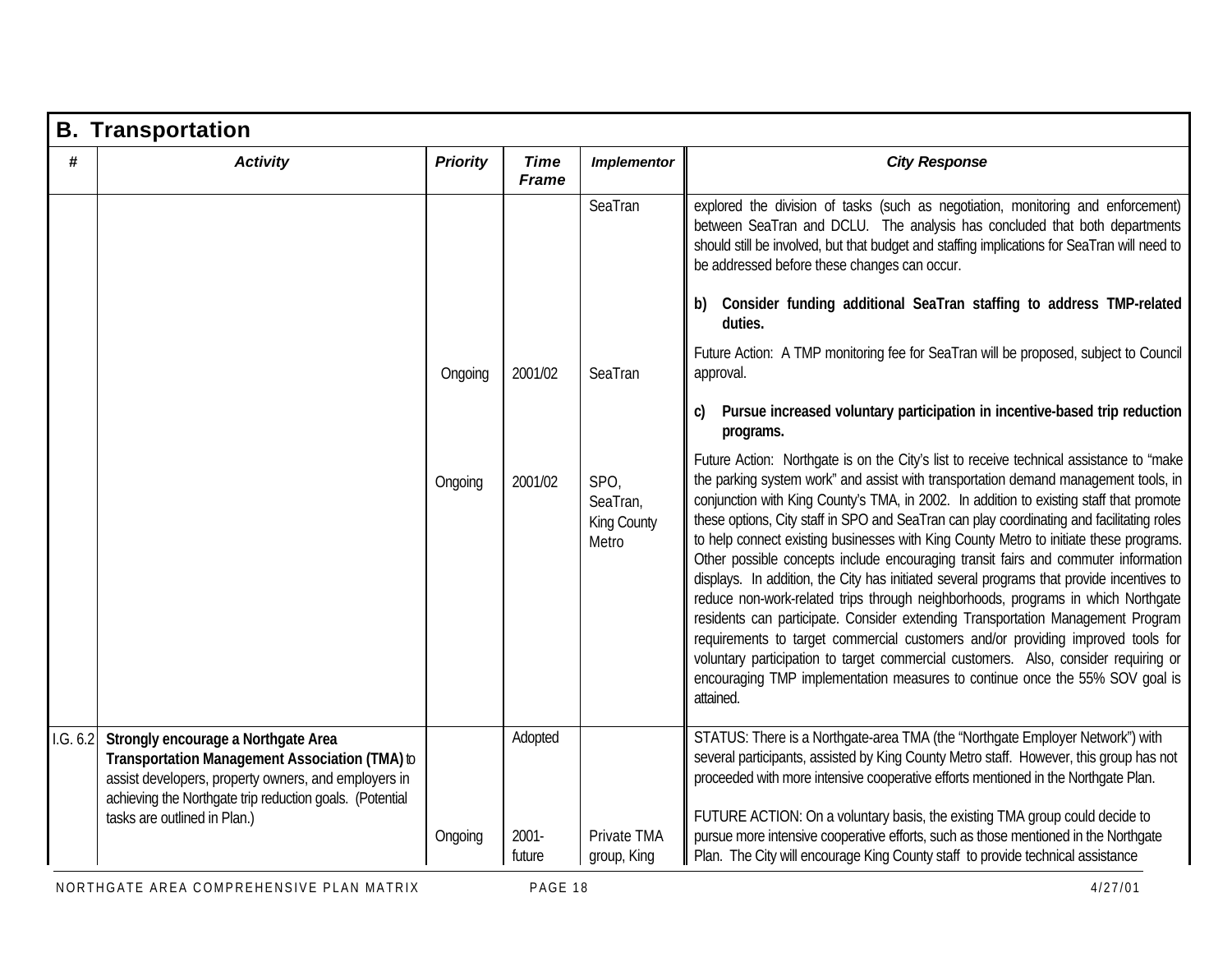## B. Transportation

| # | Activity | Priority | Time Frame | Implementor | City Response |
|---|---|---|---|---|---|
| | | | | SeaTran | explored the division of tasks (such as negotiation, monitoring and enforcement) between SeaTran and DCLU. The analysis has concluded that both departments should still be involved, but that budget and staffing implications for SeaTran will need to be addressed before these changes can occur. |
| | | | | | **b) Consider funding additional SeaTran staffing to address TMP-related duties.** |
| | | Ongoing | 2001/02 | SeaTran | Future Action: A TMP monitoring fee for SeaTran will be proposed, subject to Council approval. |
| | | | | | **c) Pursue increased voluntary participation in incentive-based trip reduction programs.** |
| | | Ongoing | 2001/02 | SPO, SeaTran, King County Metro | Future Action: Northgate is on the City's list to receive technical assistance to "make the parking system work" and assist with transportation demand management tools, in conjunction with King County's TMA, in 2002. In addition to existing staff that promote these options, City staff in SPO and SeaTran can play coordinating and facilitating roles to help connect existing businesses with King County Metro to initiate these programs. Other possible concepts include encouraging transit fairs and commuter information displays. In addition, the City has initiated several programs that provide incentives to reduce non-work-related trips through neighborhoods, programs in which Northgate residents can participate. Consider extending Transportation Management Program requirements to target commercial customers and/or providing improved tools for voluntary participation to target commercial customers. Also, consider requiring or encouraging TMP implementation measures to continue once the 55% SOV goal is attained. |
| I.G. 6.2 | **Strongly encourage a Northgate Area Transportation Management Association (TMA)** to assist developers, property owners, and employers in achieving the Northgate trip reduction goals. (Potential tasks are outlined in Plan.) | | Adopted | | STATUS: There is a Northgate-area TMA (the "Northgate Employer Network") with several participants, assisted by King County Metro staff. However, this group has not proceeded with more intensive cooperative efforts mentioned in the Northgate Plan. |
| | | Ongoing | 2001-future | Private TMA group, King | FUTURE ACTION: On a voluntary basis, the existing TMA group could decide to pursue more intensive cooperative efforts, such as those mentioned in the Northgate Plan. The City will encourage King County staff to provide technical assistance |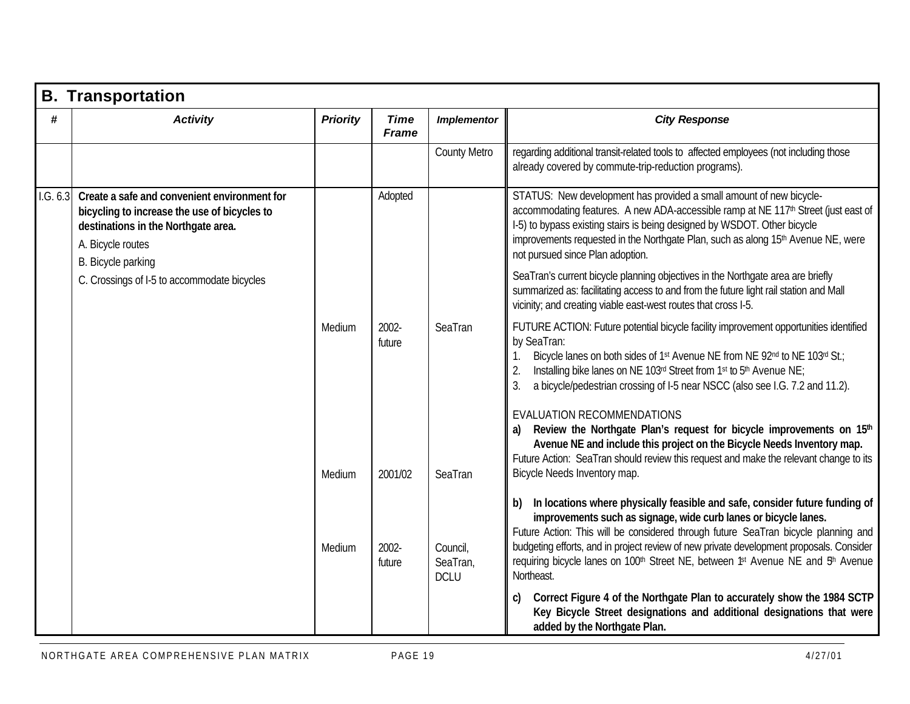## B. Transportation

| # | Activity | Priority | Time Frame | Implementor | City Response |
|---|---|---|---|---|---|
| | | | | County Metro | regarding additional transit-related tools to affected employees (not including those already covered by commute-trip-reduction programs). |
| I.G. 6.3 | **Create a safe and convenient environment for bicycling to increase the use of bicycles to destinations in the Northgate area.**<br>A. Bicycle routes<br>B. Bicycle parking<br>C. Crossings of I-5 to accommodate bicycles | | Adopted | | STATUS: New development has provided a small amount of new bicycle-accommodating features. A new ADA-accessible ramp at NE 117th Street (just east of I-5) to bypass existing stairs is being designed by WSDOT. Other bicycle improvements requested in the Northgate Plan, such as along 15th Avenue NE, were not pursued since Plan adoption.<br><br>SeaTran's current bicycle planning objectives in the Northgate area are briefly summarized as: facilitating access to and from the future light rail station and Mall vicinity; and creating viable east-west routes that cross I-5. |
| | | Medium | 2002-future | SeaTran | FUTURE ACTION: Future potential bicycle facility improvement opportunities identified by SeaTran:<br>1. Bicycle lanes on both sides of 1st Avenue NE from NE 92nd to NE 103rd St.;<br>2. Installing bike lanes on NE 103rd Street from 1st to 5th Avenue NE;<br>3. a bicycle/pedestrian crossing of I-5 near NSCC (also see I.G. 7.2 and 11.2).<br><br>EVALUATION RECOMMENDATIONS<br>a) **Review the Northgate Plan's request for bicycle improvements on 15th Avenue NE and include this project on the Bicycle Needs Inventory map.**<br>Future Action: SeaTran should review this request and make the relevant change to its Bicycle Needs Inventory map. |
| | | Medium | 2001/02 | SeaTran | |
| | | Medium | 2002-future | Council, SeaTran, DCLU | b) **In locations where physically feasible and safe, consider future funding of improvements such as signage, wide curb lanes or bicycle lanes.**<br>Future Action: This will be considered through future SeaTran bicycle planning and budgeting efforts, and in project review of new private development proposals. Consider requiring bicycle lanes on 100th Street NE, between 1st Avenue NE and 5th Avenue Northeast.<br><br>c) **Correct Figure 4 of the Northgate Plan to accurately show the 1984 SCTP Key Bicycle Street designations and additional designations that were added by the Northgate Plan.** |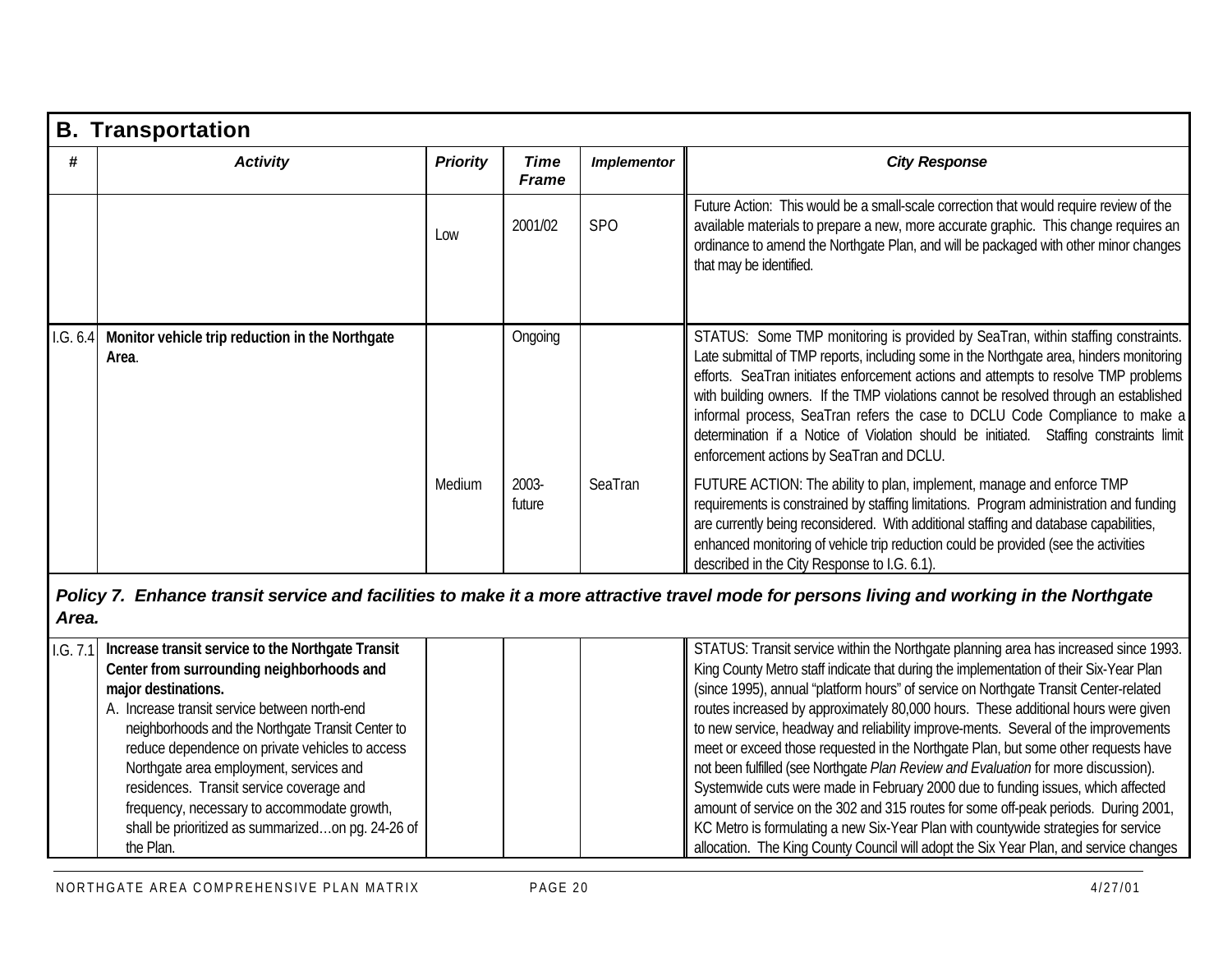## B. Transportation

| # | Activity | Priority | Time Frame | Implementor | City Response |
|---|---|---|---|---|---|
| | | Low | 2001/02 | SPO | Future Action: This would be a small-scale correction that would require review of the available materials to prepare a new, more accurate graphic. This change requires an ordinance to amend the Northgate Plan, and will be packaged with other minor changes that may be identified. |
| I.G. 6.4 | **Monitor vehicle trip reduction in the Northgate Area**. | | Ongoing | | STATUS: Some TMP monitoring is provided by SeaTran, within staffing constraints. Late submittal of TMP reports, including some in the Northgate area, hinders monitoring efforts. SeaTran initiates enforcement actions and attempts to resolve TMP problems with building owners. If the TMP violations cannot be resolved through an established informal process, SeaTran refers the case to DCLU Code Compliance to make a determination if a Notice of Violation should be initiated. Staffing constraints limit enforcement actions by SeaTran and DCLU. |
| | | Medium | 2003-future | SeaTran | FUTURE ACTION: The ability to plan, implement, manage and enforce TMP requirements is constrained by staffing limitations. Program administration and funding are currently being reconsidered. With additional staffing and database capabilities, enhanced monitoring of vehicle trip reduction could be provided (see the activities described in the City Response to I.G. 6.1). |

***Policy 7. Enhance transit service and facilities to make it a more attractive travel mode for persons living and working in the Northgate Area.***

| # | Activity | Priority | Time Frame | Implementor | City Response |
|---|---|---|---|---|---|
| I.G. 7.1 | **Increase transit service to the Northgate Transit Center from surrounding neighborhoods and major destinations.** A. Increase transit service between north-end neighborhoods and the Northgate Transit Center to reduce dependence on private vehicles to access Northgate area employment, services and residences. Transit service coverage and frequency, necessary to accommodate growth, shall be prioritized as summarized…on pg. 24-26 of the Plan. | | | | STATUS: Transit service within the Northgate planning area has increased since 1993. King County Metro staff indicate that during the implementation of their Six-Year Plan (since 1995), annual "platform hours" of service on Northgate Transit Center-related routes increased by approximately 80,000 hours. These additional hours were given to new service, headway and reliability improve-ments. Several of the improvements meet or exceed those requested in the Northgate Plan, but some other requests have not been fulfilled (see Northgate *Plan Review and Evaluation* for more discussion). Systemwide cuts were made in February 2000 due to funding issues, which affected amount of service on the 302 and 315 routes for some off-peak periods. During 2001, KC Metro is formulating a new Six-Year Plan with countywide strategies for service allocation. The King County Council will adopt the Six Year Plan, and service changes |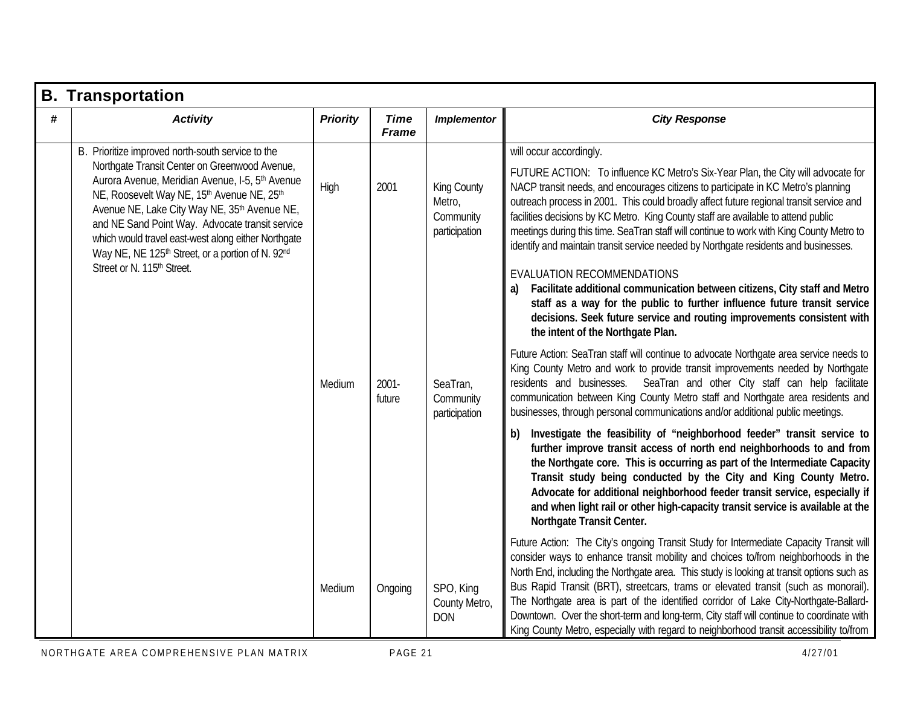## B. Transportation

| # | *Activity* | *Priority* | *Time Frame* | *Implementor* | *City Response* |
|---|---|---|---|---|---|
| | B. Prioritize improved north-south service to the Northgate Transit Center on Greenwood Avenue, Aurora Avenue, Meridian Avenue, I-5, 5th Avenue NE, Roosevelt Way NE, 15th Avenue NE, 25th Avenue NE, Lake City Way NE, 35th Avenue NE, and NE Sand Point Way. Advocate transit service which would travel east-west along either Northgate Way NE, NE 125th Street, or a portion of N. 92nd Street or N. 115th Street. | High | 2001 | King County Metro, Community participation | will occur accordingly.<br><br>FUTURE ACTION: To influence KC Metro's Six-Year Plan, the City will advocate for NACP transit needs, and encourages citizens to participate in KC Metro's planning outreach process in 2001. This could broadly affect future regional transit service and facilities decisions by KC Metro. King County staff are available to attend public meetings during this time. SeaTran staff will continue to work with King County Metro to identify and maintain transit service needed by Northgate residents and businesses.<br><br>EVALUATION RECOMMENDATIONS<br>**a) Facilitate additional communication between citizens, City staff and Metro staff as a way for the public to further influence future transit service decisions. Seek future service and routing improvements consistent with the intent of the Northgate Plan.** |
| | | Medium | 2001-future | SeaTran, Community participation | Future Action: SeaTran staff will continue to advocate Northgate area service needs to King County Metro and work to provide transit improvements needed by Northgate residents and businesses. SeaTran and other City staff can help facilitate communication between King County Metro staff and Northgate area residents and businesses, through personal communications and/or additional public meetings.<br><br>**b) Investigate the feasibility of "neighborhood feeder" transit service to further improve transit access of north end neighborhoods to and from the Northgate core. This is occurring as part of the Intermediate Capacity Transit study being conducted by the City and King County Metro. Advocate for additional neighborhood feeder transit service, especially if and when light rail or other high-capacity transit service is available at the Northgate Transit Center.** |
| | | Medium | Ongoing | SPO, King County Metro, DON | Future Action: The City's ongoing Transit Study for Intermediate Capacity Transit will consider ways to enhance transit mobility and choices to/from neighborhoods in the North End, including the Northgate area. This study is looking at transit options such as Bus Rapid Transit (BRT), streetcars, trams or elevated transit (such as monorail). The Northgate area is part of the identified corridor of Lake City-Northgate-Ballard-Downtown. Over the short-term and long-term, City staff will continue to coordinate with King County Metro, especially with regard to neighborhood transit accessibility to/from |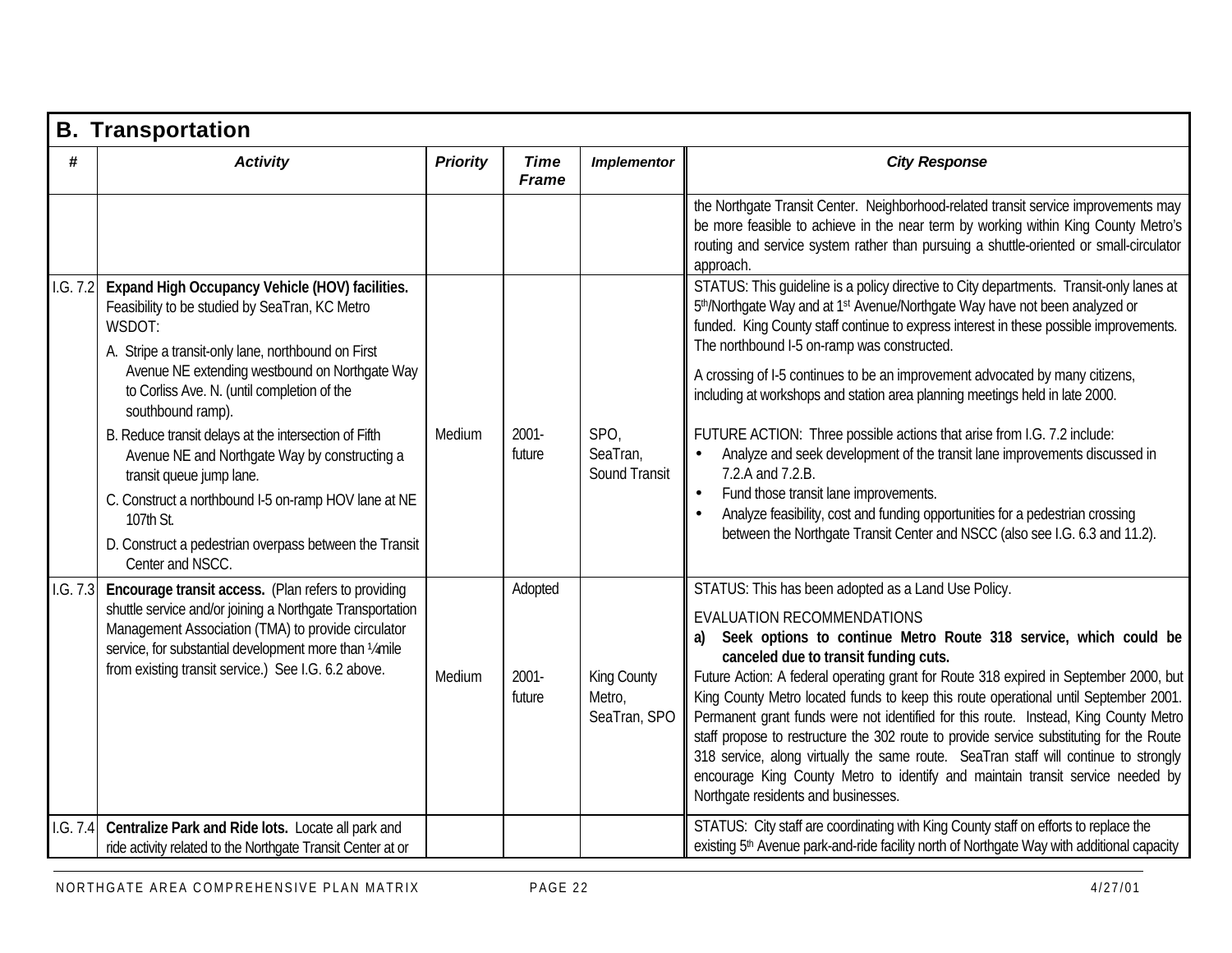## B. Transportation

| # | Activity | Priority | Time Frame | Implementor | City Response |
|---|---|---|---|---|---|
| | | | | | the Northgate Transit Center. Neighborhood-related transit service improvements may be more feasible to achieve in the near term by working within King County Metro's routing and service system rather than pursuing a shuttle-oriented or small-circulator approach. |
| I.G. 7.2 | **Expand High Occupancy Vehicle (HOV) facilities.** Feasibility to be studied by SeaTran, KC Metro WSDOT:<br>A. Stripe a transit-only lane, northbound on First Avenue NE extending westbound on Northgate Way to Corliss Ave. N. (until completion of the southbound ramp).<br>B. Reduce transit delays at the intersection of Fifth Avenue NE and Northgate Way by constructing a transit queue jump lane.<br>C. Construct a northbound I-5 on-ramp HOV lane at NE 107th St.<br>D. Construct a pedestrian overpass between the Transit Center and NSCC. | Medium | 2001-future | SPO, SeaTran, Sound Transit | STATUS: This guideline is a policy directive to City departments. Transit-only lanes at 5th/Northgate Way and at 1st Avenue/Northgate Way have not been analyzed or funded. King County staff continue to express interest in these possible improvements. The northbound I-5 on-ramp was constructed.<br>A crossing of I-5 continues to be an improvement advocated by many citizens, including at workshops and station area planning meetings held in late 2000.<br>FUTURE ACTION: Three possible actions that arise from I.G. 7.2 include:<br>• Analyze and seek development of the transit lane improvements discussed in 7.2.A and 7.2.B.<br>• Fund those transit lane improvements.<br>• Analyze feasibility, cost and funding opportunities for a pedestrian crossing between the Northgate Transit Center and NSCC (also see I.G. 6.3 and 11.2). |
| I.G. 7.3 | **Encourage transit access.** (Plan refers to providing shuttle service and/or joining a Northgate Transportation Management Association (TMA) to provide circulator service, for substantial development more than ¼mile from existing transit service.) See I.G. 6.2 above. | Medium | Adopted<br><br>2001-future | King County Metro, SeaTran, SPO | STATUS: This has been adopted as a Land Use Policy.<br>EVALUATION RECOMMENDATIONS<br>a) **Seek options to continue Metro Route 318 service, which could be canceled due to transit funding cuts.**<br>Future Action: A federal operating grant for Route 318 expired in September 2000, but King County Metro located funds to keep this route operational until September 2001. Permanent grant funds were not identified for this route. Instead, King County Metro staff propose to restructure the 302 route to provide service substituting for the Route 318 service, along virtually the same route. SeaTran staff will continue to strongly encourage King County Metro to identify and maintain transit service needed by Northgate residents and businesses. |
| I.G. 7.4 | **Centralize Park and Ride lots.** Locate all park and ride activity related to the Northgate Transit Center at or | | | | STATUS: City staff are coordinating with King County staff on efforts to replace the existing 5th Avenue park-and-ride facility north of Northgate Way with additional capacity |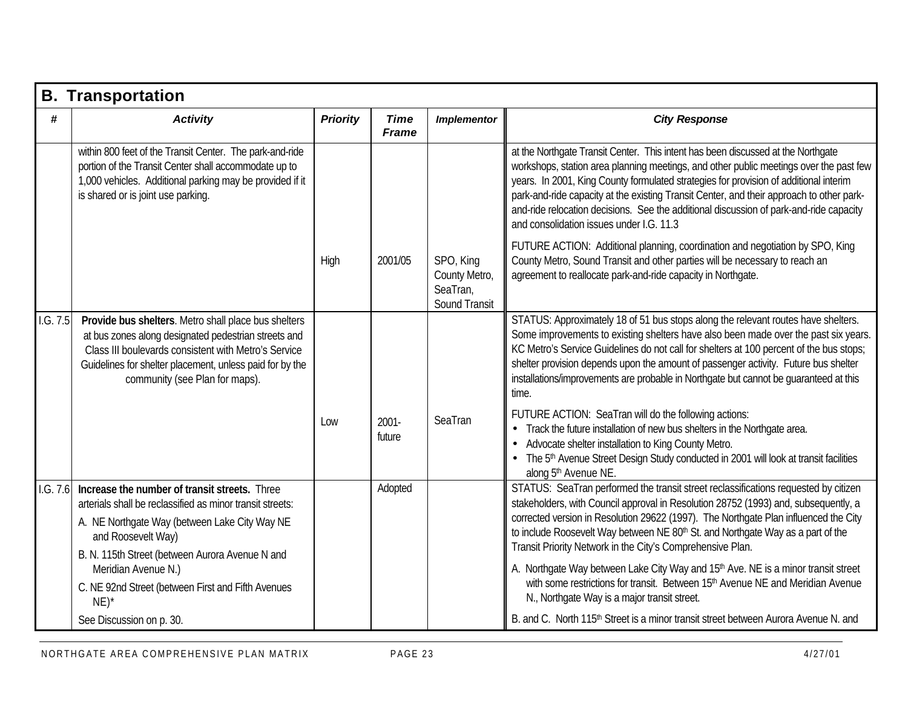## B. Transportation

| # | Activity | Priority | Time Frame | Implementor | City Response |
|---|---|---|---|---|---|
| | within 800 feet of the Transit Center. The park-and-ride portion of the Transit Center shall accommodate up to 1,000 vehicles. Additional parking may be provided if it is shared or is joint use parking. | High | 2001/05 | SPO, King County Metro, SeaTran, Sound Transit | at the Northgate Transit Center. This intent has been discussed at the Northgate workshops, station area planning meetings, and other public meetings over the past few years. In 2001, King County formulated strategies for provision of additional interim park-and-ride capacity at the existing Transit Center, and their approach to other park-and-ride relocation decisions. See the additional discussion of park-and-ride capacity and consolidation issues under I.G. 11.3<br><br>FUTURE ACTION: Additional planning, coordination and negotiation by SPO, King County Metro, Sound Transit and other parties will be necessary to reach an agreement to reallocate park-and-ride capacity in Northgate. |
| I.G. 7.5 | **Provide bus shelters**. Metro shall place bus shelters at bus zones along designated pedestrian streets and Class III boulevards consistent with Metro's Service Guidelines for shelter placement, unless paid for by the community (see Plan for maps). | Low | 2001-future | SeaTran | STATUS: Approximately 18 of 51 bus stops along the relevant routes have shelters. Some improvements to existing shelters have also been made over the past six years. KC Metro's Service Guidelines do not call for shelters at 100 percent of the bus stops; shelter provision depends upon the amount of passenger activity. Future bus shelter installations/improvements are probable in Northgate but cannot be guaranteed at this time.<br><br>FUTURE ACTION: SeaTran will do the following actions:<br>• Track the future installation of new bus shelters in the Northgate area.<br>• Advocate shelter installation to King County Metro.<br>• The 5th Avenue Street Design Study conducted in 2001 will look at transit facilities along 5th Avenue NE. |
| I.G. 7.6 | **Increase the number of transit streets.** Three arterials shall be reclassified as minor transit streets:<br>A. NE Northgate Way (between Lake City Way NE and Roosevelt Way)<br>B. N. 115th Street (between Aurora Avenue N and Meridian Avenue N.)<br>C. NE 92nd Street (between First and Fifth Avenues NE)*<br>See Discussion on p. 30. | | Adopted | | STATUS: SeaTran performed the transit street reclassifications requested by citizen stakeholders, with Council approval in Resolution 28752 (1993) and, subsequently, a corrected version in Resolution 29622 (1997). The Northgate Plan influenced the City to include Roosevelt Way between NE 80th St. and Northgate Way as a part of the Transit Priority Network in the City's Comprehensive Plan.<br><br>A. Northgate Way between Lake City Way and 15th Ave. NE is a minor transit street with some restrictions for transit. Between 15th Avenue NE and Meridian Avenue N., Northgate Way is a major transit street.<br><br>B. and C. North 115th Street is a minor transit street between Aurora Avenue N. and |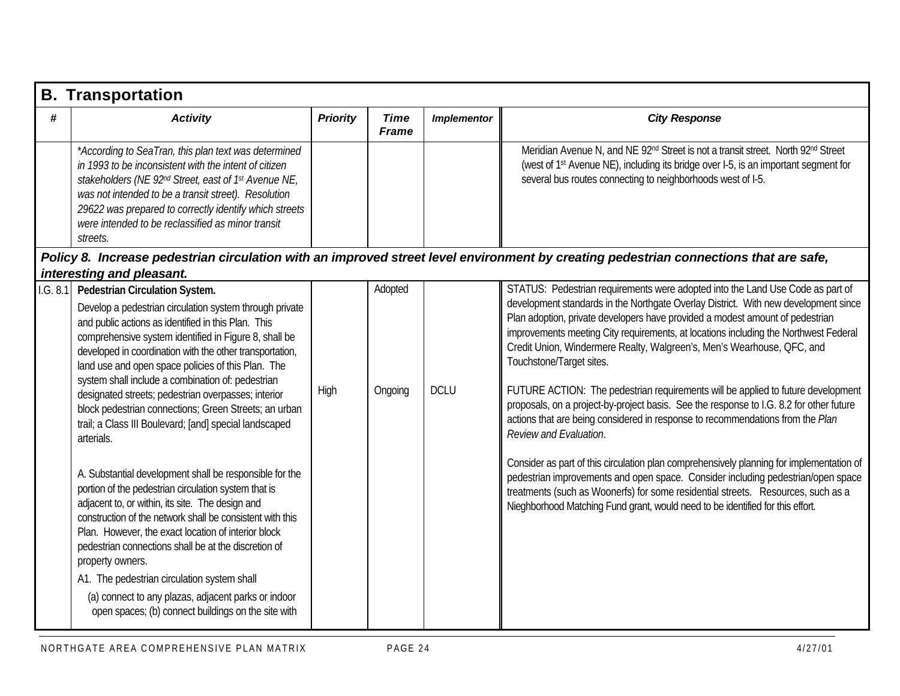## B. Transportation

| # | Activity | Priority | Time Frame | Implementor | City Response |
|---|---|---|---|---|---|
| | *\*According to SeaTran, this plan text was determined in 1993 to be inconsistent with the intent of citizen stakeholders (NE 92nd Street, east of 1st Avenue NE, was not intended to be a transit street). Resolution 29622 was prepared to correctly identify which streets were intended to be reclassified as minor transit streets.* | | | | Meridian Avenue N, and NE 92nd Street is not a transit street. North 92nd Street (west of 1st Avenue NE), including its bridge over I-5, is an important segment for several bus routes connecting to neighborhoods west of I-5. |
| ***Policy 8. Increase pedestrian circulation with an improved street level environment by creating pedestrian connections that are safe, interesting and pleasant.*** | | | | | |
| I.G. 8.1 | **Pedestrian Circulation System.**<br><br>Develop a pedestrian circulation system through private and public actions as identified in this Plan. This comprehensive system identified in Figure 8, shall be developed in coordination with the other transportation, land use and open space policies of this Plan. The system shall include a combination of: pedestrian designated streets; pedestrian overpasses; interior block pedestrian connections; Green Streets; an urban trail; a Class III Boulevard; [and] special landscaped arterials.<br><br>A. Substantial development shall be responsible for the portion of the pedestrian circulation system that is adjacent to, or within, its site. The design and construction of the network shall be consistent with this Plan. However, the exact location of interior block pedestrian connections shall be at the discretion of property owners.<br><br>A1. The pedestrian circulation system shall<br><br>(a) connect to any plazas, adjacent parks or indoor open spaces; (b) connect buildings on the site with | High | Adopted<br><br>Ongoing | DCLU | STATUS: Pedestrian requirements were adopted into the Land Use Code as part of development standards in the Northgate Overlay District. With new development since Plan adoption, private developers have provided a modest amount of pedestrian improvements meeting City requirements, at locations including the Northwest Federal Credit Union, Windermere Realty, Walgreen's, Men's Wearhouse, QFC, and Touchstone/Target sites.<br><br>FUTURE ACTION: The pedestrian requirements will be applied to future development proposals, on a project-by-project basis. See the response to I.G. 8.2 for other future actions that are being considered in response to recommendations from the *Plan Review and Evaluation*.<br><br>Consider as part of this circulation plan comprehensively planning for implementation of pedestrian improvements and open space. Consider including pedestrian/open space treatments (such as Woonerfs) for some residential streets. Resources, such as a Nieghborhood Matching Fund grant, would need to be identified for this effort. |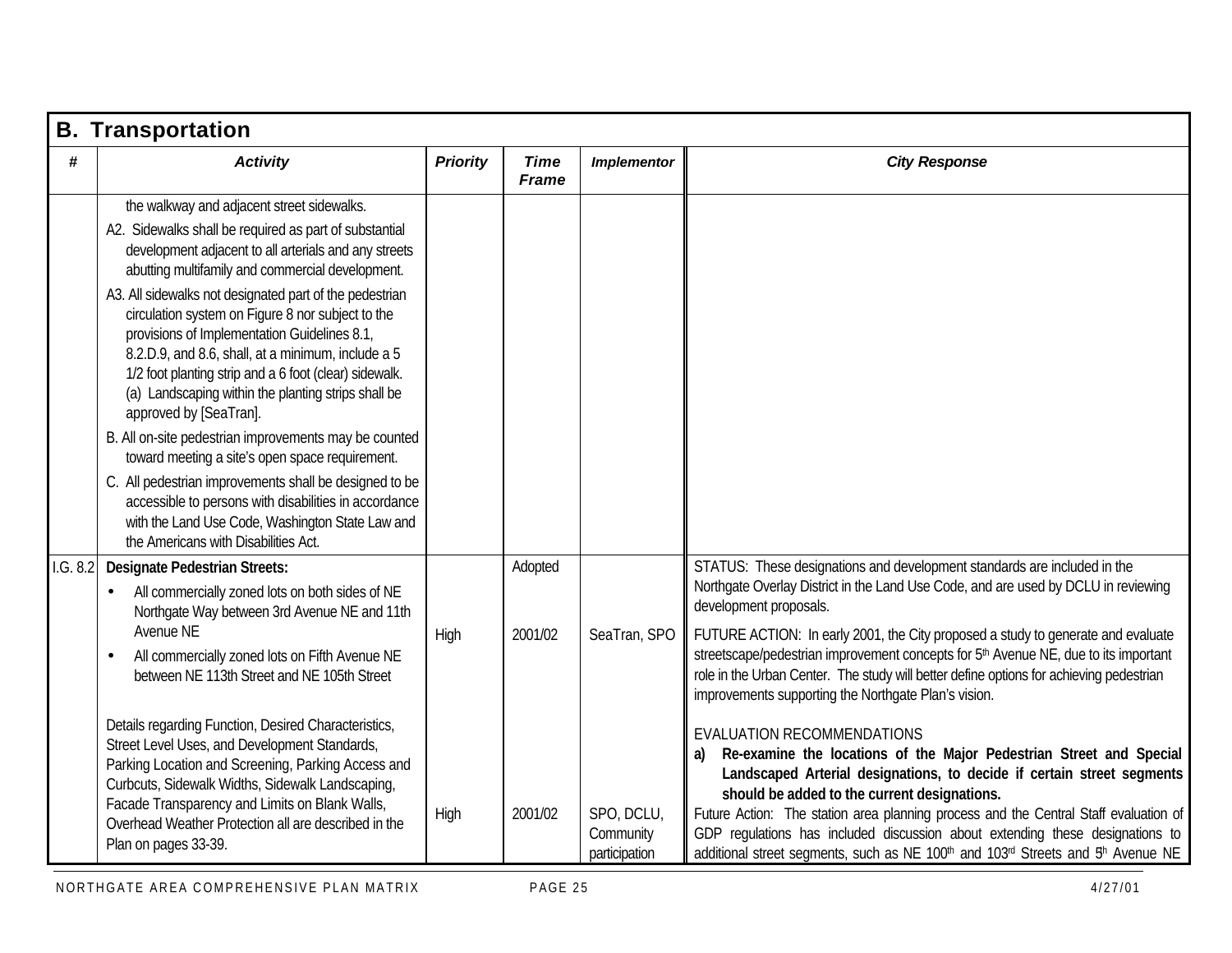## B. Transportation

| # | Activity | Priority | Time Frame | Implementor | City Response |
|---|---|---|---|---|---|
| | the walkway and adjacent street sidewalks.<br>A2. Sidewalks shall be required as part of substantial development adjacent to all arterials and any streets abutting multifamily and commercial development.<br>A3. All sidewalks not designated part of the pedestrian circulation system on Figure 8 nor subject to the provisions of Implementation Guidelines 8.1, 8.2.D.9, and 8.6, shall, at a minimum, include a 5 1/2 foot planting strip and a 6 foot (clear) sidewalk. (a) Landscaping within the planting strips shall be approved by [SeaTran].<br>B. All on-site pedestrian improvements may be counted toward meeting a site's open space requirement.<br>C. All pedestrian improvements shall be designed to be accessible to persons with disabilities in accordance with the Land Use Code, Washington State Law and the Americans with Disabilities Act. | | | | |
| I.G. 8.2 | **Designate Pedestrian Streets:**<br>• All commercially zoned lots on both sides of NE Northgate Way between 3rd Avenue NE and 11th Avenue NE<br>• All commercially zoned lots on Fifth Avenue NE between NE 113th Street and NE 105th Street | High | Adopted<br><br>2001/02 | SeaTran, SPO | STATUS: These designations and development standards are included in the Northgate Overlay District in the Land Use Code, and are used by DCLU in reviewing development proposals.<br>FUTURE ACTION: In early 2001, the City proposed a study to generate and evaluate streetscape/pedestrian improvement concepts for 5th Avenue NE, due to its important role in the Urban Center. The study will better define options for achieving pedestrian improvements supporting the Northgate Plan's vision. |
| | Details regarding Function, Desired Characteristics, Street Level Uses, and Development Standards, Parking Location and Screening, Parking Access and Curbcuts, Sidewalk Widths, Sidewalk Landscaping, Facade Transparency and Limits on Blank Walls, Overhead Weather Protection all are described in the Plan on pages 33-39. | High | 2001/02 | SPO, DCLU, Community participation | EVALUATION RECOMMENDATIONS<br>**a) Re-examine the locations of the Major Pedestrian Street and Special Landscaped Arterial designations, to decide if certain street segments should be added to the current designations.**<br>Future Action: The station area planning process and the Central Staff evaluation of GDP regulations has included discussion about extending these designations to additional street segments, such as NE 100th and 103rd Streets and 5th Avenue NE |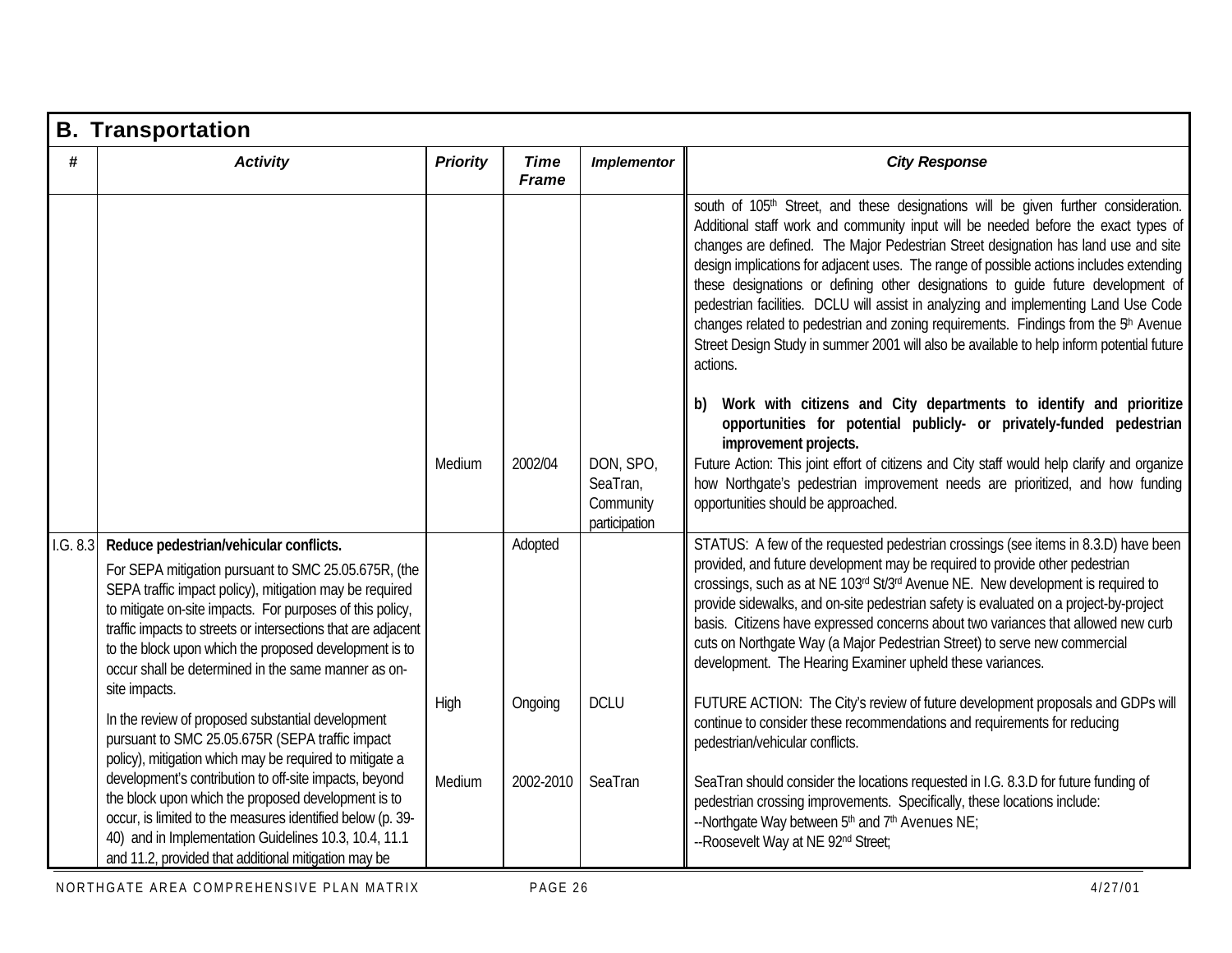## B. Transportation

| # | Activity | Priority | Time Frame | Implementor | City Response |
|---|---|---|---|---|---|
| | | | | | south of 105th Street, and these designations will be given further consideration. Additional staff work and community input will be needed before the exact types of changes are defined. The Major Pedestrian Street designation has land use and site design implications for adjacent uses. The range of possible actions includes extending these designations or defining other designations to guide future development of pedestrian facilities. DCLU will assist in analyzing and implementing Land Use Code changes related to pedestrian and zoning requirements. Findings from the 5th Avenue Street Design Study in summer 2001 will also be available to help inform potential future actions. |
| | | Medium | 2002/04 | DON, SPO, SeaTran, Community participation | **b) Work with citizens and City departments to identify and prioritize opportunities for potential publicly- or privately-funded pedestrian improvement projects.**<br>Future Action: This joint effort of citizens and City staff would help clarify and organize how Northgate's pedestrian improvement needs are prioritized, and how funding opportunities should be approached. |
| I.G. 8.3 | **Reduce pedestrian/vehicular conflicts.**<br>For SEPA mitigation pursuant to SMC 25.05.675R, (the SEPA traffic impact policy), mitigation may be required to mitigate on-site impacts. For purposes of this policy, traffic impacts to streets or intersections that are adjacent to the block upon which the proposed development is to occur shall be determined in the same manner as on-site impacts. | | Adopted | | STATUS: A few of the requested pedestrian crossings (see items in 8.3.D) have been provided, and future development may be required to provide other pedestrian crossings, such as at NE 103rd St/3rd Avenue NE. New development is required to provide sidewalks, and on-site pedestrian safety is evaluated on a project-by-project basis. Citizens have expressed concerns about two variances that allowed new curb cuts on Northgate Way (a Major Pedestrian Street) to serve new commercial development. The Hearing Examiner upheld these variances. |
| | In the review of proposed substantial development pursuant to SMC 25.05.675R (SEPA traffic impact policy), mitigation which may be required to mitigate a development's contribution to off-site impacts, beyond the block upon which the proposed development is to occur, is limited to the measures identified below (p. 39-40) and in Implementation Guidelines 10.3, 10.4, 11.1 and 11.2, provided that additional mitigation may be | High | Ongoing | DCLU | FUTURE ACTION: The City's review of future development proposals and GDPs will continue to consider these recommendations and requirements for reducing pedestrian/vehicular conflicts. |
| | | Medium | 2002-2010 | SeaTran | SeaTran should consider the locations requested in I.G. 8.3.D for future funding of pedestrian crossing improvements. Specifically, these locations include:<br>--Northgate Way between 5th and 7th Avenues NE;<br>--Roosevelt Way at NE 92nd Street; |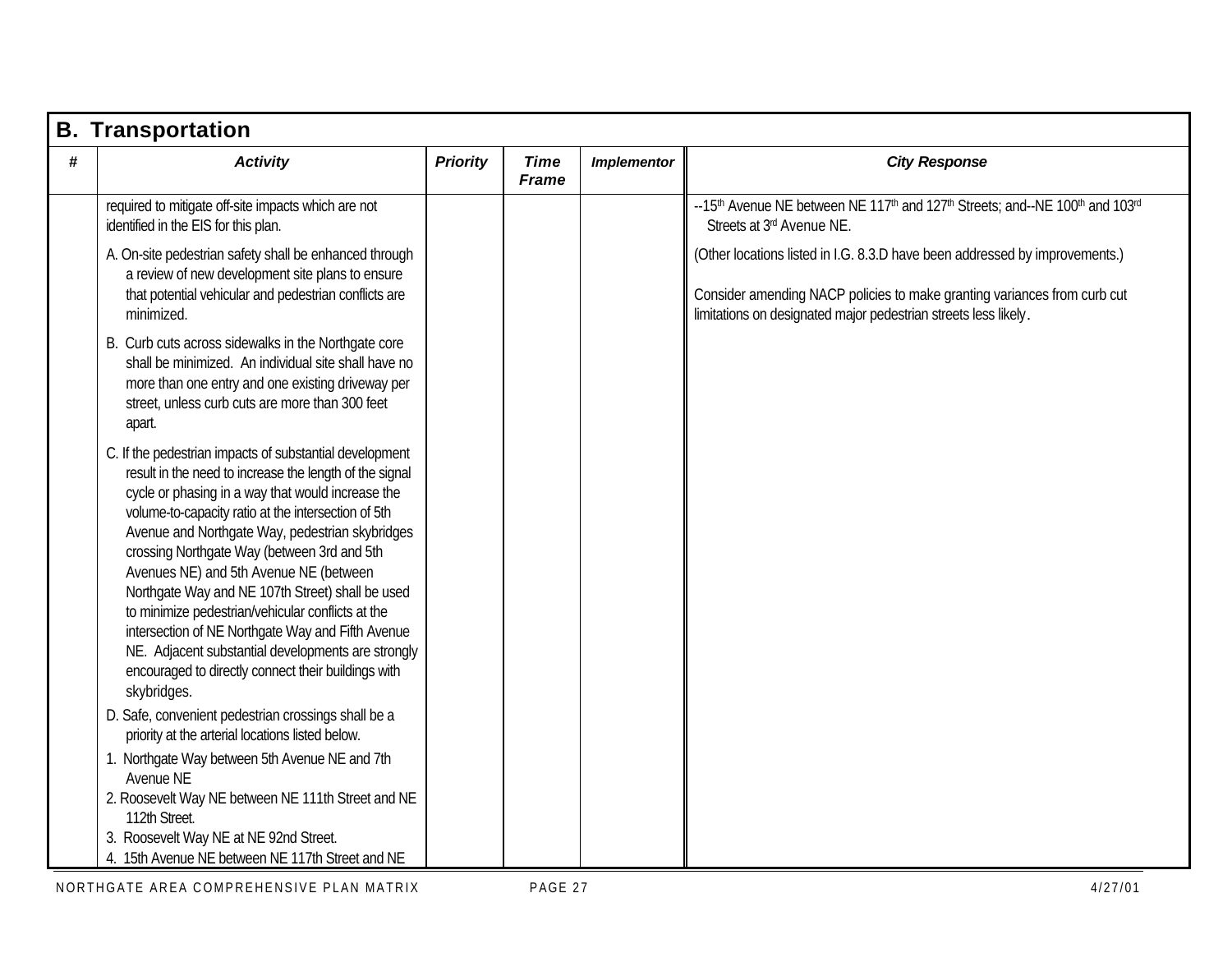## B. Transportation

| # | Activity | Priority | Time Frame | Implementor | City Response |
|---|---|---|---|---|---|
| | required to mitigate off-site impacts which are not identified in the EIS for this plan.<br><br>A. On-site pedestrian safety shall be enhanced through a review of new development site plans to ensure that potential vehicular and pedestrian conflicts are minimized.<br><br>B. Curb cuts across sidewalks in the Northgate core shall be minimized. An individual site shall have no more than one entry and one existing driveway per street, unless curb cuts are more than 300 feet apart.<br><br>C. If the pedestrian impacts of substantial development result in the need to increase the length of the signal cycle or phasing in a way that would increase the volume-to-capacity ratio at the intersection of 5th Avenue and Northgate Way, pedestrian skybridges crossing Northgate Way (between 3rd and 5th Avenues NE) and 5th Avenue NE (between Northgate Way and NE 107th Street) shall be used to minimize pedestrian/vehicular conflicts at the intersection of NE Northgate Way and Fifth Avenue NE. Adjacent substantial developments are strongly encouraged to directly connect their buildings with skybridges.<br><br>D. Safe, convenient pedestrian crossings shall be a priority at the arterial locations listed below.<br><br>1. Northgate Way between 5th Avenue NE and 7th Avenue NE<br>2. Roosevelt Way NE between NE 111th Street and NE 112th Street.<br>3. Roosevelt Way NE at NE 92nd Street.<br>4. 15th Avenue NE between NE 117th Street and NE | | | | --15th Avenue NE between NE 117th and 127th Streets; and--NE 100th and 103rd Streets at 3rd Avenue NE.<br><br>(Other locations listed in I.G. 8.3.D have been addressed by improvements.)<br><br>Consider amending NACP policies to make granting variances from curb cut limitations on designated major pedestrian streets less likely. |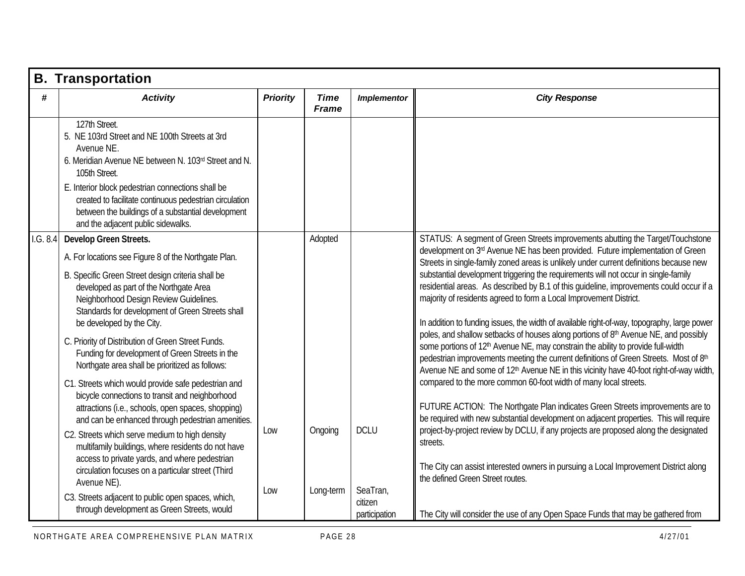## B. Transportation

| # | Activity | Priority | Time Frame | Implementor | City Response |
|---|---|---|---|---|---|
| | 127th Street.<br>5. NE 103rd Street and NE 100th Streets at 3rd Avenue NE.<br>6. Meridian Avenue NE between N. 103rd Street and N. 105th Street.<br>E. Interior block pedestrian connections shall be created to facilitate continuous pedestrian circulation between the buildings of a substantial development and the adjacent public sidewalks. | | | | |
| I.G. 8.4 | **Develop Green Streets.**<br>A. For locations see Figure 8 of the Northgate Plan.<br>B. Specific Green Street design criteria shall be developed as part of the Northgate Area Neighborhood Design Review Guidelines. Standards for development of Green Streets shall be developed by the City.<br>C. Priority of Distribution of Green Street Funds. Funding for development of Green Streets in the Northgate area shall be prioritized as follows:<br>C1. Streets which would provide safe pedestrian and bicycle connections to transit and neighborhood attractions (i.e., schools, open spaces, shopping) and can be enhanced through pedestrian amenities.<br>C2. Streets which serve medium to high density multifamily buildings, where residents do not have access to private yards, and where pedestrian circulation focuses on a particular street (Third Avenue NE).<br>C3. Streets adjacent to public open spaces, which, through development as Green Streets, would | <br><br><br><br><br><br>Low<br><br>Low | Adopted<br><br><br><br><br><br>Ongoing<br><br>Long-term | <br><br><br><br><br><br>DCLU<br><br>SeaTran, citizen participation | STATUS: A segment of Green Streets improvements abutting the Target/Touchstone development on 3rd Avenue NE has been provided. Future implementation of Green Streets in single-family zoned areas is unlikely under current definitions because new substantial development triggering the requirements will not occur in single-family residential areas. As described by B.1 of this guideline, improvements could occur if a majority of residents agreed to form a Local Improvement District.<br><br>In addition to funding issues, the width of available right-of-way, topography, large power poles, and shallow setbacks of houses along portions of 8th Avenue NE, and possibly some portions of 12th Avenue NE, may constrain the ability to provide full-width pedestrian improvements meeting the current definitions of Green Streets. Most of 8th Avenue NE and some of 12th Avenue NE in this vicinity have 40-foot right-of-way width, compared to the more common 60-foot width of many local streets.<br><br>FUTURE ACTION: The Northgate Plan indicates Green Streets improvements are to be required with new substantial development on adjacent properties. This will require project-by-project review by DCLU, if any projects are proposed along the designated streets.<br><br>The City can assist interested owners in pursuing a Local Improvement District along the defined Green Street routes.<br><br>The City will consider the use of any Open Space Funds that may be gathered from |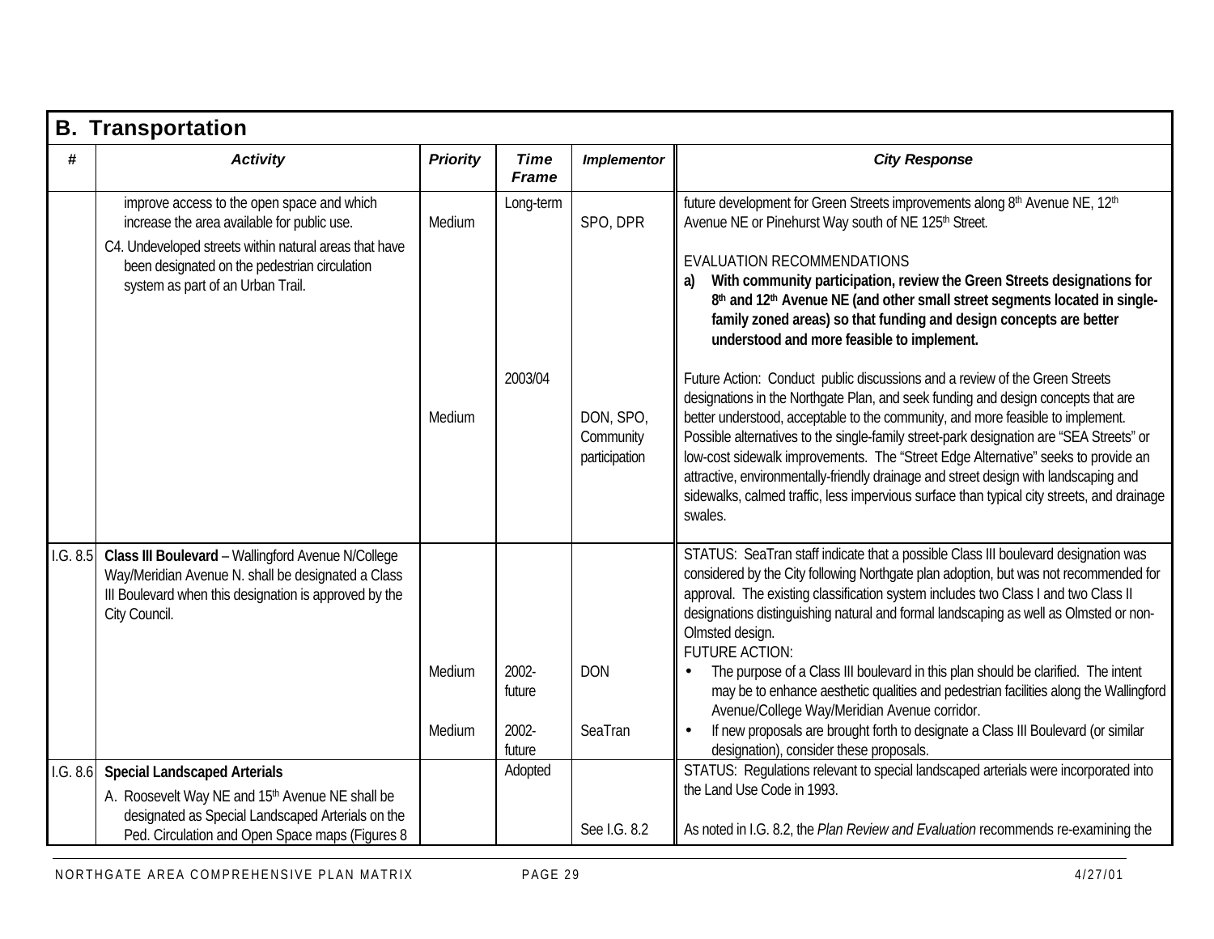## B. Transportation

| # | Activity | Priority | Time Frame | Implementor | City Response |
|---|---|---|---|---|---|
| | improve access to the open space and which increase the area available for public use.<br>C4. Undeveloped streets within natural areas that have been designated on the pedestrian circulation system as part of an Urban Trail. | Medium | Long-term | SPO, DPR | future development for Green Streets improvements along 8th Avenue NE, 12th Avenue NE or Pinehurst Way south of NE 125th Street.<br><br>EVALUATION RECOMMENDATIONS<br>**a) With community participation, review the Green Streets designations for 8th and 12th Avenue NE (and other small street segments located in single-family zoned areas) so that funding and design concepts are better understood and more feasible to implement.** |
| | | Medium | 2003/04 | DON, SPO, Community participation | Future Action: Conduct public discussions and a review of the Green Streets designations in the Northgate Plan, and seek funding and design concepts that are better understood, acceptable to the community, and more feasible to implement. Possible alternatives to the single-family street-park designation are "SEA Streets" or low-cost sidewalk improvements. The "Street Edge Alternative" seeks to provide an attractive, environmentally-friendly drainage and street design with landscaping and sidewalks, calmed traffic, less impervious surface than typical city streets, and drainage swales. |
| I.G. 8.5 | **Class III Boulevard** – Wallingford Avenue N/College Way/Meridian Avenue N. shall be designated a Class III Boulevard when this designation is approved by the City Council. | | | | STATUS: SeaTran staff indicate that a possible Class III boulevard designation was considered by the City following Northgate plan adoption, but was not recommended for approval. The existing classification system includes two Class I and two Class II designations distinguishing natural and formal landscaping as well as Olmsted or non-Olmsted design.<br>FUTURE ACTION: |
| | | Medium | 2002-future | DON | • The purpose of a Class III boulevard in this plan should be clarified. The intent may be to enhance aesthetic qualities and pedestrian facilities along the Wallingford Avenue/College Way/Meridian Avenue corridor. |
| | | Medium | 2002-future | SeaTran | • If new proposals are brought forth to designate a Class III Boulevard (or similar designation), consider these proposals. |
| I.G. 8.6 | **Special Landscaped Arterials**<br>A. Roosevelt Way NE and 15th Avenue NE shall be designated as Special Landscaped Arterials on the Ped. Circulation and Open Space maps (Figures 8 | | Adopted | See I.G. 8.2 | STATUS: Regulations relevant to special landscaped arterials were incorporated into the Land Use Code in 1993.<br><br>As noted in I.G. 8.2, the *Plan Review and Evaluation* recommends re-examining the |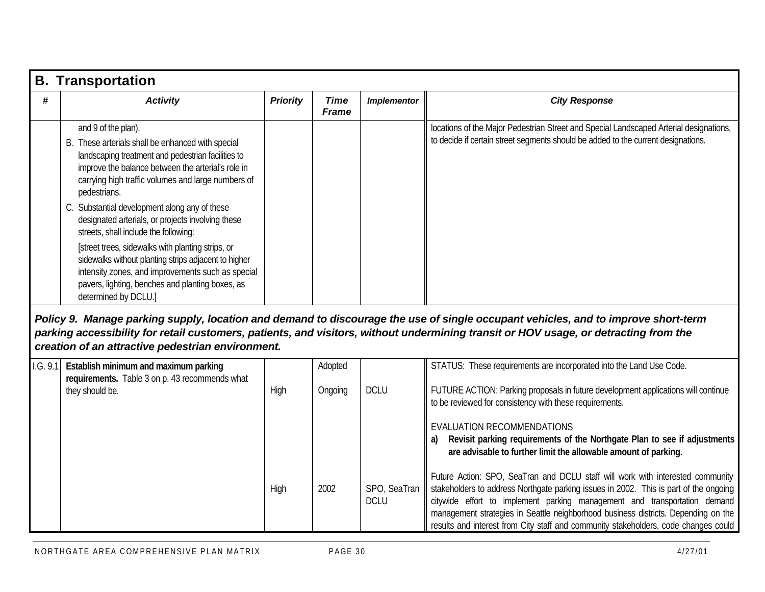## B. Transportation

| # | Activity | Priority | Time Frame | Implementor | City Response |
|---|---|---|---|---|---|
| | and 9 of the plan).<br>B. These arterials shall be enhanced with special landscaping treatment and pedestrian facilities to improve the balance between the arterial's role in carrying high traffic volumes and large numbers of pedestrians.<br>C. Substantial development along any of these designated arterials, or projects involving these streets, shall include the following:<br>[street trees, sidewalks with planting strips, or sidewalks without planting strips adjacent to higher intensity zones, and improvements such as special pavers, lighting, benches and planting boxes, as determined by DCLU.] | | | | locations of the Major Pedestrian Street and Special Landscaped Arterial designations, to decide if certain street segments should be added to the current designations. |
| ***Policy 9. Manage parking supply, location and demand to discourage the use of single occupant vehicles, and to improve short-term parking accessibility for retail customers, patients, and visitors, without undermining transit or HOV usage, or detracting from the creation of an attractive pedestrian environment.*** | | | | | |
| I.G. 9.1 | **Establish minimum and maximum parking requirements.** Table 3 on p. 43 recommends what they should be. | High | Adopted<br>Ongoing | DCLU | STATUS: These requirements are incorporated into the Land Use Code.<br><br>FUTURE ACTION: Parking proposals in future development applications will continue to be reviewed for consistency with these requirements.<br><br>EVALUATION RECOMMENDATIONS<br>**a) Revisit parking requirements of the Northgate Plan to see if adjustments are advisable to further limit the allowable amount of parking.** |
| | | High | 2002 | SPO, SeaTran DCLU | Future Action: SPO, SeaTran and DCLU staff will work with interested community stakeholders to address Northgate parking issues in 2002. This is part of the ongoing citywide effort to implement parking management and transportation demand management strategies in Seattle neighborhood business districts. Depending on the results and interest from City staff and community stakeholders, code changes could |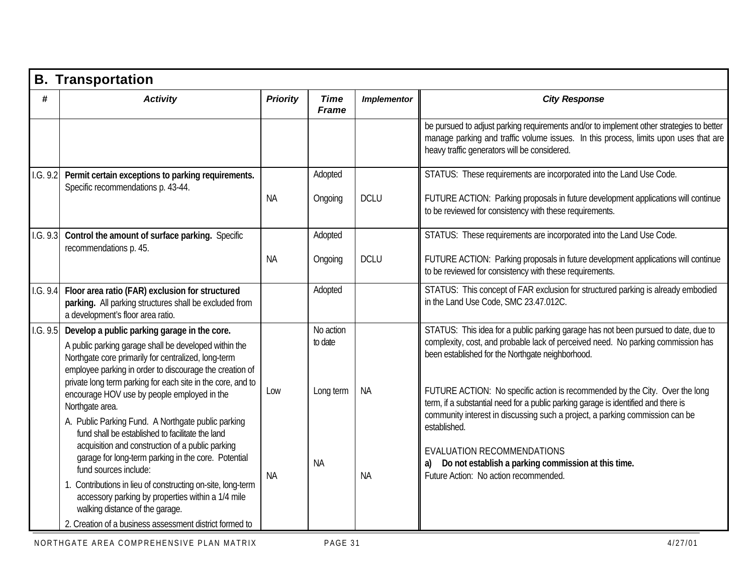## B. Transportation

| # | Activity | Priority | Time Frame | Implementor | City Response |
|---|---|---|---|---|---|
| | | | | | be pursued to adjust parking requirements and/or to implement other strategies to better manage parking and traffic volume issues. In this process, limits upon uses that are heavy traffic generators will be considered. |
| I.G. 9.2 | **Permit certain exceptions to parking requirements.** Specific recommendations p. 43-44. | NA | Adopted<br><br>Ongoing | DCLU | STATUS: These requirements are incorporated into the Land Use Code.<br><br>FUTURE ACTION: Parking proposals in future development applications will continue to be reviewed for consistency with these requirements. |
| I.G. 9.3 | **Control the amount of surface parking.** Specific recommendations p. 45. | NA | Adopted<br><br>Ongoing | DCLU | STATUS: These requirements are incorporated into the Land Use Code.<br><br>FUTURE ACTION: Parking proposals in future development applications will continue to be reviewed for consistency with these requirements. |
| I.G. 9.4 | **Floor area ratio (FAR) exclusion for structured parking.** All parking structures shall be excluded from a development's floor area ratio. | | Adopted | | STATUS: This concept of FAR exclusion for structured parking is already embodied in the Land Use Code, SMC 23.47.012C. |
| I.G. 9.5 | **Develop a public parking garage in the core.**<br>A public parking garage shall be developed within the Northgate core primarily for centralized, long-term employee parking in order to discourage the creation of private long term parking for each site in the core, and to encourage HOV use by people employed in the Northgate area.<br>A. Public Parking Fund. A Northgate public parking fund shall be established to facilitate the land acquisition and construction of a public parking garage for long-term parking in the core. Potential fund sources include:<br>1. Contributions in lieu of constructing on-site, long-term accessory parking by properties within a 1/4 mile walking distance of the garage.<br>2. Creation of a business assessment district formed to | Low<br><br>NA | No action to date<br><br>Long term<br><br>NA | NA<br><br>NA | STATUS: This idea for a public parking garage has not been pursued to date, due to complexity, cost, and probable lack of perceived need. No parking commission has been established for the Northgate neighborhood.<br><br>FUTURE ACTION: No specific action is recommended by the City. Over the long term, if a substantial need for a public parking garage is identified and there is community interest in discussing such a project, a parking commission can be established.<br><br>EVALUATION RECOMMENDATIONS<br>**a) Do not establish a parking commission at this time.**<br>Future Action: No action recommended. |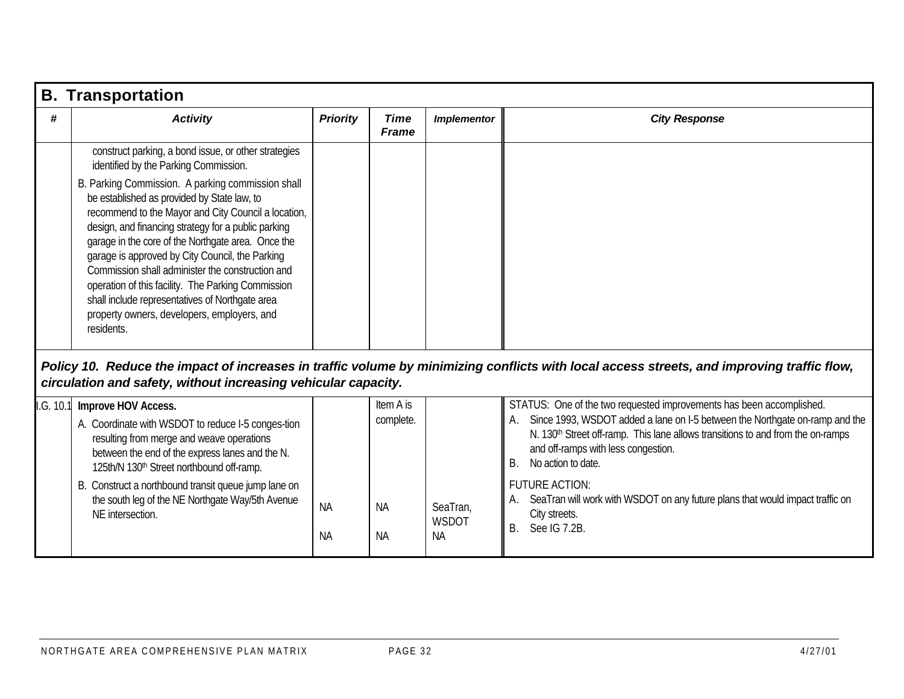## B. Transportation

| # | Activity | Priority | Time Frame | Implementor | City Response |
|---|---|---|---|---|---|
| | construct parking, a bond issue, or other strategies identified by the Parking Commission.<br>B. Parking Commission. A parking commission shall be established as provided by State law, to recommend to the Mayor and City Council a location, design, and financing strategy for a public parking garage in the core of the Northgate area. Once the garage is approved by City Council, the Parking Commission shall administer the construction and operation of this facility. The Parking Commission shall include representatives of Northgate area property owners, developers, employers, and residents. | | | | |
| ***Policy 10. Reduce the impact of increases in traffic volume by minimizing conflicts with local access streets, and improving traffic flow, circulation and safety, without increasing vehicular capacity.*** | | | | | |
| I.G. 10.1 | **Improve HOV Access.**<br>A. Coordinate with WSDOT to reduce I-5 conges-tion resulting from merge and weave operations between the end of the express lanes and the N. 125th/N 130th Street northbound off-ramp.<br>B. Construct a northbound transit queue jump lane on the south leg of the NE Northgate Way/5th Avenue NE intersection. | NA<br>NA | Item A is complete.<br>NA<br>NA | SeaTran, WSDOT<br>NA | STATUS: One of the two requested improvements has been accomplished.<br>A. Since 1993, WSDOT added a lane on I-5 between the Northgate on-ramp and the N. 130th Street off-ramp. This lane allows transitions to and from the on-ramps and off-ramps with less congestion.<br>B. No action to date.<br>FUTURE ACTION:<br>A. SeaTran will work with WSDOT on any future plans that would impact traffic on City streets.<br>B. See IG 7.2B. |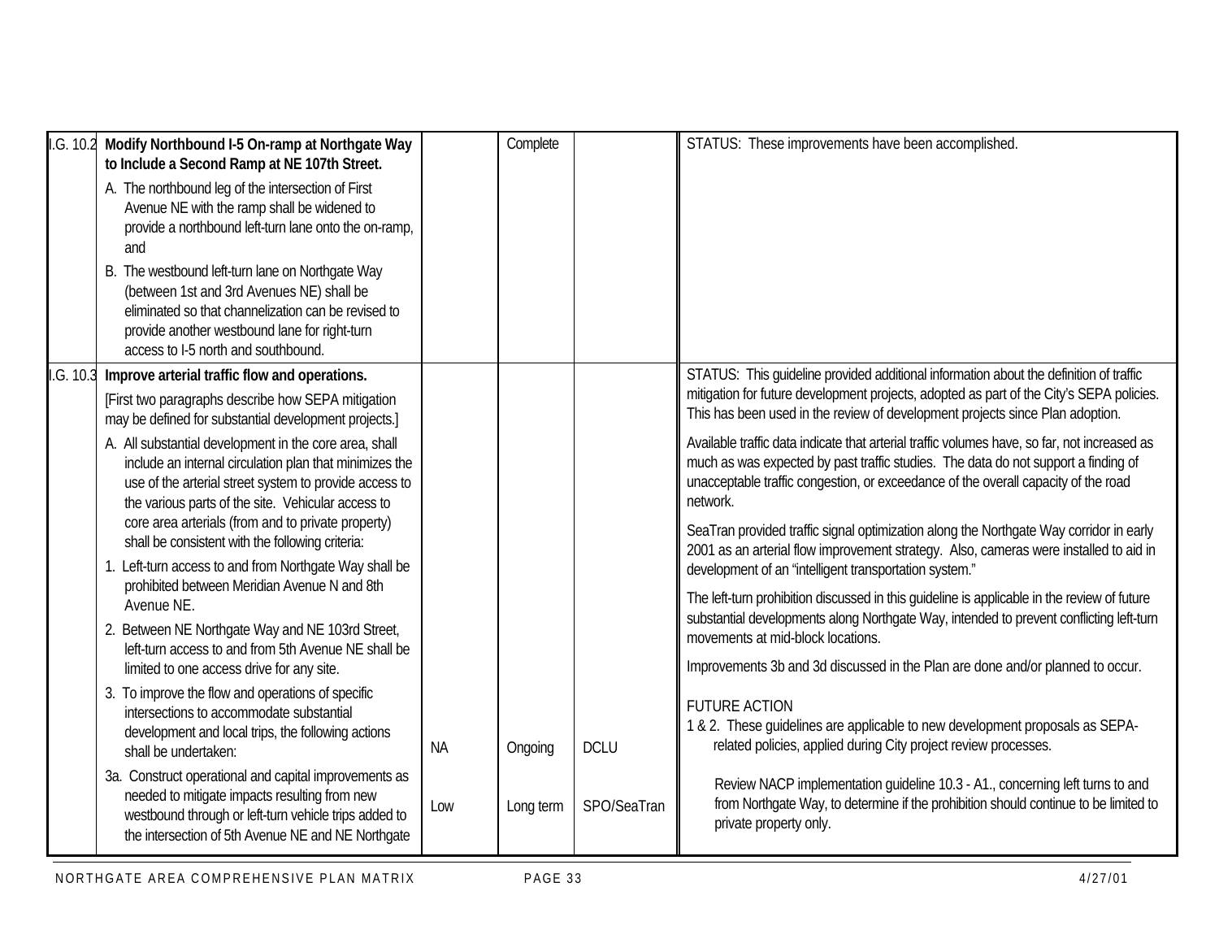| | | | | | |
|---|---|---|---|---|---|
| I.G. 10.2 | **Modify Northbound I-5 On-ramp at Northgate Way to Include a Second Ramp at NE 107th Street.**<br>A. The northbound leg of the intersection of First Avenue NE with the ramp shall be widened to provide a northbound left-turn lane onto the on-ramp, and<br>B. The westbound left-turn lane on Northgate Way (between 1st and 3rd Avenues NE) shall be eliminated so that channelization can be revised to provide another westbound lane for right-turn access to I-5 north and southbound. | | Complete | | STATUS: These improvements have been accomplished. |
| I.G. 10.3 | **Improve arterial traffic flow and operations.**<br>[First two paragraphs describe how SEPA mitigation may be defined for substantial development projects.]<br>A. All substantial development in the core area, shall include an internal circulation plan that minimizes the use of the arterial street system to provide access to the various parts of the site. Vehicular access to core area arterials (from and to private property) shall be consistent with the following criteria:<br>1. Left-turn access to and from Northgate Way shall be prohibited between Meridian Avenue N and 8th Avenue NE.<br>2. Between NE Northgate Way and NE 103rd Street, left-turn access to and from 5th Avenue NE shall be limited to one access drive for any site.<br>3. To improve the flow and operations of specific intersections to accommodate substantial development and local trips, the following actions shall be undertaken:<br>3a. Construct operational and capital improvements as needed to mitigate impacts resulting from new westbound through or left-turn vehicle trips added to the intersection of 5th Avenue NE and NE Northgate | NA<br><br>Low | Ongoing<br><br>Long term | DCLU<br><br>SPO/SeaTran | STATUS: This guideline provided additional information about the definition of traffic mitigation for future development projects, adopted as part of the City's SEPA policies. This has been used in the review of development projects since Plan adoption.<br>Available traffic data indicate that arterial traffic volumes have, so far, not increased as much as was expected by past traffic studies. The data do not support a finding of unacceptable traffic congestion, or exceedance of the overall capacity of the road network.<br>SeaTran provided traffic signal optimization along the Northgate Way corridor in early 2001 as an arterial flow improvement strategy. Also, cameras were installed to aid in development of an "intelligent transportation system."<br>The left-turn prohibition discussed in this guideline is applicable in the review of future substantial developments along Northgate Way, intended to prevent conflicting left-turn movements at mid-block locations.<br>Improvements 3b and 3d discussed in the Plan are done and/or planned to occur.<br>FUTURE ACTION<br>1 & 2. These guidelines are applicable to new development proposals as SEPA-related policies, applied during City project review processes.<br>Review NACP implementation guideline 10.3 - A1., concerning left turns to and from Northgate Way, to determine if the prohibition should continue to be limited to private property only. |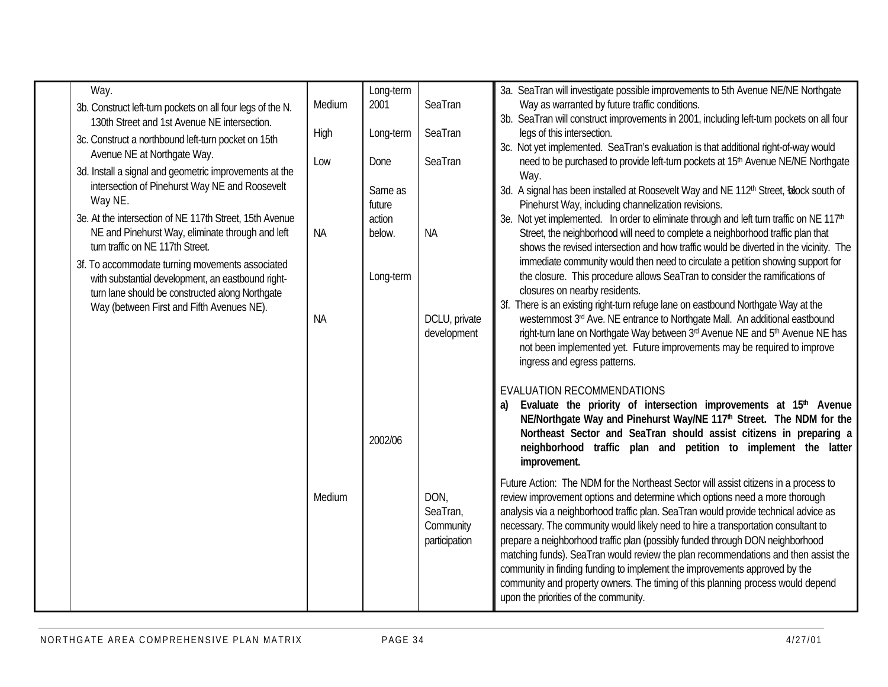| | | | | | |
|---|---|---|---|---|---|
| | Way. | | Long-term | | 3a. SeaTran will investigate possible improvements to 5th Avenue NE/NE Northgate Way as warranted by future traffic conditions. |
| | 3b. Construct left-turn pockets on all four legs of the N. 130th Street and 1st Avenue NE intersection. | Medium | 2001 | SeaTran | 3b. SeaTran will construct improvements in 2001, including left-turn pockets on all four legs of this intersection. |
| | 3c. Construct a northbound left-turn pocket on 15th Avenue NE at Northgate Way. | High | Long-term | SeaTran | 3c. Not yet implemented. SeaTran's evaluation is that additional right-of-way would need to be purchased to provide left-turn pockets at 15th Avenue NE/NE Northgate Way. |
| | 3d. Install a signal and geometric improvements at the intersection of Pinehurst Way NE and Roosevelt Way NE. | Low | Done | SeaTran | 3d. A signal has been installed at Roosevelt Way and NE 112th Street, 1 block south of Pinehurst Way, including channelization revisions. |
| | 3e. At the intersection of NE 117th Street, 15th Avenue NE and Pinehurst Way, eliminate through and left turn traffic on NE 117th Street. | NA | Same as future action below. | NA | 3e. Not yet implemented. In order to eliminate through and left turn traffic on NE 117th Street, the neighborhood will need to complete a neighborhood traffic plan that shows the revised intersection and how traffic would be diverted in the vicinity. The immediate community would then need to circulate a petition showing support for the closure. This procedure allows SeaTran to consider the ramifications of closures on nearby residents. |
| | 3f. To accommodate turning movements associated with substantial development, an eastbound right-turn lane should be constructed along Northgate Way (between First and Fifth Avenues NE). | NA | Long-term | DCLU, private development | 3f. There is an existing right-turn refuge lane on eastbound Northgate Way at the westernmost 3rd Ave. NE entrance to Northgate Mall. An additional eastbound right-turn lane on Northgate Way between 3rd Avenue NE and 5th Avenue NE has not been implemented yet. Future improvements may be required to improve ingress and egress patterns. |
| | | | 2002/06 | | EVALUATION RECOMMENDATIONS<br>**a) Evaluate the priority of intersection improvements at 15th Avenue NE/Northgate Way and Pinehurst Way/NE 117th Street. The NDM for the Northeast Sector and SeaTran should assist citizens in preparing a neighborhood traffic plan and petition to implement the latter improvement.** |
| | | Medium | | DON, SeaTran, Community participation | Future Action: The NDM for the Northeast Sector will assist citizens in a process to review improvement options and determine which options need a more thorough analysis via a neighborhood traffic plan. SeaTran would provide technical advice as necessary. The community would likely need to hire a transportation consultant to prepare a neighborhood traffic plan (possibly funded through DON neighborhood matching funds). SeaTran would review the plan recommendations and then assist the community in finding funding to implement the improvements approved by the community and property owners. The timing of this planning process would depend upon the priorities of the community. |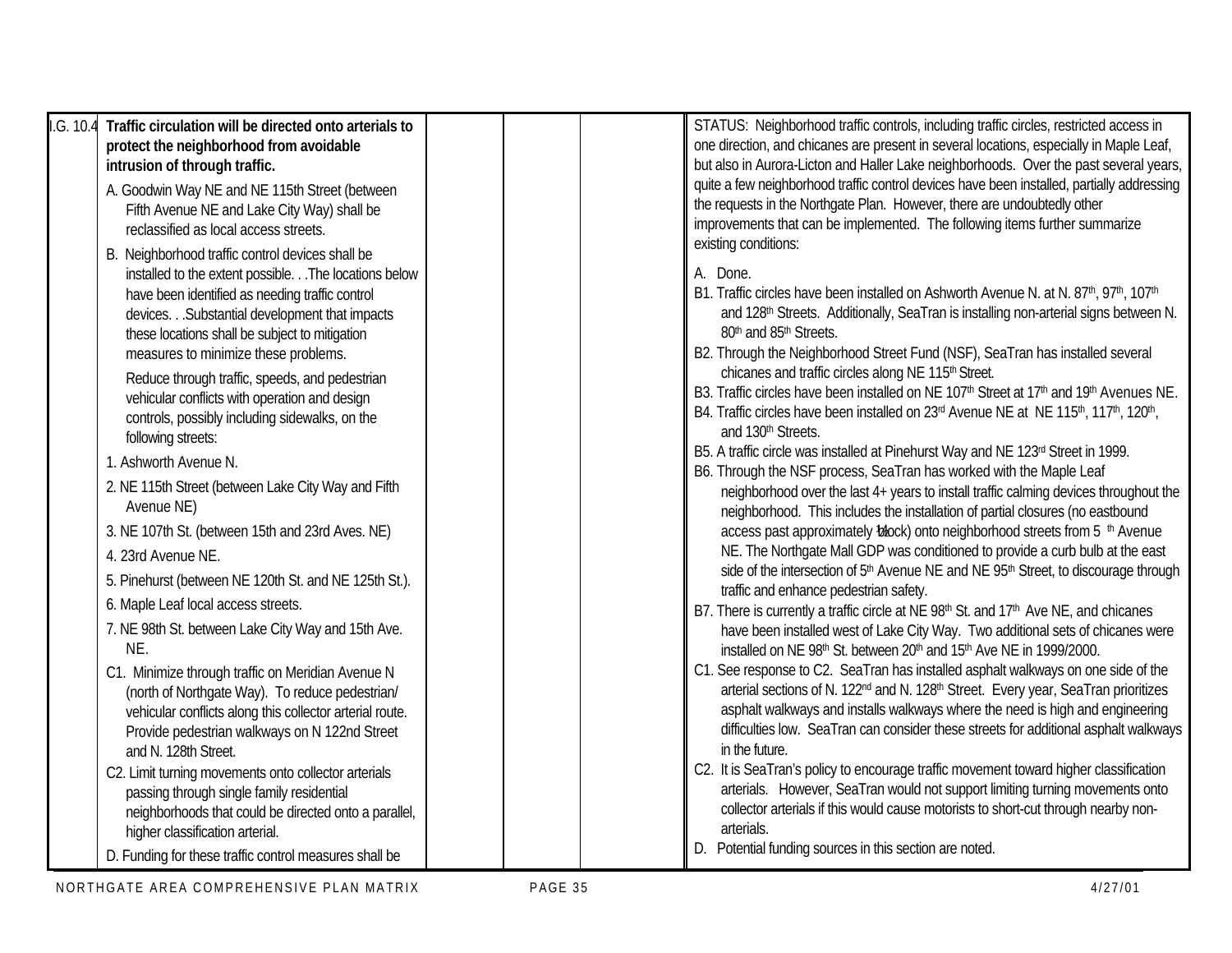| | | | | | |
|---|---|---|---|---|---|
| I.G. 10.4 | **Traffic circulation will be directed onto arterials to protect the neighborhood from avoidable intrusion of through traffic.**<br>A. Goodwin Way NE and NE 115th Street (between Fifth Avenue NE and Lake City Way) shall be reclassified as local access streets.<br>B. Neighborhood traffic control devices shall be installed to the extent possible. . .The locations below have been identified as needing traffic control devices. . .Substantial development that impacts these locations shall be subject to mitigation measures to minimize these problems.<br>Reduce through traffic, speeds, and pedestrian vehicular conflicts with operation and design controls, possibly including sidewalks, on the following streets:<br>1. Ashworth Avenue N.<br>2. NE 115th Street (between Lake City Way and Fifth Avenue NE)<br>3. NE 107th St. (between 15th and 23rd Aves. NE)<br>4. 23rd Avenue NE.<br>5. Pinehurst (between NE 120th St. and NE 125th St.).<br>6. Maple Leaf local access streets.<br>7. NE 98th St. between Lake City Way and 15th Ave. NE.<br>C1. Minimize through traffic on Meridian Avenue N (north of Northgate Way). To reduce pedestrian/ vehicular conflicts along this collector arterial route. Provide pedestrian walkways on N 122nd Street and N. 128th Street.<br>C2. Limit turning movements onto collector arterials passing through single family residential neighborhoods that could be directed onto a parallel, higher classification arterial.<br>D. Funding for these traffic control measures shall be | | | | STATUS: Neighborhood traffic controls, including traffic circles, restricted access in one direction, and chicanes are present in several locations, especially in Maple Leaf, but also in Aurora-Licton and Haller Lake neighborhoods. Over the past several years, quite a few neighborhood traffic control devices have been installed, partially addressing the requests in the Northgate Plan. However, there are undoubtedly other improvements that can be implemented. The following items further summarize existing conditions:<br>A. Done.<br>B1. Traffic circles have been installed on Ashworth Avenue N. at N. 87th, 97th, 107th and 128th Streets. Additionally, SeaTran is installing non-arterial signs between N. 80th and 85th Streets.<br>B2. Through the Neighborhood Street Fund (NSF), SeaTran has installed several chicanes and traffic circles along NE 115th Street.<br>B3. Traffic circles have been installed on NE 107th Street at 17th and 19th Avenues NE.<br>B4. Traffic circles have been installed on 23rd Avenue NE at NE 115th, 117th, 120th, and 130th Streets.<br>B5. A traffic circle was installed at Pinehurst Way and NE 123rd Street in 1999.<br>B6. Through the NSF process, SeaTran has worked with the Maple Leaf neighborhood over the last 4+ years to install traffic calming devices throughout the neighborhood. This includes the installation of partial closures (no eastbound access past approximately ½ block) onto neighborhood streets from 5th Avenue NE. The Northgate Mall GDP was conditioned to provide a curb bulb at the east side of the intersection of 5th Avenue NE and NE 95th Street, to discourage through traffic and enhance pedestrian safety.<br>B7. There is currently a traffic circle at NE 98th St. and 17th Ave NE, and chicanes have been installed west of Lake City Way. Two additional sets of chicanes were installed on NE 98th St. between 20th and 15th Ave NE in 1999/2000.<br>C1. See response to C2. SeaTran has installed asphalt walkways on one side of the arterial sections of N. 122nd and N. 128th Street. Every year, SeaTran prioritizes asphalt walkways and installs walkways where the need is high and engineering difficulties low. SeaTran can consider these streets for additional asphalt walkways in the future.<br>C2. It is SeaTran's policy to encourage traffic movement toward higher classification arterials. However, SeaTran would not support limiting turning movements onto collector arterials if this would cause motorists to short-cut through nearby non-arterials.<br>D. Potential funding sources in this section are noted. |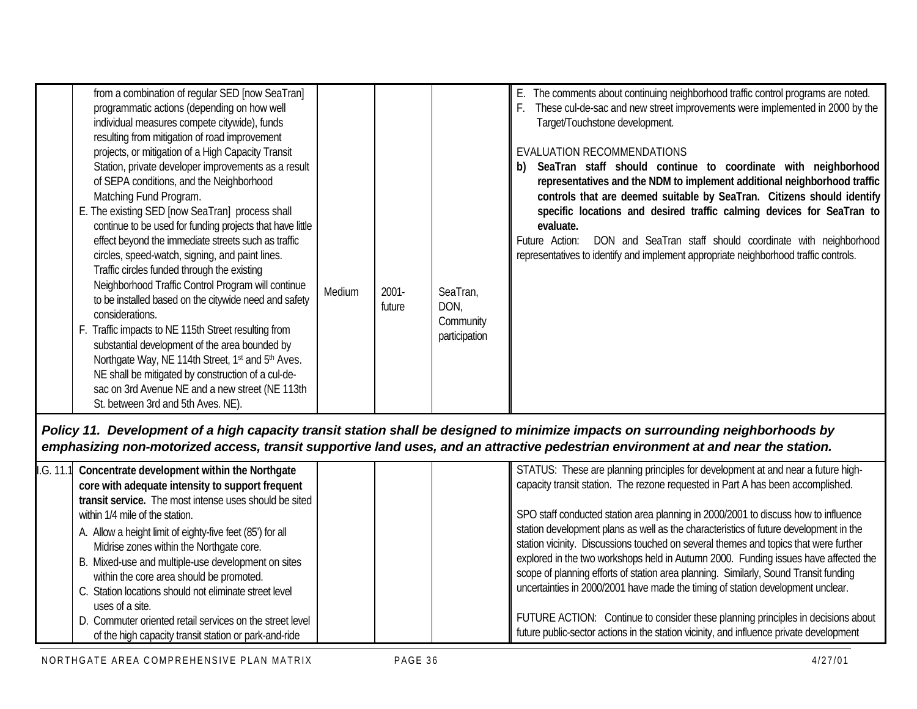| | | | | | |
|---|---|---|---|---|---|
| | from a combination of regular SED [now SeaTran] programmatic actions (depending on how well individual measures compete citywide), funds resulting from mitigation of road improvement projects, or mitigation of a High Capacity Transit Station, private developer improvements as a result of SEPA conditions, and the Neighborhood Matching Fund Program.<br>E. The existing SED [now SeaTran] process shall continue to be used for funding projects that have little effect beyond the immediate streets such as traffic circles, speed-watch, signing, and paint lines. Traffic circles funded through the existing Neighborhood Traffic Control Program will continue to be installed based on the citywide need and safety considerations.<br>F. Traffic impacts to NE 115th Street resulting from substantial development of the area bounded by Northgate Way, NE 114th Street, 1st and 5th Aves. NE shall be mitigated by construction of a cul-de-sac on 3rd Avenue NE and a new street (NE 113th St. between 3rd and 5th Aves. NE). | Medium | 2001-future | SeaTran, DON, Community participation | E. The comments about continuing neighborhood traffic control programs are noted.<br>F. These cul-de-sac and new street improvements were implemented in 2000 by the Target/Touchstone development.<br><br>EVALUATION RECOMMENDATIONS<br>**b) SeaTran staff should continue to coordinate with neighborhood representatives and the NDM to implement additional neighborhood traffic controls that are deemed suitable by SeaTran. Citizens should identify specific locations and desired traffic calming devices for SeaTran to evaluate.**<br>Future Action: DON and SeaTran staff should coordinate with neighborhood representatives to identify and implement appropriate neighborhood traffic controls. |
| ***Policy 11. Development of a high capacity transit station shall be designed to minimize impacts on surrounding neighborhoods by emphasizing non-motorized access, transit supportive land uses, and an attractive pedestrian environment at and near the station.*** | | | | | |
| I.G. 11.1 | **Concentrate development within the Northgate core with adequate intensity to support frequent transit service.** The most intense uses should be sited within 1/4 mile of the station.<br>A. Allow a height limit of eighty-five feet (85') for all Midrise zones within the Northgate core.<br>B. Mixed-use and multiple-use development on sites within the core area should be promoted.<br>C. Station locations should not eliminate street level uses of a site.<br>D. Commuter oriented retail services on the street level of the high capacity transit station or park-and-ride | | | | STATUS: These are planning principles for development at and near a future high-capacity transit station. The rezone requested in Part A has been accomplished.<br><br>SPO staff conducted station area planning in 2000/2001 to discuss how to influence station development plans as well as the characteristics of future development in the station vicinity. Discussions touched on several themes and topics that were further explored in the two workshops held in Autumn 2000. Funding issues have affected the scope of planning efforts of station area planning. Similarly, Sound Transit funding uncertainties in 2000/2001 have made the timing of station development unclear.<br><br>FUTURE ACTION: Continue to consider these planning principles in decisions about future public-sector actions in the station vicinity, and influence private development |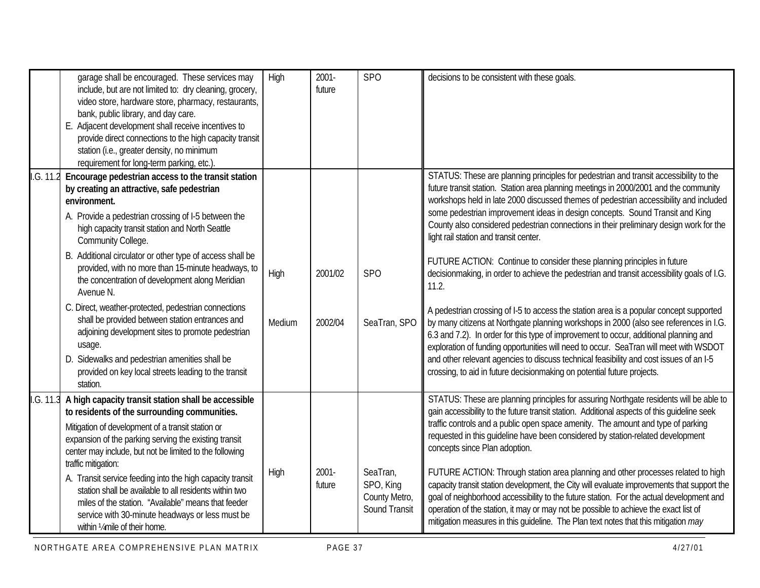| | | | | | |
|---|---|---|---|---|---|
| | garage shall be encouraged. These services may include, but are not limited to: dry cleaning, grocery, video store, hardware store, pharmacy, restaurants, bank, public library, and day care.<br>E. Adjacent development shall receive incentives to provide direct connections to the high capacity transit station (i.e., greater density, no minimum requirement for long-term parking, etc.). | High | 2001-future | SPO | decisions to be consistent with these goals. |
| I.G. 11.2 | **Encourage pedestrian access to the transit station by creating an attractive, safe pedestrian environment.**<br>A. Provide a pedestrian crossing of I-5 between the high capacity transit station and North Seattle Community College.<br>B. Additional circulator or other type of access shall be provided, with no more than 15-minute headways, to the concentration of development along Meridian Avenue N.<br>C. Direct, weather-protected, pedestrian connections shall be provided between station entrances and adjoining development sites to promote pedestrian usage.<br>D. Sidewalks and pedestrian amenities shall be provided on key local streets leading to the transit station. | High<br><br>Medium | 2001/02<br><br>2002/04 | SPO<br><br>SeaTran, SPO | STATUS: These are planning principles for pedestrian and transit accessibility to the future transit station. Station area planning meetings in 2000/2001 and the community workshops held in late 2000 discussed themes of pedestrian accessibility and included some pedestrian improvement ideas in design concepts. Sound Transit and King County also considered pedestrian connections in their preliminary design work for the light rail station and transit center.<br><br>FUTURE ACTION: Continue to consider these planning principles in future decisionmaking, in order to achieve the pedestrian and transit accessibility goals of I.G. 11.2.<br><br>A pedestrian crossing of I-5 to access the station area is a popular concept supported by many citizens at Northgate planning workshops in 2000 (also see references in I.G. 6.3 and 7.2). In order for this type of improvement to occur, additional planning and exploration of funding opportunities will need to occur. SeaTran will meet with WSDOT and other relevant agencies to discuss technical feasibility and cost issues of an I-5 crossing, to aid in future decisionmaking on potential future projects. |
| I.G. 11.3 | **A high capacity transit station shall be accessible to residents of the surrounding communities.**<br>Mitigation of development of a transit station or expansion of the parking serving the existing transit center may include, but not be limited to the following traffic mitigation:<br>A. Transit service feeding into the high capacity transit station shall be available to all residents within two miles of the station. "Available" means that feeder service with 30-minute headways or less must be within ¼ mile of their home. | High | 2001-future | SeaTran, SPO, King County Metro, Sound Transit | STATUS: These are planning principles for assuring Northgate residents will be able to gain accessibility to the future transit station. Additional aspects of this guideline seek traffic controls and a public open space amenity. The amount and type of parking requested in this guideline have been considered by station-related development concepts since Plan adoption.<br><br>FUTURE ACTION: Through station area planning and other processes related to high capacity transit station development, the City will evaluate improvements that support the goal of neighborhood accessibility to the future station. For the actual development and operation of the station, it may or may not be possible to achieve the exact list of mitigation measures in this guideline. The Plan text notes that this mitigation *may* |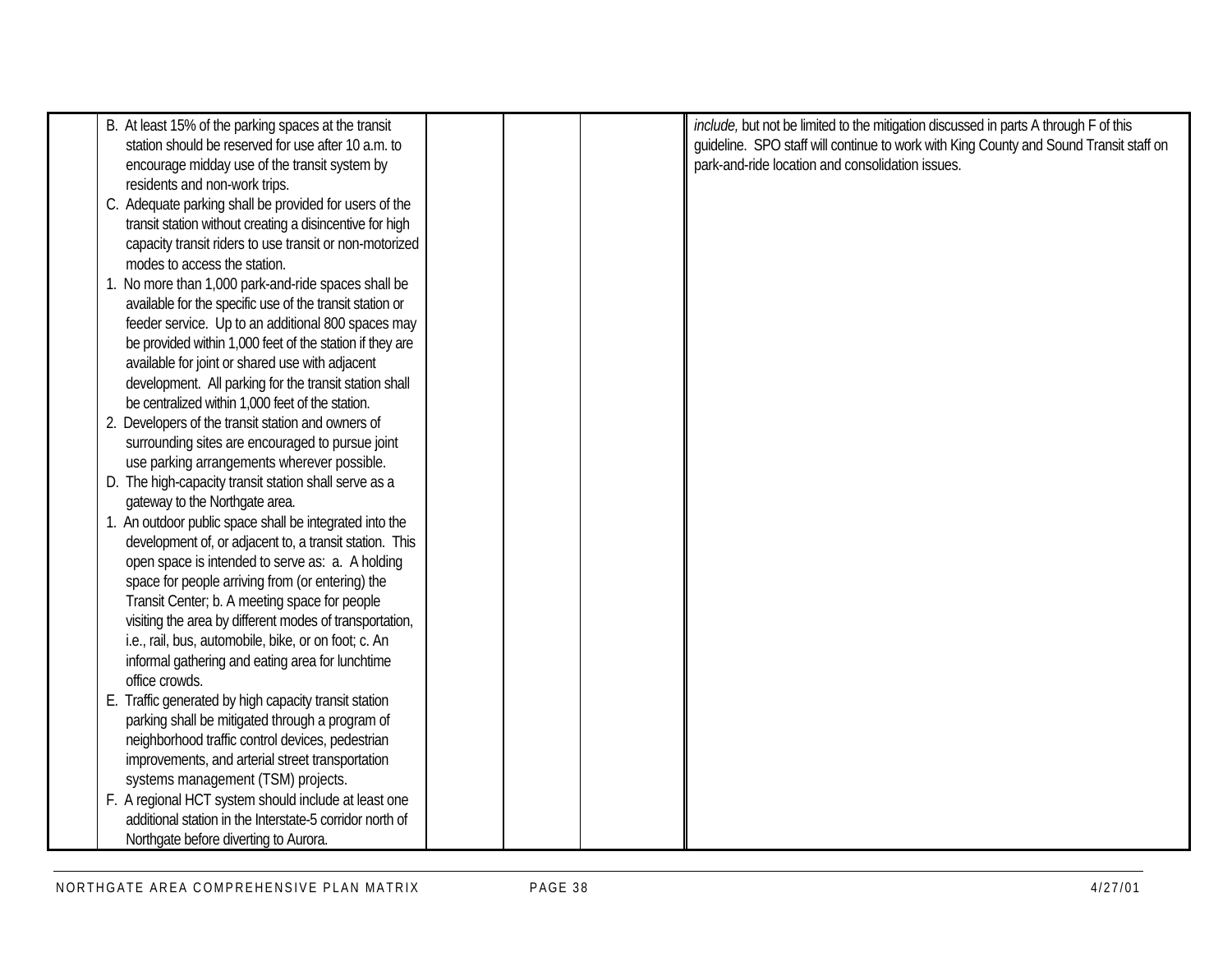|  |  |  |  |  |  |
|---|---|---|---|---|---|
|  | B. At least 15% of the parking spaces at the transit station should be reserved for use after 10 a.m. to encourage midday use of the transit system by residents and non-work trips.<br>C. Adequate parking shall be provided for users of the transit station without creating a disincentive for high capacity transit riders to use transit or non-motorized modes to access the station.<br>1. No more than 1,000 park-and-ride spaces shall be available for the specific use of the transit station or feeder service. Up to an additional 800 spaces may be provided within 1,000 feet of the station if they are available for joint or shared use with adjacent development. All parking for the transit station shall be centralized within 1,000 feet of the station.<br>2. Developers of the transit station and owners of surrounding sites are encouraged to pursue joint use parking arrangements wherever possible.<br>D. The high-capacity transit station shall serve as a gateway to the Northgate area.<br>1. An outdoor public space shall be integrated into the development of, or adjacent to, a transit station. This open space is intended to serve as: a. A holding space for people arriving from (or entering) the Transit Center; b. A meeting space for people visiting the area by different modes of transportation, i.e., rail, bus, automobile, bike, or on foot; c. An informal gathering and eating area for lunchtime office crowds.<br>E. Traffic generated by high capacity transit station parking shall be mitigated through a program of neighborhood traffic control devices, pedestrian improvements, and arterial street transportation systems management (TSM) projects.<br>F. A regional HCT system should include at least one additional station in the Interstate-5 corridor north of Northgate before diverting to Aurora. |  |  |  | *include,* but not be limited to the mitigation discussed in parts A through F of this guideline. SPO staff will continue to work with King County and Sound Transit staff on park-and-ride location and consolidation issues. |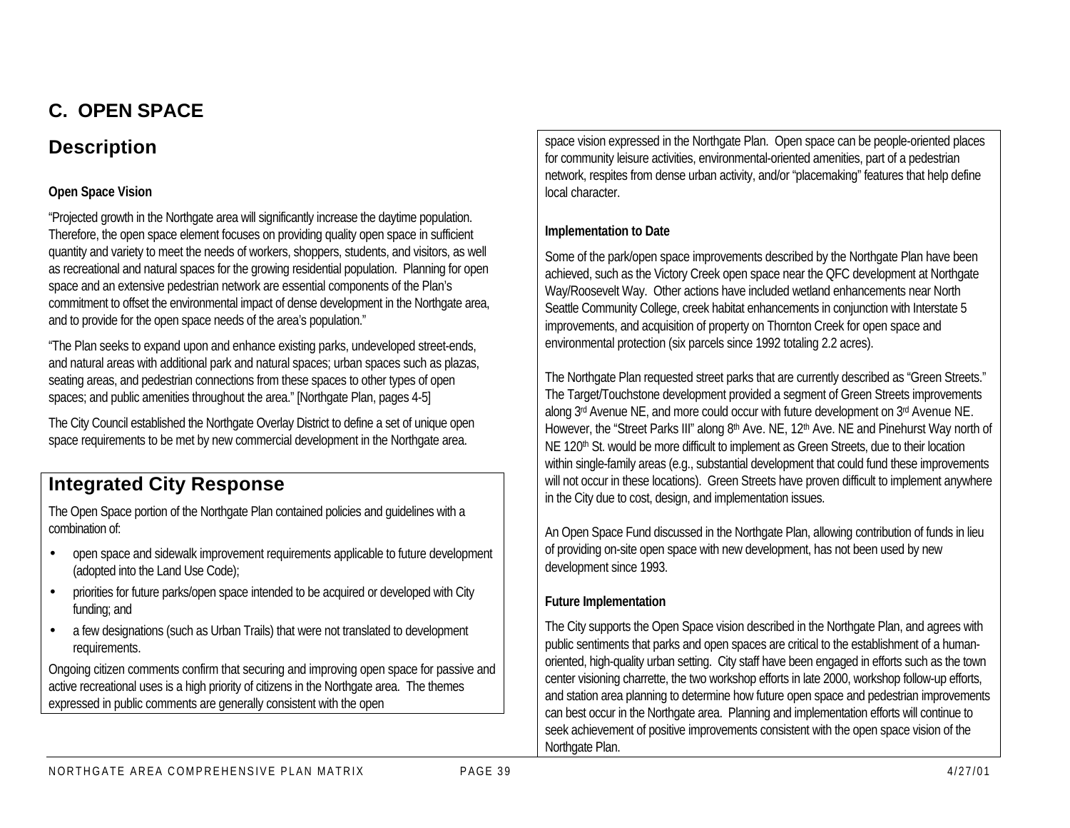## C. OPEN SPACE

### Description

**Open Space Vision**

"Projected growth in the Northgate area will significantly increase the daytime population. Therefore, the open space element focuses on providing quality open space in sufficient quantity and variety to meet the needs of workers, shoppers, students, and visitors, as well as recreational and natural spaces for the growing residential population. Planning for open space and an extensive pedestrian network are essential components of the Plan's commitment to offset the environmental impact of dense development in the Northgate area, and to provide for the open space needs of the area's population."

"The Plan seeks to expand upon and enhance existing parks, undeveloped street-ends, and natural areas with additional park and natural spaces; urban spaces such as plazas, seating areas, and pedestrian connections from these spaces to other types of open spaces; and public amenities throughout the area." [Northgate Plan, pages 4-5]

The City Council established the Northgate Overlay District to define a set of unique open space requirements to be met by new commercial development in the Northgate area.

### Integrated City Response

The Open Space portion of the Northgate Plan contained policies and guidelines with a combination of:

- open space and sidewalk improvement requirements applicable to future development (adopted into the Land Use Code);
- priorities for future parks/open space intended to be acquired or developed with City funding; and
- a few designations (such as Urban Trails) that were not translated to development requirements.

Ongoing citizen comments confirm that securing and improving open space for passive and active recreational uses is a high priority of citizens in the Northgate area. The themes expressed in public comments are generally consistent with the open space vision expressed in the Northgate Plan. Open space can be people-oriented places for community leisure activities, environmental-oriented amenities, part of a pedestrian network, respites from dense urban activity, and/or "placemaking" features that help define local character.

**Implementation to Date**

Some of the park/open space improvements described by the Northgate Plan have been achieved, such as the Victory Creek open space near the QFC development at Northgate Way/Roosevelt Way. Other actions have included wetland enhancements near North Seattle Community College, creek habitat enhancements in conjunction with Interstate 5 improvements, and acquisition of property on Thornton Creek for open space and environmental protection (six parcels since 1992 totaling 2.2 acres).

The Northgate Plan requested street parks that are currently described as "Green Streets." The Target/Touchstone development provided a segment of Green Streets improvements along 3rd Avenue NE, and more could occur with future development on 3rd Avenue NE. However, the "Street Parks III" along 8th Ave. NE, 12th Ave. NE and Pinehurst Way north of NE 120th St. would be more difficult to implement as Green Streets, due to their location within single-family areas (e.g., substantial development that could fund these improvements will not occur in these locations). Green Streets have proven difficult to implement anywhere in the City due to cost, design, and implementation issues.

An Open Space Fund discussed in the Northgate Plan, allowing contribution of funds in lieu of providing on-site open space with new development, has not been used by new development since 1993.

**Future Implementation**

The City supports the Open Space vision described in the Northgate Plan, and agrees with public sentiments that parks and open spaces are critical to the establishment of a human-oriented, high-quality urban setting. City staff have been engaged in efforts such as the town center visioning charrette, the two workshop efforts in late 2000, workshop follow-up efforts, and station area planning to determine how future open space and pedestrian improvements can best occur in the Northgate area. Planning and implementation efforts will continue to seek achievement of positive improvements consistent with the open space vision of the Northgate Plan.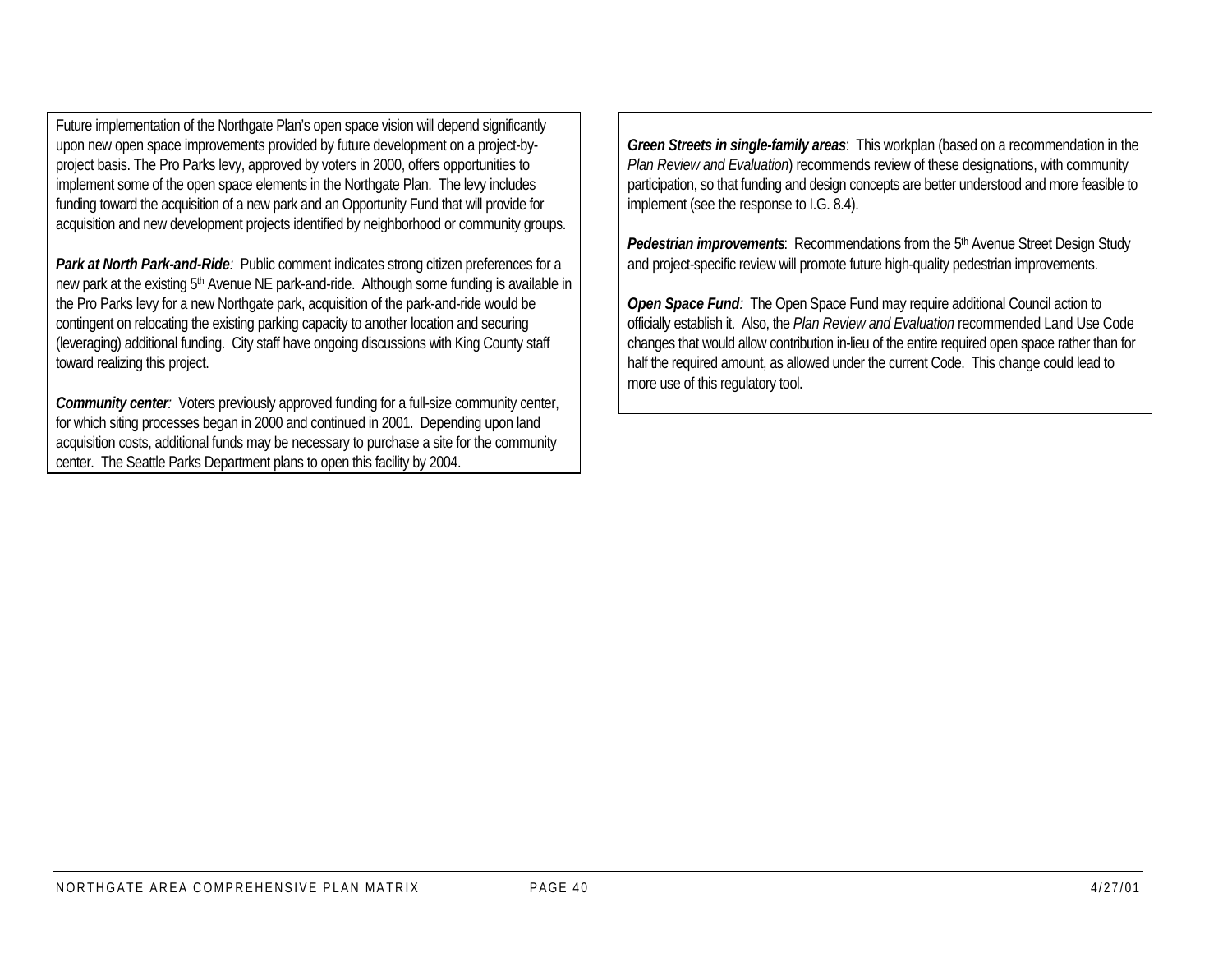Future implementation of the Northgate Plan's open space vision will depend significantly upon new open space improvements provided by future development on a project-by-project basis. The Pro Parks levy, approved by voters in 2000, offers opportunities to implement some of the open space elements in the Northgate Plan. The levy includes funding toward the acquisition of a new park and an Opportunity Fund that will provide for acquisition and new development projects identified by neighborhood or community groups.

***Park at North Park-and-Ride****:* Public comment indicates strong citizen preferences for a new park at the existing 5th Avenue NE park-and-ride. Although some funding is available in the Pro Parks levy for a new Northgate park, acquisition of the park-and-ride would be contingent on relocating the existing parking capacity to another location and securing (leveraging) additional funding. City staff have ongoing discussions with King County staff toward realizing this project.

***Community center****:* Voters previously approved funding for a full-size community center, for which siting processes began in 2000 and continued in 2001. Depending upon land acquisition costs, additional funds may be necessary to purchase a site for the community center. The Seattle Parks Department plans to open this facility by 2004.

***Green Streets in single-family areas***: This workplan (based on a recommendation in the *Plan Review and Evaluation*) recommends review of these designations, with community participation, so that funding and design concepts are better understood and more feasible to implement (see the response to I.G. 8.4).

***Pedestrian improvements***: Recommendations from the 5th Avenue Street Design Study and project-specific review will promote future high-quality pedestrian improvements.

***Open Space Fund****:* The Open Space Fund may require additional Council action to officially establish it. Also, the *Plan Review and Evaluation* recommended Land Use Code changes that would allow contribution in-lieu of the entire required open space rather than for half the required amount, as allowed under the current Code. This change could lead to more use of this regulatory tool.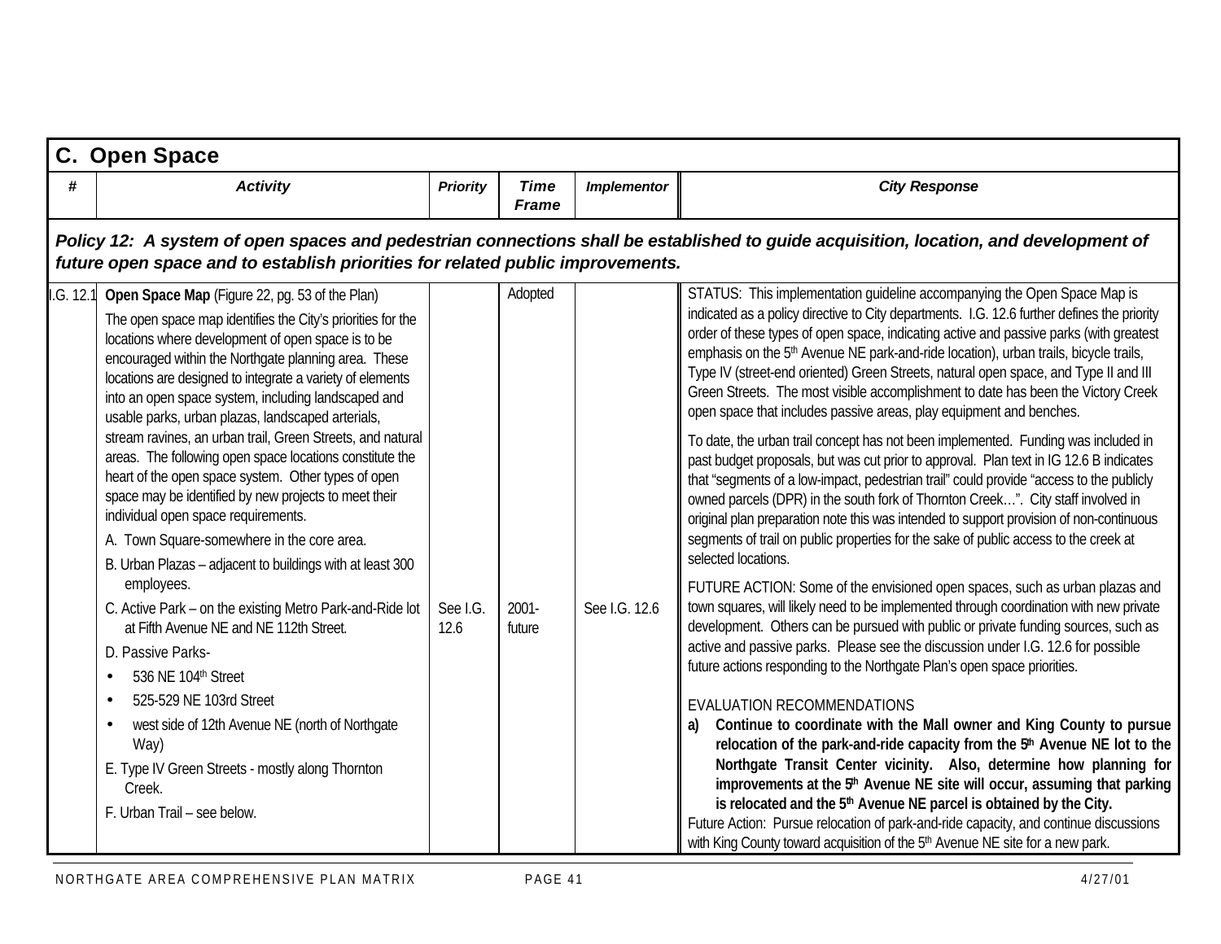## C. Open Space

| # | Activity | Priority | Time Frame | Implementor | City Response |
|---|---|---|---|---|---|
| ***Policy 12: A system of open spaces and pedestrian connections shall be established to guide acquisition, location, and development of future open space and to establish priorities for related public improvements.*** | | | | | |
| I.G. 12.1 | **Open Space Map** (Figure 22, pg. 53 of the Plan)<br>The open space map identifies the City's priorities for the locations where development of open space is to be encouraged within the Northgate planning area. These locations are designed to integrate a variety of elements into an open space system, including landscaped and usable parks, urban plazas, landscaped arterials, stream ravines, an urban trail, Green Streets, and natural areas. The following open space locations constitute the heart of the open space system. Other types of open space may be identified by new projects to meet their individual open space requirements.<br>A. Town Square-somewhere in the core area.<br>B. Urban Plazas – adjacent to buildings with at least 300 employees.<br>C. Active Park – on the existing Metro Park-and-Ride lot at Fifth Avenue NE and NE 112th Street.<br>D. Passive Parks-<br>• 536 NE 104th Street<br>• 525-529 NE 103rd Street<br>• west side of 12th Avenue NE (north of Northgate Way)<br>E. Type IV Green Streets - mostly along Thornton Creek.<br>F. Urban Trail – see below. | See I.G. 12.6 | Adopted<br><br>2001-future | See I.G. 12.6 | STATUS: This implementation guideline accompanying the Open Space Map is indicated as a policy directive to City departments. I.G. 12.6 further defines the priority order of these types of open space, indicating active and passive parks (with greatest emphasis on the 5th Avenue NE park-and-ride location), urban trails, bicycle trails, Type IV (street-end oriented) Green Streets, natural open space, and Type II and III Green Streets. The most visible accomplishment to date has been the Victory Creek open space that includes passive areas, play equipment and benches.<br>To date, the urban trail concept has not been implemented. Funding was included in past budget proposals, but was cut prior to approval. Plan text in IG 12.6 B indicates that "segments of a low-impact, pedestrian trail" could provide "access to the publicly owned parcels (DPR) in the south fork of Thornton Creek…". City staff involved in original plan preparation note this was intended to support provision of non-continuous segments of trail on public properties for the sake of public access to the creek at selected locations.<br>FUTURE ACTION: Some of the envisioned open spaces, such as urban plazas and town squares, will likely need to be implemented through coordination with new private development. Others can be pursued with public or private funding sources, such as active and passive parks. Please see the discussion under I.G. 12.6 for possible future actions responding to the Northgate Plan's open space priorities.<br><br>EVALUATION RECOMMENDATIONS<br>a) **Continue to coordinate with the Mall owner and King County to pursue relocation of the park-and-ride capacity from the 5th Avenue NE lot to the Northgate Transit Center vicinity. Also, determine how planning for improvements at the 5th Avenue NE site will occur, assuming that parking is relocated and the 5th Avenue NE parcel is obtained by the City.**<br>Future Action: Pursue relocation of park-and-ride capacity, and continue discussions with King County toward acquisition of the 5th Avenue NE site for a new park. |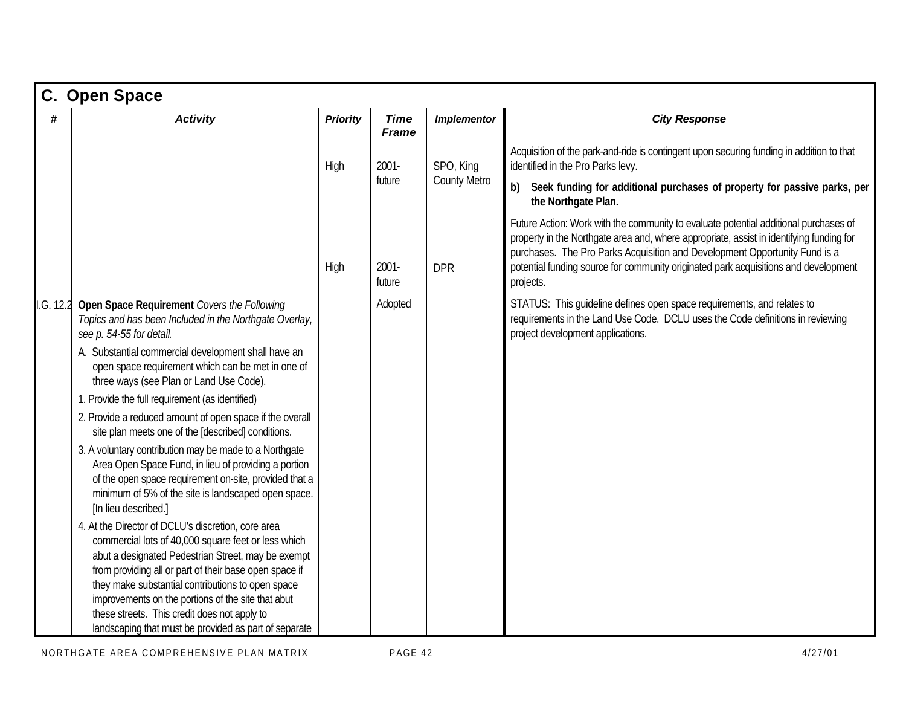## C. Open Space

| # | Activity | Priority | Time Frame | Implementor | City Response |
|---|---|---|---|---|---|
| | | High | 2001-future | SPO, King County Metro | Acquisition of the park-and-ride is contingent upon securing funding in addition to that identified in the Pro Parks levy.<br>**b) Seek funding for additional purchases of property for passive parks, per the Northgate Plan.** |
| | | High | 2001-future | DPR | Future Action: Work with the community to evaluate potential additional purchases of property in the Northgate area and, where appropriate, assist in identifying funding for purchases. The Pro Parks Acquisition and Development Opportunity Fund is a potential funding source for community originated park acquisitions and development projects. |
| I.G. 12.2 | **Open Space Requirement** *Covers the Following Topics and has been Included in the Northgate Overlay, see p. 54-55 for detail.*<br>A. Substantial commercial development shall have an open space requirement which can be met in one of three ways (see Plan or Land Use Code).<br>1. Provide the full requirement (as identified)<br>2. Provide a reduced amount of open space if the overall site plan meets one of the [described] conditions.<br>3. A voluntary contribution may be made to a Northgate Area Open Space Fund, in lieu of providing a portion of the open space requirement on-site, provided that a minimum of 5% of the site is landscaped open space. [In lieu described.]<br>4. At the Director of DCLU's discretion, core area commercial lots of 40,000 square feet or less which abut a designated Pedestrian Street, may be exempt from providing all or part of their base open space if they make substantial contributions to open space improvements on the portions of the site that abut these streets. This credit does not apply to landscaping that must be provided as part of separate | | Adopted | | STATUS: This guideline defines open space requirements, and relates to requirements in the Land Use Code. DCLU uses the Code definitions in reviewing project development applications. |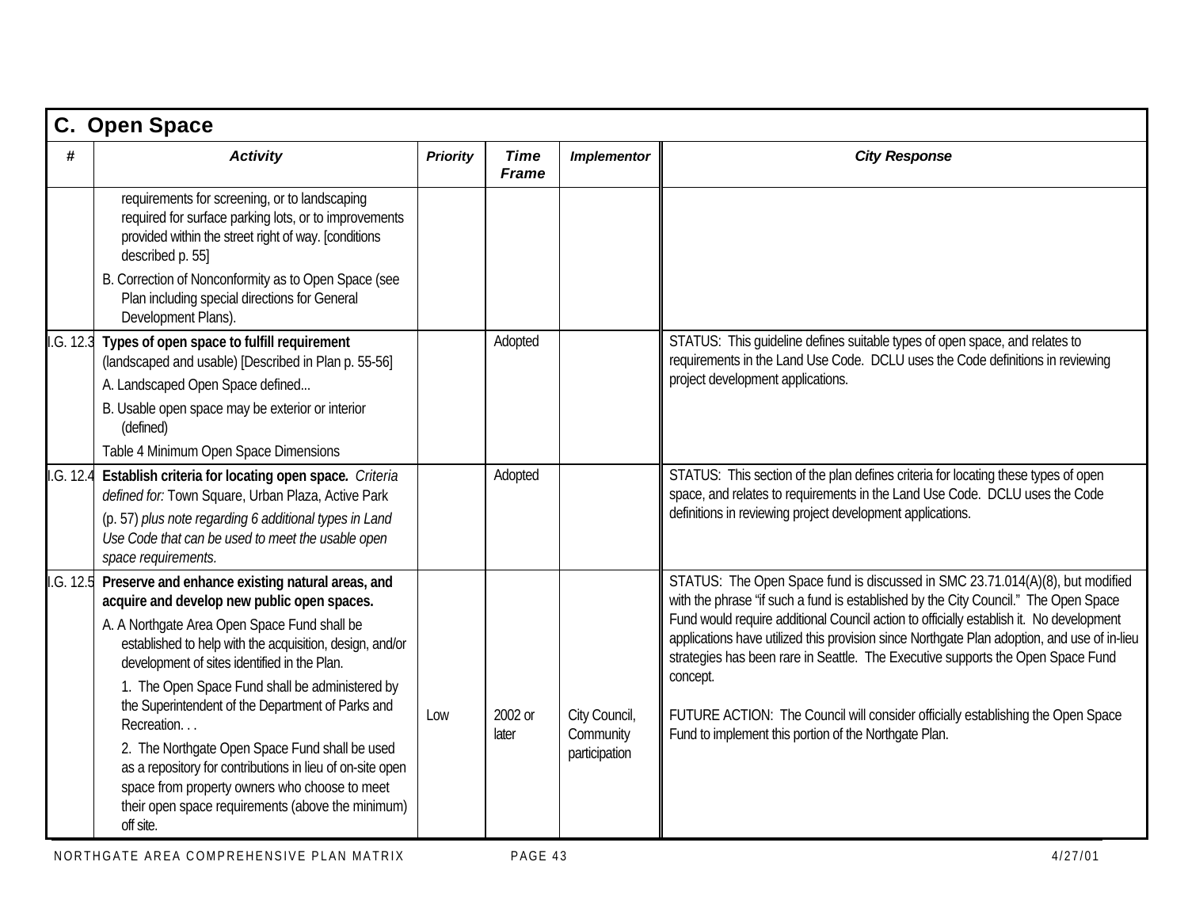## C. Open Space

| # | Activity | Priority | Time Frame | Implementor | City Response |
|---|---|---|---|---|---|
| | requirements for screening, or to landscaping required for surface parking lots, or to improvements provided within the street right of way. [conditions described p. 55]<br><br>B. Correction of Nonconformity as to Open Space (see Plan including special directions for General Development Plans). | | | | |
| I.G. 12.3 | **Types of open space to fulfill requirement** (landscaped and usable) [Described in Plan p. 55-56]<br><br>A. Landscaped Open Space defined...<br><br>B. Usable open space may be exterior or interior (defined)<br><br>Table 4 Minimum Open Space Dimensions | | Adopted | | STATUS: This guideline defines suitable types of open space, and relates to requirements in the Land Use Code. DCLU uses the Code definitions in reviewing project development applications. |
| I.G. 12.4 | **Establish criteria for locating open space.** *Criteria defined for:* Town Square, Urban Plaza, Active Park (p. 57) *plus note regarding 6 additional types in Land Use Code that can be used to meet the usable open space requirements.* | | Adopted | | STATUS: This section of the plan defines criteria for locating these types of open space, and relates to requirements in the Land Use Code. DCLU uses the Code definitions in reviewing project development applications. |
| I.G. 12.5 | **Preserve and enhance existing natural areas, and acquire and develop new public open spaces.**<br><br>A. A Northgate Area Open Space Fund shall be established to help with the acquisition, design, and/or development of sites identified in the Plan.<br><br>1. The Open Space Fund shall be administered by the Superintendent of the Department of Parks and Recreation. . .<br><br>2. The Northgate Open Space Fund shall be used as a repository for contributions in lieu of on-site open space from property owners who choose to meet their open space requirements (above the minimum) off site. | Low | 2002 or later | City Council, Community participation | STATUS: The Open Space fund is discussed in SMC 23.71.014(A)(8), but modified with the phrase "if such a fund is established by the City Council." The Open Space Fund would require additional Council action to officially establish it. No development applications have utilized this provision since Northgate Plan adoption, and use of in-lieu strategies has been rare in Seattle. The Executive supports the Open Space Fund concept.<br><br>FUTURE ACTION: The Council will consider officially establishing the Open Space Fund to implement this portion of the Northgate Plan. |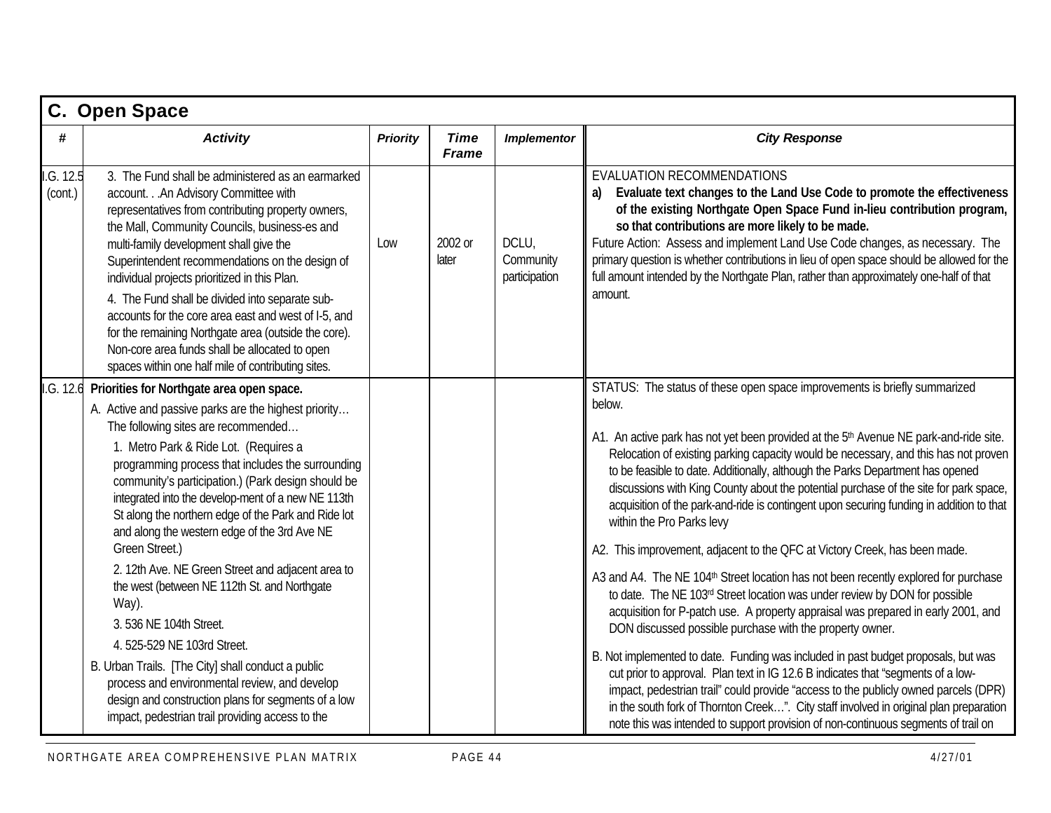## C. Open Space

| # | Activity | Priority | Time Frame | Implementor | City Response |
|---|---|---|---|---|---|
| I.G. 12.5 (cont.) | 3. The Fund shall be administered as an earmarked account. . .An Advisory Committee with representatives from contributing property owners, the Mall, Community Councils, business-es and multi-family development shall give the Superintendent recommendations on the design of individual projects prioritized in this Plan.<br><br>4. The Fund shall be divided into separate sub-accounts for the core area east and west of I-5, and for the remaining Northgate area (outside the core). Non-core area funds shall be allocated to open spaces within one half mile of contributing sites. | Low | 2002 or later | DCLU, Community participation | EVALUATION RECOMMENDATIONS<br>a) **Evaluate text changes to the Land Use Code to promote the effectiveness of the existing Northgate Open Space Fund in-lieu contribution program, so that contributions are more likely to be made.**<br>Future Action: Assess and implement Land Use Code changes, as necessary. The primary question is whether contributions in lieu of open space should be allowed for the full amount intended by the Northgate Plan, rather than approximately one-half of that amount. |
| I.G. 12.6 | **Priorities for Northgate area open space.**<br>A. Active and passive parks are the highest priority… The following sites are recommended…<br>1. Metro Park & Ride Lot. (Requires a programming process that includes the surrounding community's participation.) (Park design should be integrated into the develop-ment of a new NE 113th St along the northern edge of the Park and Ride lot and along the western edge of the 3rd Ave NE Green Street.)<br>2. 12th Ave. NE Green Street and adjacent area to the west (between NE 112th St. and Northgate Way).<br>3. 536 NE 104th Street.<br>4. 525-529 NE 103rd Street.<br>B. Urban Trails. [The City] shall conduct a public process and environmental review, and develop design and construction plans for segments of a low impact, pedestrian trail providing access to the | | | | STATUS: The status of these open space improvements is briefly summarized below.<br><br>A1. An active park has not yet been provided at the 5th Avenue NE park-and-ride site. Relocation of existing parking capacity would be necessary, and this has not proven to be feasible to date. Additionally, although the Parks Department has opened discussions with King County about the potential purchase of the site for park space, acquisition of the park-and-ride is contingent upon securing funding in addition to that within the Pro Parks levy<br><br>A2. This improvement, adjacent to the QFC at Victory Creek, has been made.<br><br>A3 and A4. The NE 104th Street location has not been recently explored for purchase to date. The NE 103rd Street location was under review by DON for possible acquisition for P-patch use. A property appraisal was prepared in early 2001, and DON discussed possible purchase with the property owner.<br><br>B. Not implemented to date. Funding was included in past budget proposals, but was cut prior to approval. Plan text in IG 12.6 B indicates that "segments of a low-impact, pedestrian trail" could provide "access to the publicly owned parcels (DPR) in the south fork of Thornton Creek…". City staff involved in original plan preparation note this was intended to support provision of non-continuous segments of trail on |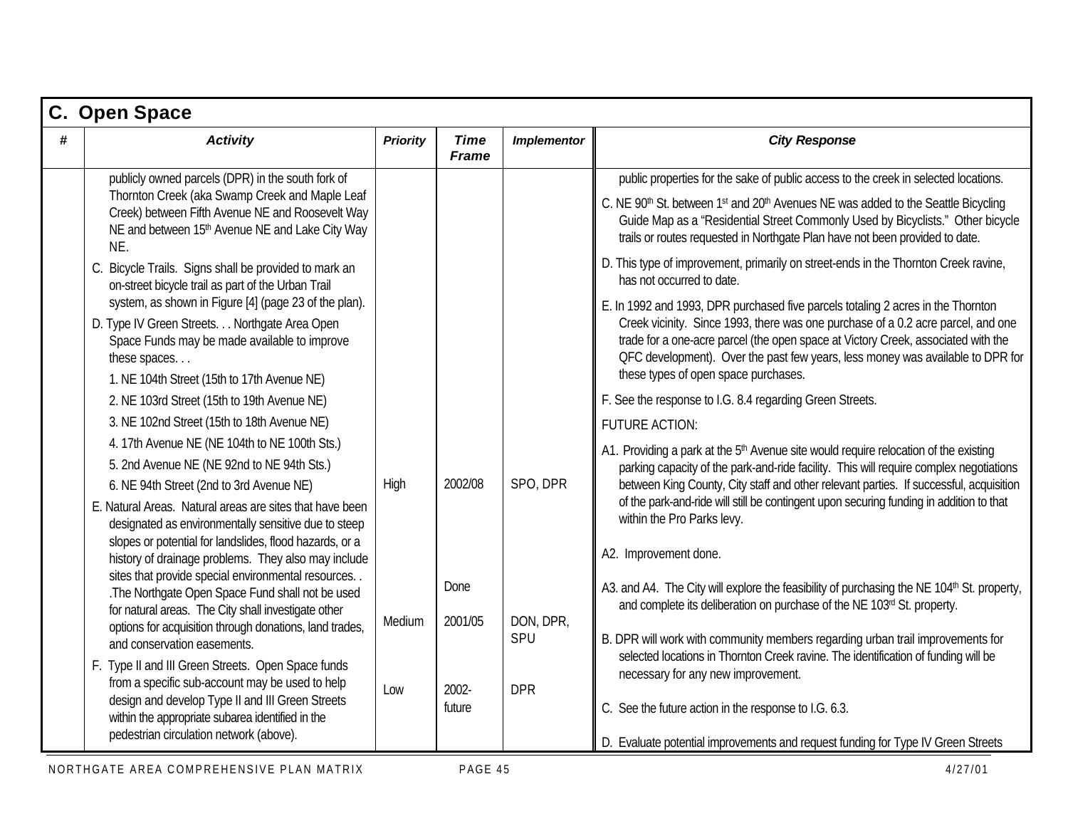## C. Open Space

| # | Activity | Priority | Time Frame | Implementor | City Response |
|---|---|---|---|---|---|
| | publicly owned parcels (DPR) in the south fork of Thornton Creek (aka Swamp Creek and Maple Leaf Creek) between Fifth Avenue NE and Roosevelt Way NE and between 15th Avenue NE and Lake City Way NE.<br>C. Bicycle Trails. Signs shall be provided to mark an on-street bicycle trail as part of the Urban Trail system, as shown in Figure [4] (page 23 of the plan).<br>D. Type IV Green Streets. . . Northgate Area Open Space Funds may be made available to improve these spaces. . .<br>1. NE 104th Street (15th to 17th Avenue NE)<br>2. NE 103rd Street (15th to 19th Avenue NE)<br>3. NE 102nd Street (15th to 18th Avenue NE)<br>4. 17th Avenue NE (NE 104th to NE 100th Sts.)<br>5. 2nd Avenue NE (NE 92nd to NE 94th Sts.)<br>6. NE 94th Street (2nd to 3rd Avenue NE)<br>E. Natural Areas. Natural areas are sites that have been designated as environmentally sensitive due to steep slopes or potential for landslides, flood hazards, or a history of drainage problems. They also may include sites that provide special environmental resources. . .The Northgate Open Space Fund shall not be used for natural areas. The City shall investigate other options for acquisition through donations, land trades, and conservation easements.<br>F. Type II and III Green Streets. Open Space funds from a specific sub-account may be used to help design and develop Type II and III Green Streets within the appropriate subarea identified in the pedestrian circulation network (above). | High<br><br>Medium<br><br>Low | 2002/08<br><br>Done<br><br>2001/05<br><br>2002-future | SPO, DPR<br><br>DON, DPR, SPU<br><br>DPR | public properties for the sake of public access to the creek in selected locations.<br>C. NE 90th St. between 1st and 20th Avenues NE was added to the Seattle Bicycling Guide Map as a "Residential Street Commonly Used by Bicyclists." Other bicycle trails or routes requested in Northgate Plan have not been provided to date.<br>D. This type of improvement, primarily on street-ends in the Thornton Creek ravine, has not occurred to date.<br>E. In 1992 and 1993, DPR purchased five parcels totaling 2 acres in the Thornton Creek vicinity. Since 1993, there was one purchase of a 0.2 acre parcel, and one trade for a one-acre parcel (the open space at Victory Creek, associated with the QFC development). Over the past few years, less money was available to DPR for these types of open space purchases.<br>F. See the response to I.G. 8.4 regarding Green Streets.<br>FUTURE ACTION:<br>A1. Providing a park at the 5th Avenue site would require relocation of the existing parking capacity of the park-and-ride facility. This will require complex negotiations between King County, City staff and other relevant parties. If successful, acquisition of the park-and-ride will still be contingent upon securing funding in addition to that within the Pro Parks levy.<br>A2. Improvement done.<br>A3. and A4. The City will explore the feasibility of purchasing the NE 104th St. property, and complete its deliberation on purchase of the NE 103rd St. property.<br>B. DPR will work with community members regarding urban trail improvements for selected locations in Thornton Creek ravine. The identification of funding will be necessary for any new improvement.<br>C. See the future action in the response to I.G. 6.3.<br>D. Evaluate potential improvements and request funding for Type IV Green Streets |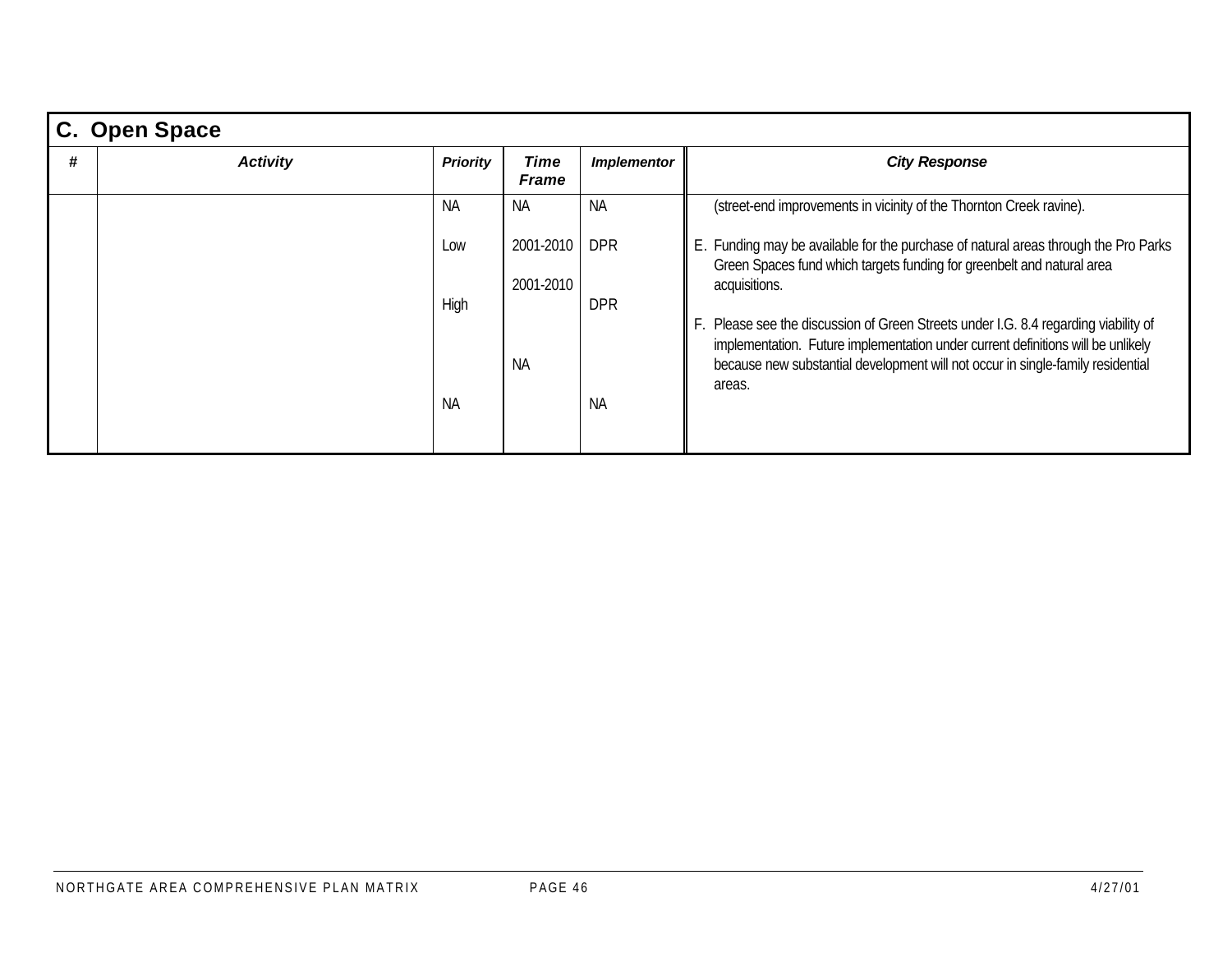## C. Open Space

| # | Activity | Priority | Time Frame | Implementor | City Response |
|---|---|---|---|---|---|
| | | NA | NA | NA | (street-end improvements in vicinity of the Thornton Creek ravine). |
| | | Low | 2001-2010 | DPR | E. Funding may be available for the purchase of natural areas through the Pro Parks Green Spaces fund which targets funding for greenbelt and natural area acquisitions. |
| | | High | 2001-2010 | DPR | F. Please see the discussion of Green Streets under I.G. 8.4 regarding viability of implementation. Future implementation under current definitions will be unlikely because new substantial development will not occur in single-family residential areas. |
| | | NA | NA | NA | |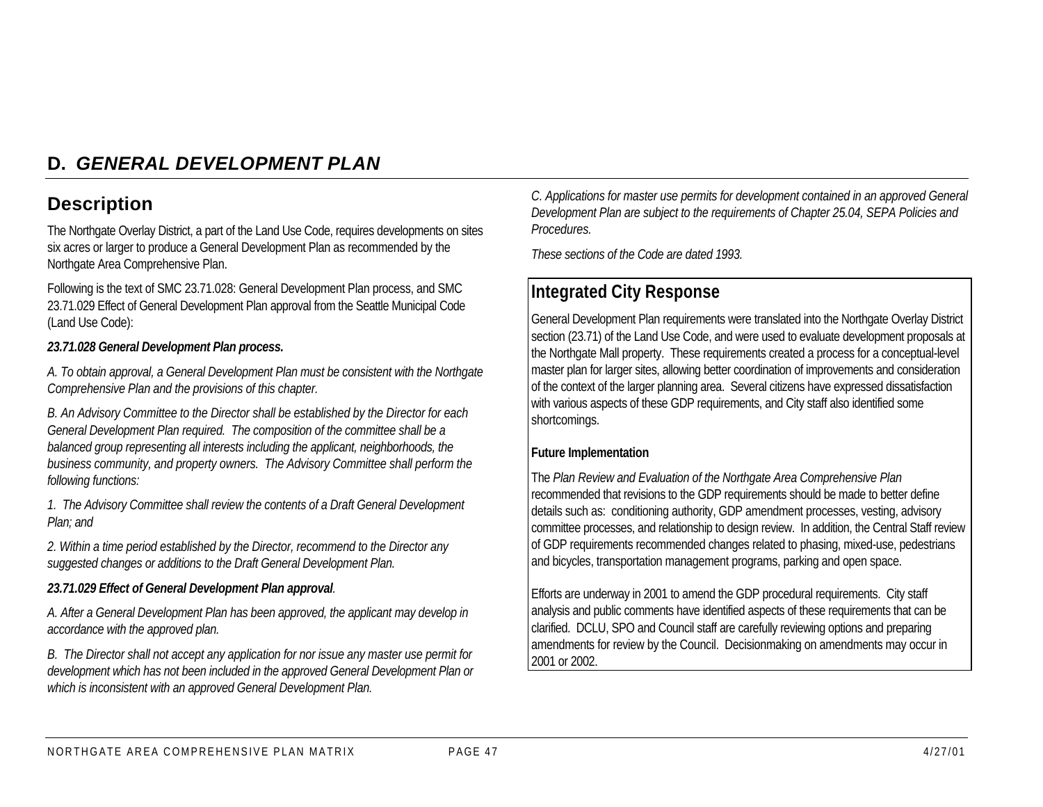# D. *GENERAL DEVELOPMENT PLAN*

## Description

The Northgate Overlay District, a part of the Land Use Code, requires developments on sites six acres or larger to produce a General Development Plan as recommended by the Northgate Area Comprehensive Plan.

Following is the text of SMC 23.71.028: General Development Plan process, and SMC 23.71.029 Effect of General Development Plan approval from the Seattle Municipal Code (Land Use Code):

***23.71.028 General Development Plan process.***

*A. To obtain approval, a General Development Plan must be consistent with the Northgate Comprehensive Plan and the provisions of this chapter.*

*B. An Advisory Committee to the Director shall be established by the Director for each General Development Plan required. The composition of the committee shall be a balanced group representing all interests including the applicant, neighborhoods, the business community, and property owners. The Advisory Committee shall perform the following functions:*

*1. The Advisory Committee shall review the contents of a Draft General Development Plan; and*

*2. Within a time period established by the Director, recommend to the Director any suggested changes or additions to the Draft General Development Plan.*

***23.71.029 Effect of General Development Plan approval****.*

*A. After a General Development Plan has been approved, the applicant may develop in accordance with the approved plan.*

*B. The Director shall not accept any application for nor issue any master use permit for development which has not been included in the approved General Development Plan or which is inconsistent with an approved General Development Plan.*

*C. Applications for master use permits for development contained in an approved General Development Plan are subject to the requirements of Chapter 25.04, SEPA Policies and Procedures.*

*These sections of the Code are dated 1993.*

## Integrated City Response

General Development Plan requirements were translated into the Northgate Overlay District section (23.71) of the Land Use Code, and were used to evaluate development proposals at the Northgate Mall property. These requirements created a process for a conceptual-level master plan for larger sites, allowing better coordination of improvements and consideration of the context of the larger planning area. Several citizens have expressed dissatisfaction with various aspects of these GDP requirements, and City staff also identified some shortcomings.

**Future Implementation**

The *Plan Review and Evaluation of the Northgate Area Comprehensive Plan* recommended that revisions to the GDP requirements should be made to better define details such as: conditioning authority, GDP amendment processes, vesting, advisory committee processes, and relationship to design review. In addition, the Central Staff review of GDP requirements recommended changes related to phasing, mixed-use, pedestrians and bicycles, transportation management programs, parking and open space.

Efforts are underway in 2001 to amend the GDP procedural requirements. City staff analysis and public comments have identified aspects of these requirements that can be clarified. DCLU, SPO and Council staff are carefully reviewing options and preparing amendments for review by the Council. Decisionmaking on amendments may occur in 2001 or 2002.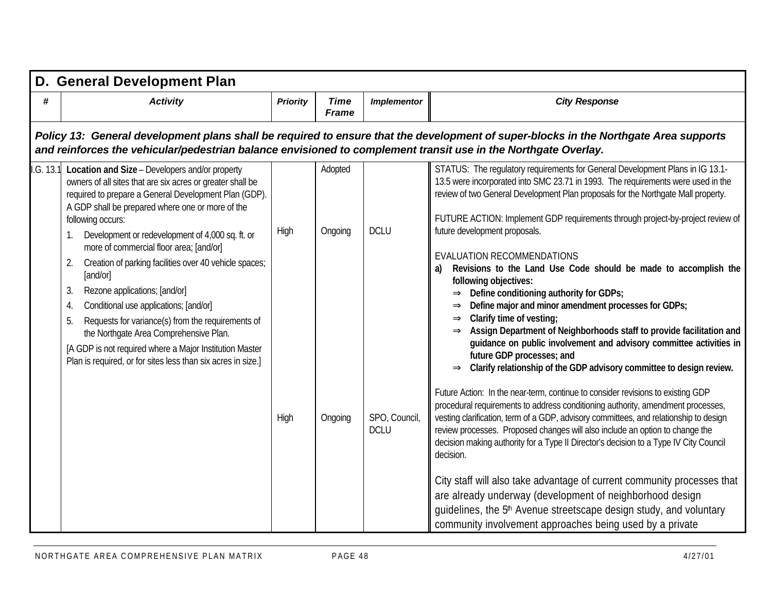## D. General Development Plan

| # | Activity | Priority | Time Frame | Implementor | City Response |
|---|---|---|---|---|---|
| ***Policy 13: General development plans shall be required to ensure that the development of super-blocks in the Northgate Area supports and reinforces the vehicular/pedestrian balance envisioned to complement transit use in the Northgate Overlay.*** | | | | | |
| I.G. 13.1 | **Location and Size** – Developers and/or property owners of all sites that are six acres or greater shall be required to prepare a General Development Plan (GDP). A GDP shall be prepared where one or more of the following occurs:<br>1. Development or redevelopment of 4,000 sq. ft. or more of commercial floor area; [and/or]<br>2. Creation of parking facilities over 40 vehicle spaces; [and/or]<br>3. Rezone applications; [and/or]<br>4. Conditional use applications; [and/or]<br>5. Requests for variance(s) from the requirements of the Northgate Area Comprehensive Plan.<br>[A GDP is not required where a Major Institution Master Plan is required, or for sites less than six acres in size.] | <br><br>High | Adopted<br><br>Ongoing | <br><br>DCLU | STATUS: The regulatory requirements for General Development Plans in IG 13.1-13.5 were incorporated into SMC 23.71 in 1993. The requirements were used in the review of two General Development Plan proposals for the Northgate Mall property.<br><br>FUTURE ACTION: Implement GDP requirements through project-by-project review of future development proposals.<br><br>EVALUATION RECOMMENDATIONS<br>**a) Revisions to the Land Use Code should be made to accomplish the following objectives:**<br>**⇒ Define conditioning authority for GDPs;**<br>**⇒ Define major and minor amendment processes for GDPs;**<br>**⇒ Clarify time of vesting;**<br>**⇒ Assign Department of Neighborhoods staff to provide facilitation and guidance on public involvement and advisory committee activities in future GDP processes; and**<br>**⇒ Clarify relationship of the GDP advisory committee to design review.** |
| | | High | Ongoing | SPO, Council, DCLU | Future Action: In the near-term, continue to consider revisions to existing GDP procedural requirements to address conditioning authority, amendment processes, vesting clarification, term of a GDP, advisory committees, and relationship to design review processes. Proposed changes will also include an option to change the decision making authority for a Type II Director's decision to a Type IV City Council decision.<br><br>City staff will also take advantage of current community processes that are already underway (development of neighborhood design guidelines, the 5th Avenue streetscape design study, and voluntary community involvement approaches being used by a private |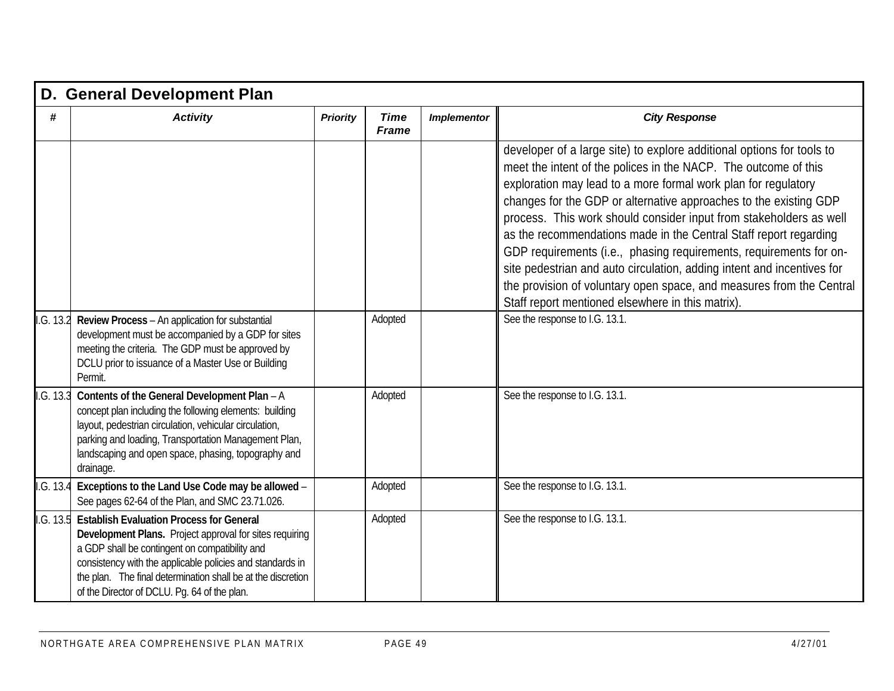## D. General Development Plan

| # | Activity | Priority | Time Frame | Implementor | City Response |
|---|---|---|---|---|---|
| | | | | | developer of a large site) to explore additional options for tools to meet the intent of the polices in the NACP. The outcome of this exploration may lead to a more formal work plan for regulatory changes for the GDP or alternative approaches to the existing GDP process. This work should consider input from stakeholders as well as the recommendations made in the Central Staff report regarding GDP requirements (i.e., phasing requirements, requirements for on-site pedestrian and auto circulation, adding intent and incentives for the provision of voluntary open space, and measures from the Central Staff report mentioned elsewhere in this matrix). |
| I.G. 13.2 | **Review Process** – An application for substantial development must be accompanied by a GDP for sites meeting the criteria. The GDP must be approved by DCLU prior to issuance of a Master Use or Building Permit. | | Adopted | | See the response to I.G. 13.1. |
| I.G. 13.3 | **Contents of the General Development Plan** – A concept plan including the following elements: building layout, pedestrian circulation, vehicular circulation, parking and loading, Transportation Management Plan, landscaping and open space, phasing, topography and drainage. | | Adopted | | See the response to I.G. 13.1. |
| I.G. 13.4 | **Exceptions to the Land Use Code may be allowed** – See pages 62-64 of the Plan, and SMC 23.71.026. | | Adopted | | See the response to I.G. 13.1. |
| I.G. 13.5 | **Establish Evaluation Process for General Development Plans.** Project approval for sites requiring a GDP shall be contingent on compatibility and consistency with the applicable policies and standards in the plan. The final determination shall be at the discretion of the Director of DCLU. Pg. 64 of the plan. | | Adopted | | See the response to I.G. 13.1. |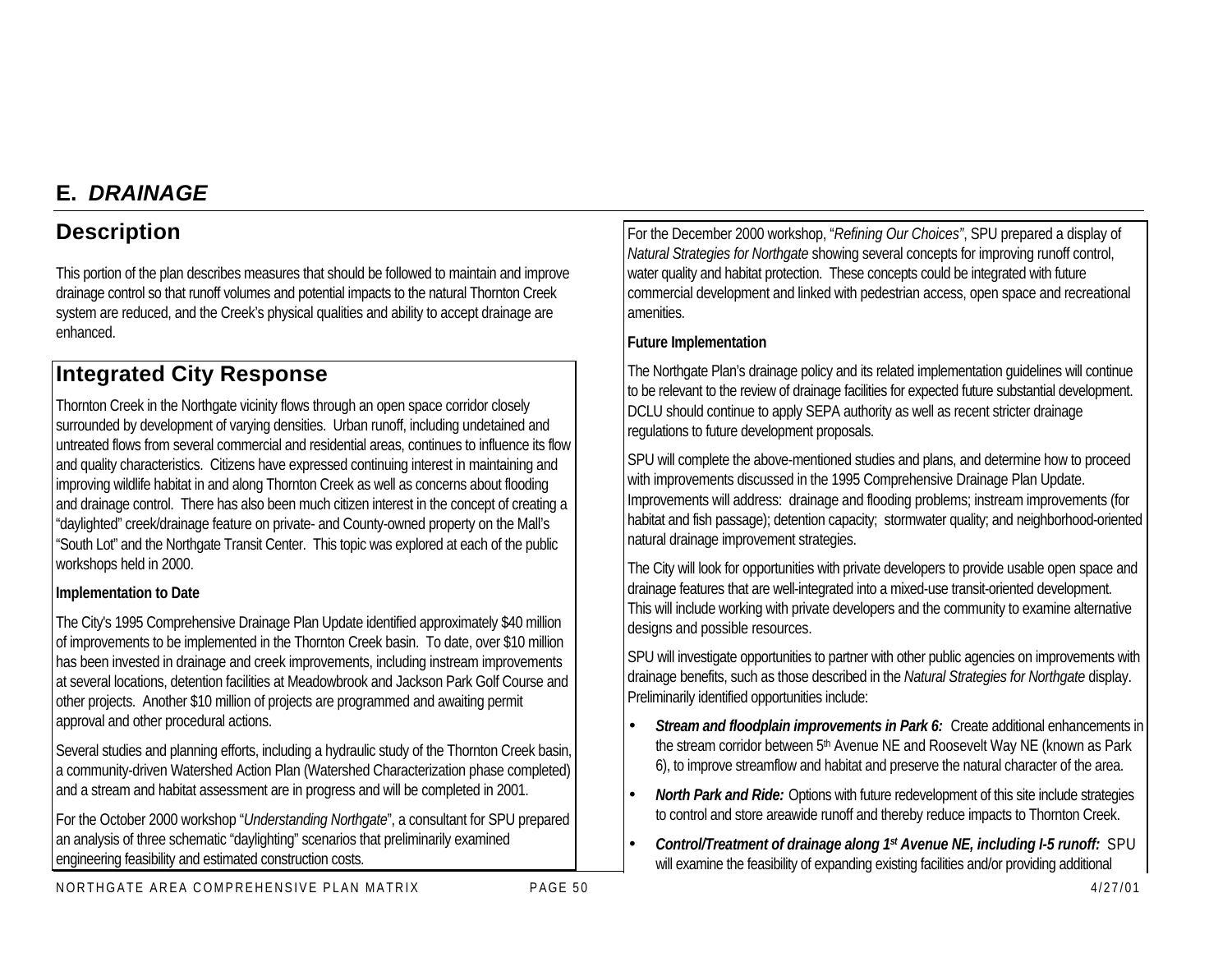## E. *DRAINAGE*

## Description

This portion of the plan describes measures that should be followed to maintain and improve drainage control so that runoff volumes and potential impacts to the natural Thornton Creek system are reduced, and the Creek's physical qualities and ability to accept drainage are enhanced.

## Integrated City Response

Thornton Creek in the Northgate vicinity flows through an open space corridor closely surrounded by development of varying densities. Urban runoff, including undetained and untreated flows from several commercial and residential areas, continues to influence its flow and quality characteristics. Citizens have expressed continuing interest in maintaining and improving wildlife habitat in and along Thornton Creek as well as concerns about flooding and drainage control. There has also been much citizen interest in the concept of creating a "daylighted" creek/drainage feature on private- and County-owned property on the Mall's "South Lot" and the Northgate Transit Center. This topic was explored at each of the public workshops held in 2000.

**Implementation to Date**

The City's 1995 Comprehensive Drainage Plan Update identified approximately $40 million of improvements to be implemented in the Thornton Creek basin. To date, over $10 million has been invested in drainage and creek improvements, including instream improvements at several locations, detention facilities at Meadowbrook and Jackson Park Golf Course and other projects. Another $10 million of projects are programmed and awaiting permit approval and other procedural actions.

Several studies and planning efforts, including a hydraulic study of the Thornton Creek basin, a community-driven Watershed Action Plan (Watershed Characterization phase completed) and a stream and habitat assessment are in progress and will be completed in 2001.

For the October 2000 workshop "*Understanding Northgate*", a consultant for SPU prepared an analysis of three schematic "daylighting" scenarios that preliminarily examined engineering feasibility and estimated construction costs.

For the December 2000 workshop, "*Refining Our Choices*", SPU prepared a display of *Natural Strategies for Northgate* showing several concepts for improving runoff control, water quality and habitat protection. These concepts could be integrated with future commercial development and linked with pedestrian access, open space and recreational amenities.

**Future Implementation**

The Northgate Plan's drainage policy and its related implementation guidelines will continue to be relevant to the review of drainage facilities for expected future substantial development. DCLU should continue to apply SEPA authority as well as recent stricter drainage regulations to future development proposals.

SPU will complete the above-mentioned studies and plans, and determine how to proceed with improvements discussed in the 1995 Comprehensive Drainage Plan Update. Improvements will address: drainage and flooding problems; instream improvements (for habitat and fish passage); detention capacity; stormwater quality; and neighborhood-oriented natural drainage improvement strategies.

The City will look for opportunities with private developers to provide usable open space and drainage features that are well-integrated into a mixed-use transit-oriented development. This will include working with private developers and the community to examine alternative designs and possible resources.

SPU will investigate opportunities to partner with other public agencies on improvements with drainage benefits, such as those described in the *Natural Strategies for Northgate* display. Preliminarily identified opportunities include:

- ***Stream and floodplain improvements in Park 6:*** Create additional enhancements in the stream corridor between 5th Avenue NE and Roosevelt Way NE (known as Park 6), to improve streamflow and habitat and preserve the natural character of the area.
- ***North Park and Ride:*** Options with future redevelopment of this site include strategies to control and store areawide runoff and thereby reduce impacts to Thornton Creek.
- ***Control/Treatment of drainage along 1st Avenue NE, including I-5 runoff:*** SPU will examine the feasibility of expanding existing facilities and/or providing additional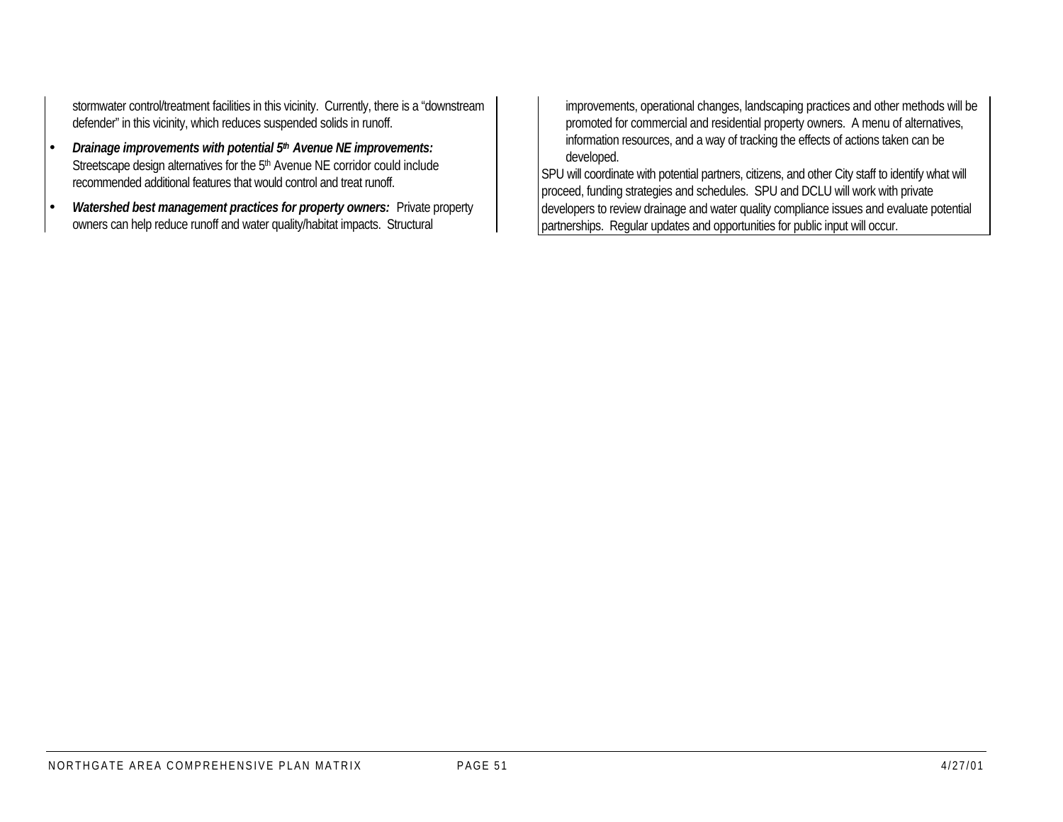stormwater control/treatment facilities in this vicinity. Currently, there is a "downstream defender" in this vicinity, which reduces suspended solids in runoff.

- ***Drainage improvements with potential 5th Avenue NE improvements:*** Streetscape design alternatives for the 5th Avenue NE corridor could include recommended additional features that would control and treat runoff.
- ***Watershed best management practices for property owners:*** Private property owners can help reduce runoff and water quality/habitat impacts. Structural improvements, operational changes, landscaping practices and other methods will be promoted for commercial and residential property owners. A menu of alternatives, information resources, and a way of tracking the effects of actions taken can be developed.

SPU will coordinate with potential partners, citizens, and other City staff to identify what will proceed, funding strategies and schedules. SPU and DCLU will work with private developers to review drainage and water quality compliance issues and evaluate potential partnerships. Regular updates and opportunities for public input will occur.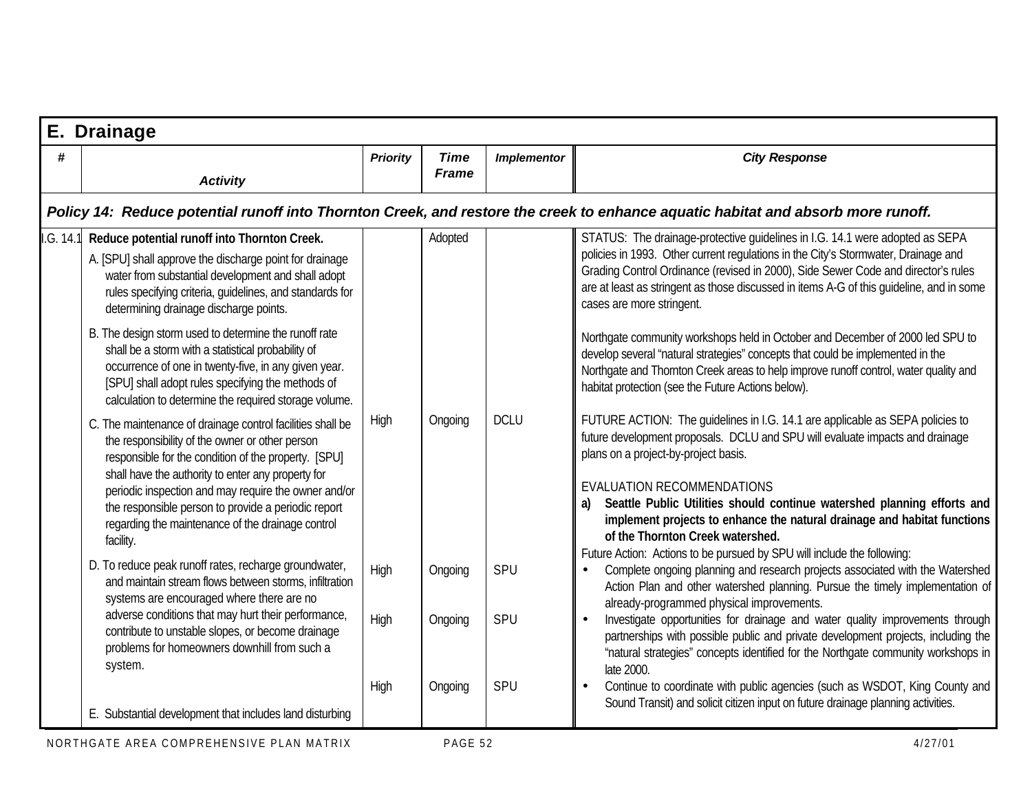## E. Drainage

| # | Activity | Priority | Time Frame | Implementor | City Response |
|---|---|---|---|---|---|
| **Policy 14: Reduce potential runoff into Thornton Creek, and restore the creek to enhance aquatic habitat and absorb more runoff.** | | | | | |
| I.G. 14.1 | **Reduce potential runoff into Thornton Creek.**<br>A. [SPU] shall approve the discharge point for drainage water from substantial development and shall adopt rules specifying criteria, guidelines, and standards for determining drainage discharge points.<br>B. The design storm used to determine the runoff rate shall be a storm with a statistical probability of occurrence of one in twenty-five, in any given year. [SPU] shall adopt rules specifying the methods of calculation to determine the required storage volume.<br>C. The maintenance of drainage control facilities shall be the responsibility of the owner or other person responsible for the condition of the property. [SPU] shall have the authority to enter any property for periodic inspection and may require the owner and/or the responsible person to provide a periodic report regarding the maintenance of the drainage control facility.<br>D. To reduce peak runoff rates, recharge groundwater, and maintain stream flows between storms, infiltration systems are encouraged where there are no adverse conditions that may hurt their performance, contribute to unstable slopes, or become drainage problems for homeowners downhill from such a system.<br>E. Substantial development that includes land disturbing | <br><br><br>High<br><br>High<br><br>High<br><br>High | Adopted<br><br><br>Ongoing<br><br>Ongoing<br><br>Ongoing<br><br>Ongoing | <br><br><br>DCLU<br><br>SPU<br><br>SPU<br><br>SPU | STATUS: The drainage-protective guidelines in I.G. 14.1 were adopted as SEPA policies in 1993. Other current regulations in the City's Stormwater, Drainage and Grading Control Ordinance (revised in 2000), Side Sewer Code and director's rules are at least as stringent as those discussed in items A-G of this guideline, and in some cases are more stringent.<br><br>Northgate community workshops held in October and December of 2000 led SPU to develop several "natural strategies" concepts that could be implemented in the Northgate and Thornton Creek areas to help improve runoff control, water quality and habitat protection (see the Future Actions below).<br><br>FUTURE ACTION: The guidelines in I.G. 14.1 are applicable as SEPA policies to future development proposals. DCLU and SPU will evaluate impacts and drainage plans on a project-by-project basis.<br><br>EVALUATION RECOMMENDATIONS<br>a) **Seattle Public Utilities should continue watershed planning efforts and implement projects to enhance the natural drainage and habitat functions of the Thornton Creek watershed.**<br>Future Action: Actions to be pursued by SPU will include the following:<br>• Complete ongoing planning and research projects associated with the Watershed Action Plan and other watershed planning. Pursue the timely implementation of already-programmed physical improvements.<br>• Investigate opportunities for drainage and water quality improvements through partnerships with possible public and private development projects, including the "natural strategies" concepts identified for the Northgate community workshops in late 2000.<br>• Continue to coordinate with public agencies (such as WSDOT, King County and Sound Transit) and solicit citizen input on future drainage planning activities. |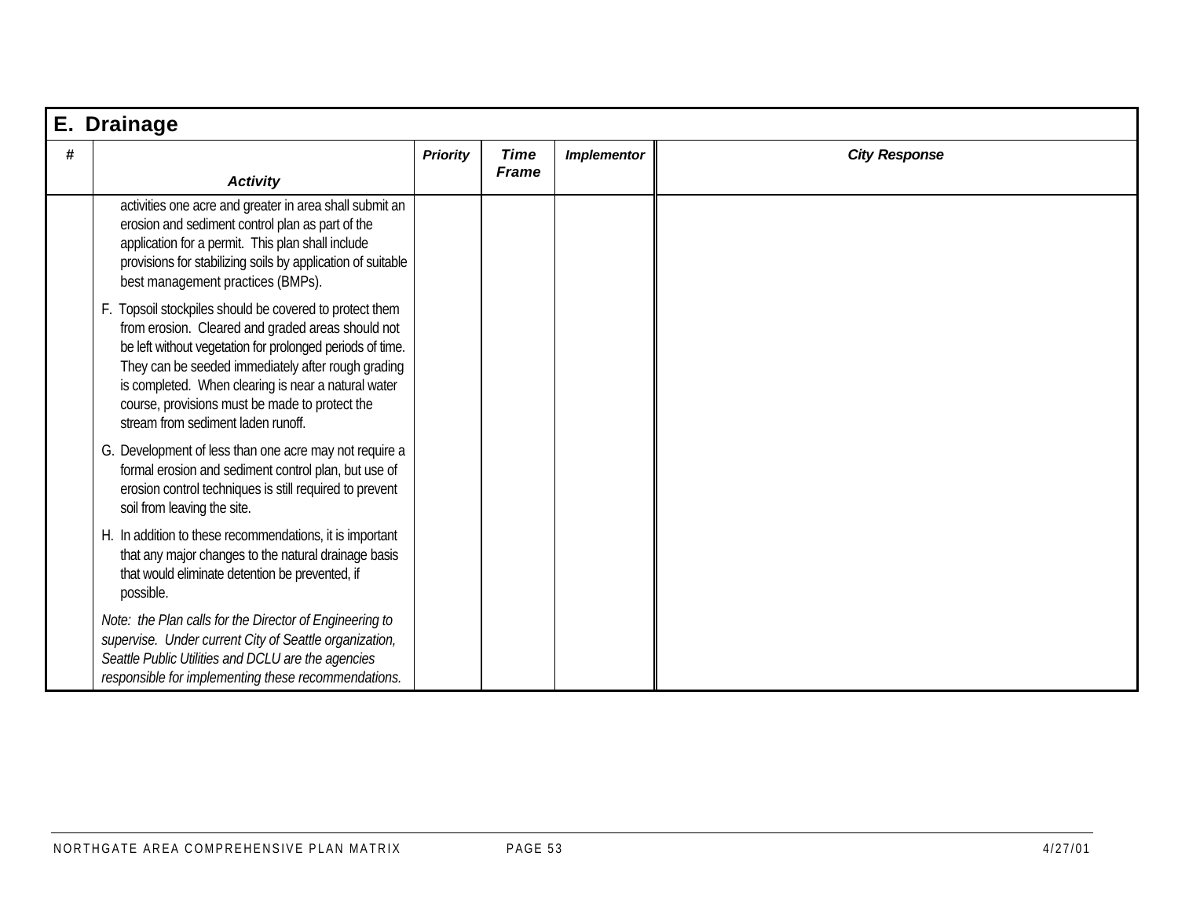## E. Drainage

| # | Activity | Priority | Time Frame | Implementor | City Response |
|---|---|---|---|---|---|
| | activities one acre and greater in area shall submit an erosion and sediment control plan as part of the application for a permit. This plan shall include provisions for stabilizing soils by application of suitable best management practices (BMPs). | | | | |
| | F. Topsoil stockpiles should be covered to protect them from erosion. Cleared and graded areas should not be left without vegetation for prolonged periods of time. They can be seeded immediately after rough grading is completed. When clearing is near a natural water course, provisions must be made to protect the stream from sediment laden runoff. | | | | |
| | G. Development of less than one acre may not require a formal erosion and sediment control plan, but use of erosion control techniques is still required to prevent soil from leaving the site. | | | | |
| | H. In addition to these recommendations, it is important that any major changes to the natural drainage basis that would eliminate detention be prevented, if possible. | | | | |
| | *Note: the Plan calls for the Director of Engineering to supervise. Under current City of Seattle organization, Seattle Public Utilities and DCLU are the agencies responsible for implementing these recommendations.* | | | | |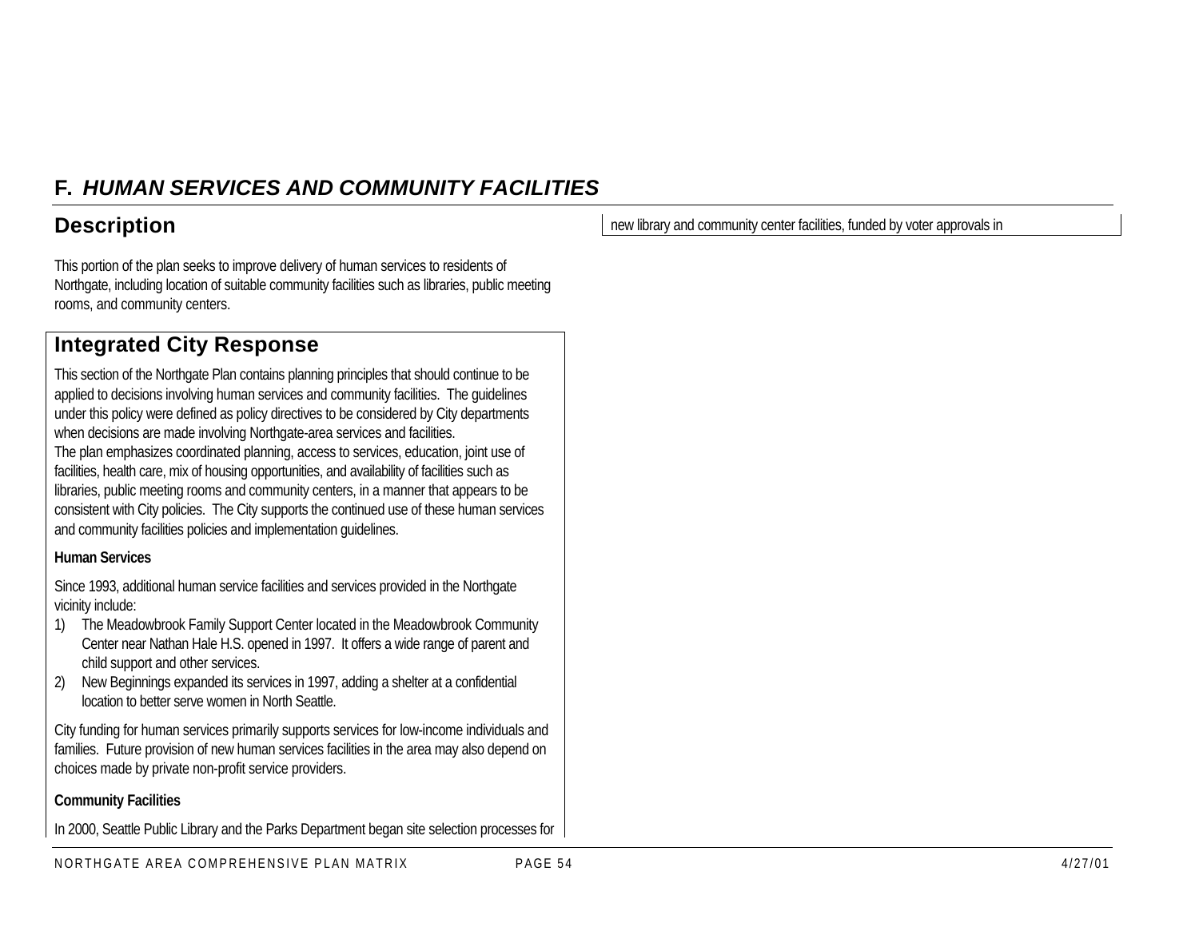# F. *HUMAN SERVICES AND COMMUNITY FACILITIES*

## Description

This portion of the plan seeks to improve delivery of human services to residents of Northgate, including location of suitable community facilities such as libraries, public meeting rooms, and community centers.

## Integrated City Response

This section of the Northgate Plan contains planning principles that should continue to be applied to decisions involving human services and community facilities. The guidelines under this policy were defined as policy directives to be considered by City departments when decisions are made involving Northgate-area services and facilities.
The plan emphasizes coordinated planning, access to services, education, joint use of facilities, health care, mix of housing opportunities, and availability of facilities such as libraries, public meeting rooms and community centers, in a manner that appears to be consistent with City policies. The City supports the continued use of these human services and community facilities policies and implementation guidelines.

**Human Services**

Since 1993, additional human service facilities and services provided in the Northgate vicinity include:

1) The Meadowbrook Family Support Center located in the Meadowbrook Community Center near Nathan Hale H.S. opened in 1997. It offers a wide range of parent and child support and other services.
2) New Beginnings expanded its services in 1997, adding a shelter at a confidential location to better serve women in North Seattle.

City funding for human services primarily supports services for low-income individuals and families. Future provision of new human services facilities in the area may also depend on choices made by private non-profit service providers.

**Community Facilities**

In 2000, Seattle Public Library and the Parks Department began site selection processes for new library and community center facilities, funded by voter approvals in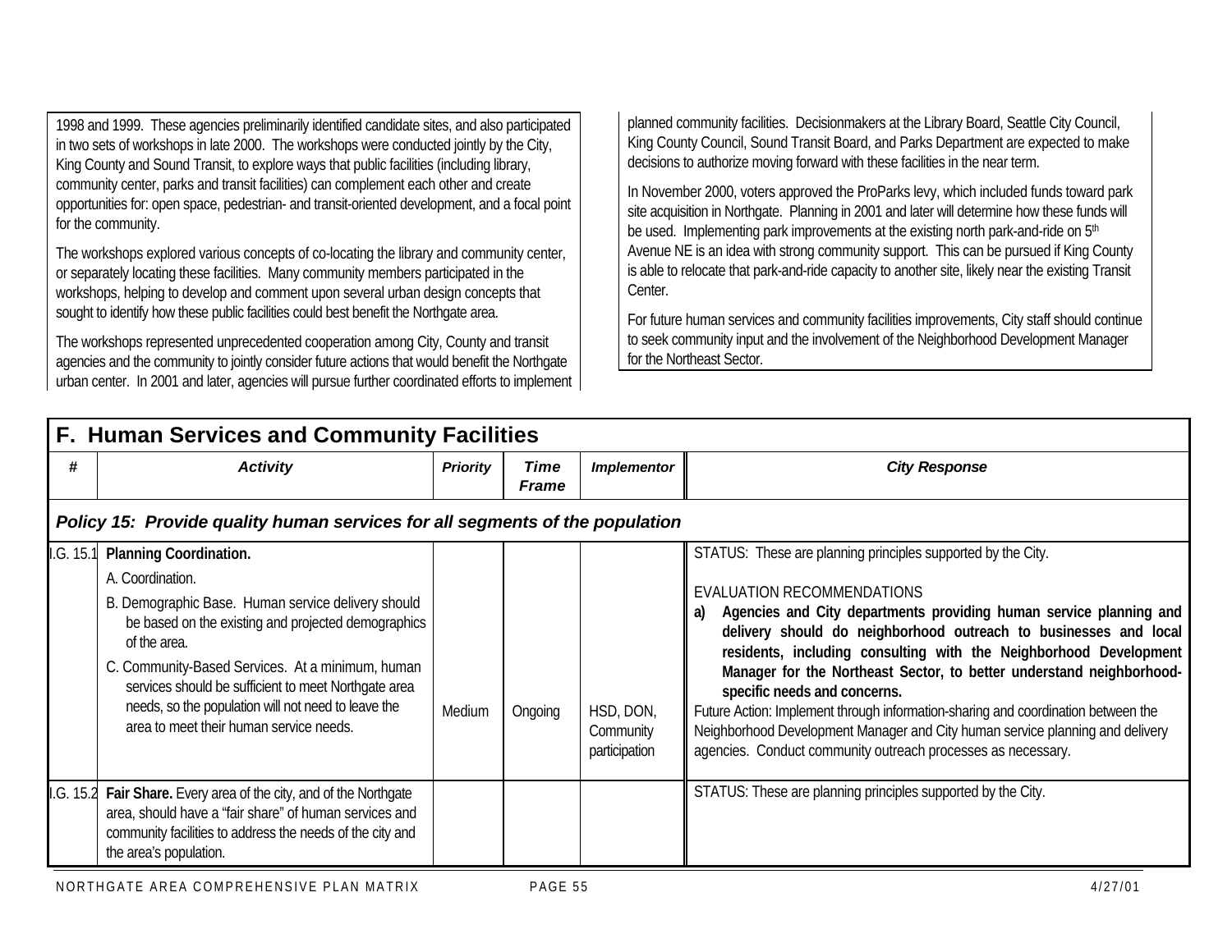1998 and 1999. These agencies preliminarily identified candidate sites, and also participated in two sets of workshops in late 2000. The workshops were conducted jointly by the City, King County and Sound Transit, to explore ways that public facilities (including library, community center, parks and transit facilities) can complement each other and create opportunities for: open space, pedestrian- and transit-oriented development, and a focal point for the community.

The workshops explored various concepts of co-locating the library and community center, or separately locating these facilities. Many community members participated in the workshops, helping to develop and comment upon several urban design concepts that sought to identify how these public facilities could best benefit the Northgate area.

The workshops represented unprecedented cooperation among City, County and transit agencies and the community to jointly consider future actions that would benefit the Northgate urban center. In 2001 and later, agencies will pursue further coordinated efforts to implement planned community facilities. Decisionmakers at the Library Board, Seattle City Council, King County Council, Sound Transit Board, and Parks Department are expected to make decisions to authorize moving forward with these facilities in the near term.

In November 2000, voters approved the ProParks levy, which included funds toward park site acquisition in Northgate. Planning in 2001 and later will determine how these funds will be used. Implementing park improvements at the existing north park-and-ride on 5th Avenue NE is an idea with strong community support. This can be pursued if King County is able to relocate that park-and-ride capacity to another site, likely near the existing Transit Center.

For future human services and community facilities improvements, City staff should continue to seek community input and the involvement of the Neighborhood Development Manager for the Northeast Sector.

## F. Human Services and Community Facilities

| # | Activity | Priority | Time Frame | Implementor | City Response |
|---|---|---|---|---|---|
| ***Policy 15: Provide quality human services for all segments of the population*** | | | | | |
| I.G. 15.1 | **Planning Coordination.**<br>A. Coordination.<br>B. Demographic Base. Human service delivery should be based on the existing and projected demographics of the area.<br>C. Community-Based Services. At a minimum, human services should be sufficient to meet Northgate area needs, so the population will not need to leave the area to meet their human service needs. | Medium | Ongoing | HSD, DON, Community participation | STATUS: These are planning principles supported by the City.<br>EVALUATION RECOMMENDATIONS<br>**a) Agencies and City departments providing human service planning and delivery should do neighborhood outreach to businesses and local residents, including consulting with the Neighborhood Development Manager for the Northeast Sector, to better understand neighborhood-specific needs and concerns.**<br>Future Action: Implement through information-sharing and coordination between the Neighborhood Development Manager and City human service planning and delivery agencies. Conduct community outreach processes as necessary. |
| I.G. 15.2 | **Fair Share.** Every area of the city, and of the Northgate area, should have a "fair share" of human services and community facilities to address the needs of the city and the area's population. | | | | STATUS: These are planning principles supported by the City. |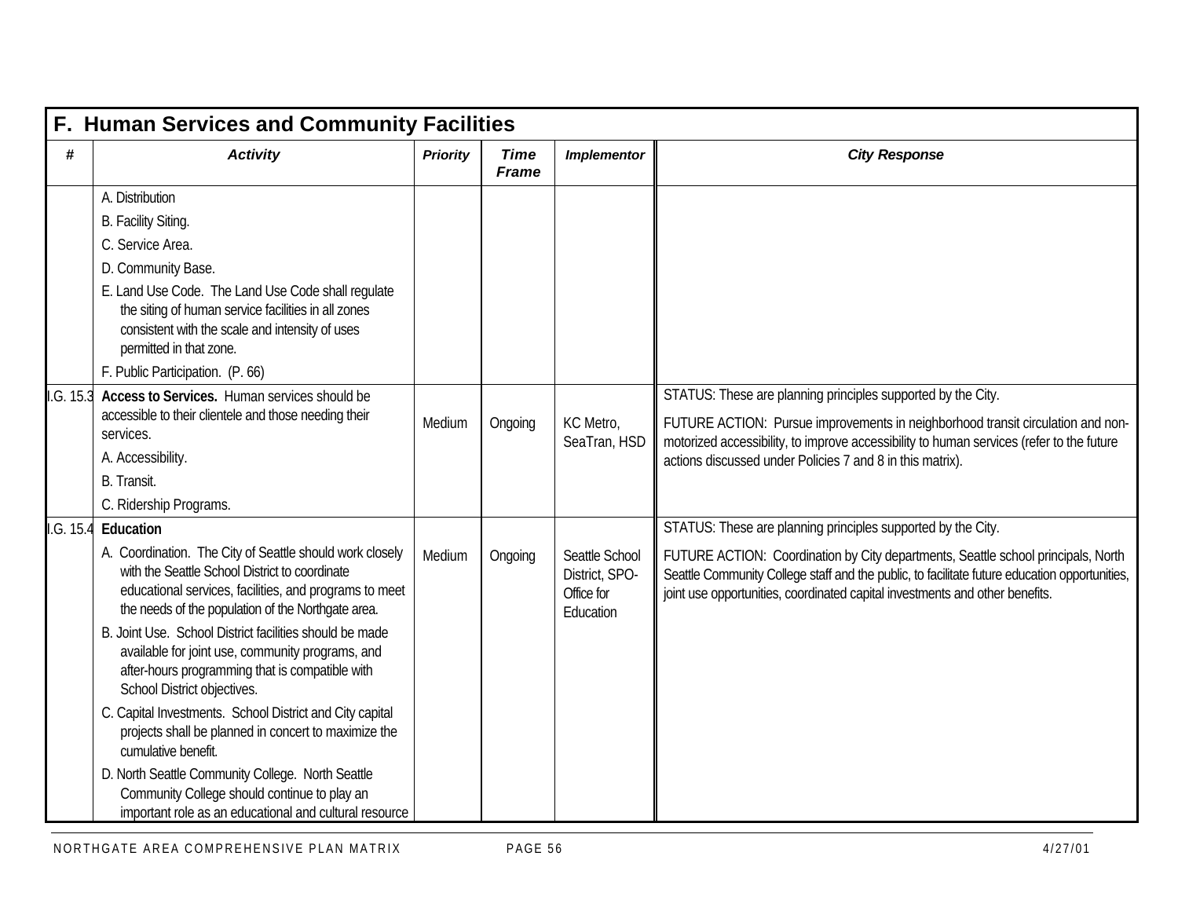## F. Human Services and Community Facilities

| # | Activity | Priority | Time Frame | Implementor | City Response |
|---|---|---|---|---|---|
| | A. Distribution<br>B. Facility Siting.<br>C. Service Area.<br>D. Community Base.<br>E. Land Use Code. The Land Use Code shall regulate the siting of human service facilities in all zones consistent with the scale and intensity of uses permitted in that zone.<br>F. Public Participation. (P. 66) | | | | |
| I.G. 15.3 | **Access to Services.** Human services should be accessible to their clientele and those needing their services.<br>A. Accessibility.<br>B. Transit.<br>C. Ridership Programs. | Medium | Ongoing | KC Metro, SeaTran, HSD | STATUS: These are planning principles supported by the City.<br>FUTURE ACTION: Pursue improvements in neighborhood transit circulation and non-motorized accessibility, to improve accessibility to human services (refer to the future actions discussed under Policies 7 and 8 in this matrix). |
| I.G. 15.4 | **Education**<br>A. Coordination. The City of Seattle should work closely with the Seattle School District to coordinate educational services, facilities, and programs to meet the needs of the population of the Northgate area.<br>B. Joint Use. School District facilities should be made available for joint use, community programs, and after-hours programming that is compatible with School District objectives.<br>C. Capital Investments. School District and City capital projects shall be planned in concert to maximize the cumulative benefit.<br>D. North Seattle Community College. North Seattle Community College should continue to play an important role as an educational and cultural resource | Medium | Ongoing | Seattle School District, SPO-Office for Education | STATUS: These are planning principles supported by the City.<br>FUTURE ACTION: Coordination by City departments, Seattle school principals, North Seattle Community College staff and the public, to facilitate future education opportunities, joint use opportunities, coordinated capital investments and other benefits. |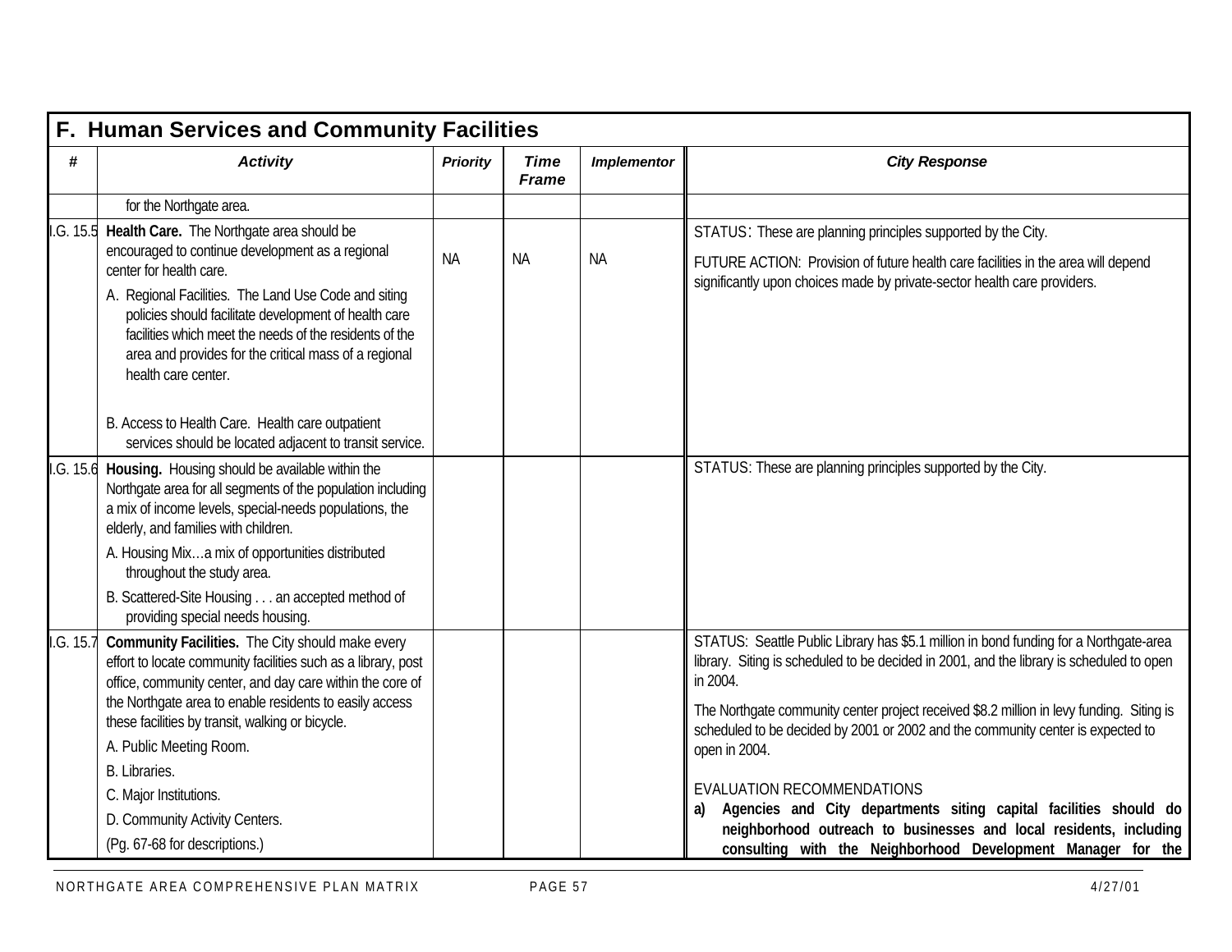## F. Human Services and Community Facilities

| # | Activity | Priority | Time Frame | Implementor | City Response |
|---|---|---|---|---|---|
| | for the Northgate area. | | | | |
| I.G. 15.5 | **Health Care.** The Northgate area should be encouraged to continue development as a regional center for health care.<br>A. Regional Facilities. The Land Use Code and siting policies should facilitate development of health care facilities which meet the needs of the residents of the area and provides for the critical mass of a regional health care center.<br>B. Access to Health Care. Health care outpatient services should be located adjacent to transit service. | NA | NA | NA | STATUS: These are planning principles supported by the City.<br>FUTURE ACTION: Provision of future health care facilities in the area will depend significantly upon choices made by private-sector health care providers. |
| I.G. 15.6 | **Housing.** Housing should be available within the Northgate area for all segments of the population including a mix of income levels, special-needs populations, the elderly, and families with children.<br>A. Housing Mix…a mix of opportunities distributed throughout the study area.<br>B. Scattered-Site Housing . . . an accepted method of providing special needs housing. | | | | STATUS: These are planning principles supported by the City. |
| I.G. 15.7 | **Community Facilities.** The City should make every effort to locate community facilities such as a library, post office, community center, and day care within the core of the Northgate area to enable residents to easily access these facilities by transit, walking or bicycle.<br>A. Public Meeting Room.<br>B. Libraries.<br>C. Major Institutions.<br>D. Community Activity Centers.<br>(Pg. 67-68 for descriptions.) | | | | STATUS: Seattle Public Library has $5.1 million in bond funding for a Northgate-area library. Siting is scheduled to be decided in 2001, and the library is scheduled to open in 2004.<br>The Northgate community center project received $8.2 million in levy funding. Siting is scheduled to be decided by 2001 or 2002 and the community center is expected to open in 2004.<br>EVALUATION RECOMMENDATIONS<br>**a) Agencies and City departments siting capital facilities should do neighborhood outreach to businesses and local residents, including consulting with the Neighborhood Development Manager for the** |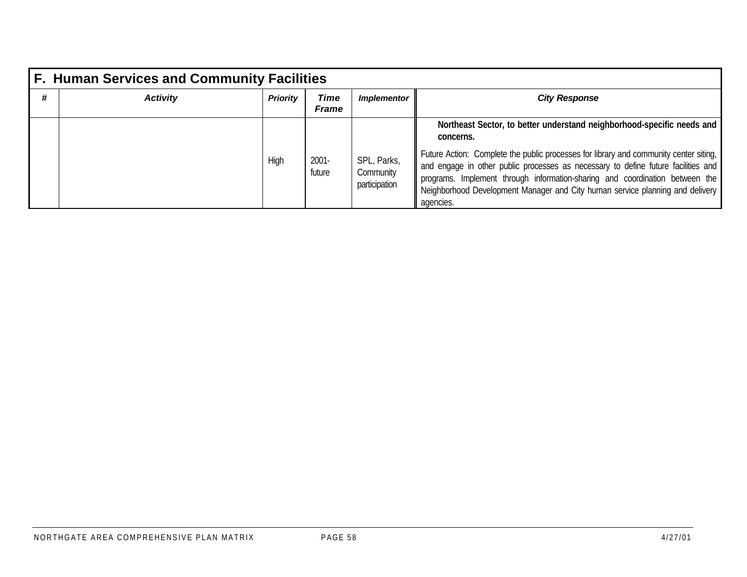| F. Human Services and Community Facilities | | | | | |
|---|---|---|---|---|---|
| **#** | **Activity** | **Priority** | **Time Frame** | **Implementor** | **City Response** |
| | | High | 2001-future | SPL, Parks, Community participation | **Northeast Sector, to better understand neighborhood-specific needs and concerns.** Future Action: Complete the public processes for library and community center siting, and engage in other public processes as necessary to define future facilities and programs. Implement through information-sharing and coordination between the Neighborhood Development Manager and City human service planning and delivery agencies. |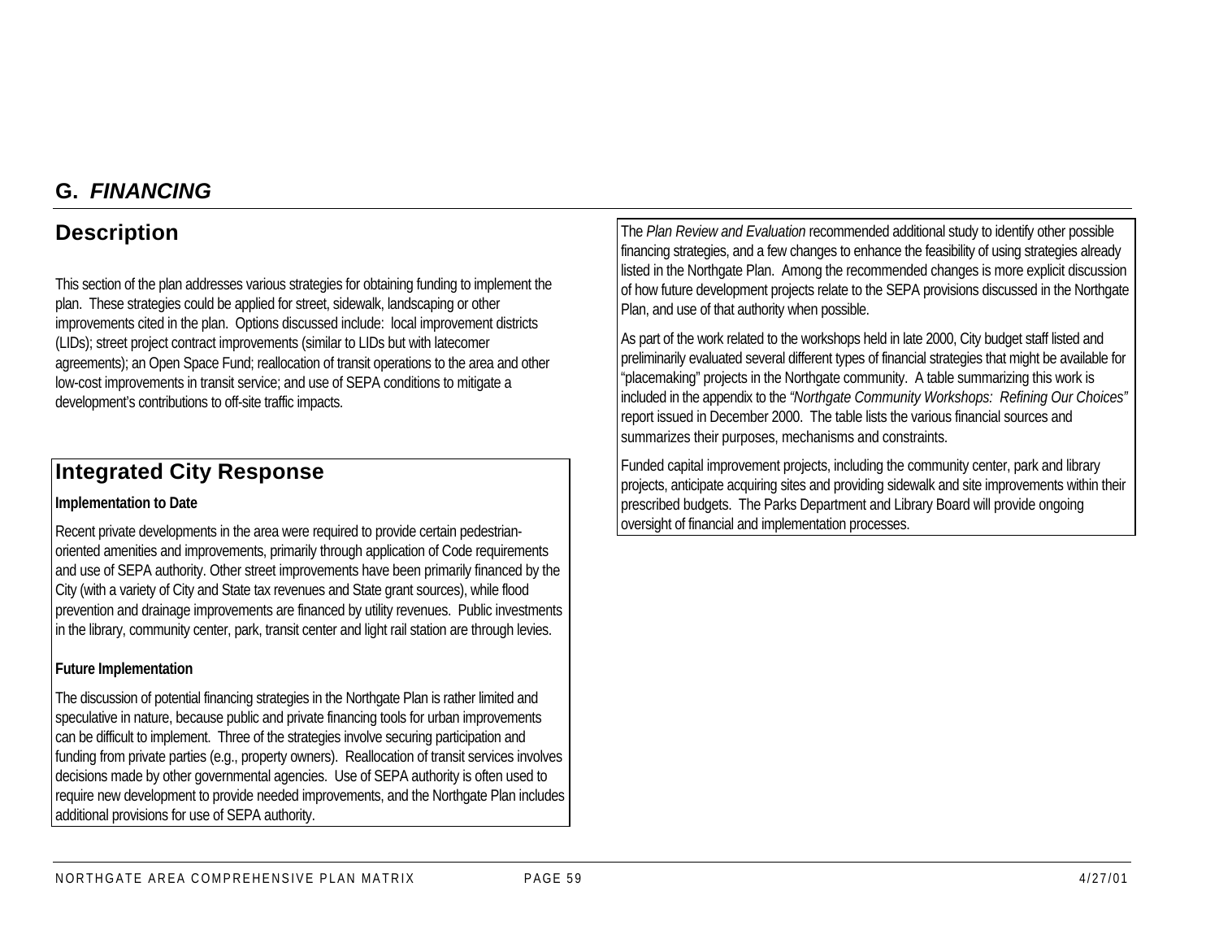## G. *FINANCING*

### Description

This section of the plan addresses various strategies for obtaining funding to implement the plan. These strategies could be applied for street, sidewalk, landscaping or other improvements cited in the plan. Options discussed include: local improvement districts (LIDs); street project contract improvements (similar to LIDs but with latecomer agreements); an Open Space Fund; reallocation of transit operations to the area and other low-cost improvements in transit service; and use of SEPA conditions to mitigate a development's contributions to off-site traffic impacts.

### Integrated City Response

**Implementation to Date**

Recent private developments in the area were required to provide certain pedestrian-oriented amenities and improvements, primarily through application of Code requirements and use of SEPA authority. Other street improvements have been primarily financed by the City (with a variety of City and State tax revenues and State grant sources), while flood prevention and drainage improvements are financed by utility revenues. Public investments in the library, community center, park, transit center and light rail station are through levies.

**Future Implementation**

The discussion of potential financing strategies in the Northgate Plan is rather limited and speculative in nature, because public and private financing tools for urban improvements can be difficult to implement. Three of the strategies involve securing participation and funding from private parties (e.g., property owners). Reallocation of transit services involves decisions made by other governmental agencies. Use of SEPA authority is often used to require new development to provide needed improvements, and the Northgate Plan includes additional provisions for use of SEPA authority.

The *Plan Review and Evaluation* recommended additional study to identify other possible financing strategies, and a few changes to enhance the feasibility of using strategies already listed in the Northgate Plan. Among the recommended changes is more explicit discussion of how future development projects relate to the SEPA provisions discussed in the Northgate Plan, and use of that authority when possible.

As part of the work related to the workshops held in late 2000, City budget staff listed and preliminarily evaluated several different types of financial strategies that might be available for "placemaking" projects in the Northgate community. A table summarizing this work is included in the appendix to the *"Northgate Community Workshops: Refining Our Choices"* report issued in December 2000. The table lists the various financial sources and summarizes their purposes, mechanisms and constraints.

Funded capital improvement projects, including the community center, park and library projects, anticipate acquiring sites and providing sidewalk and site improvements within their prescribed budgets. The Parks Department and Library Board will provide ongoing oversight of financial and implementation processes.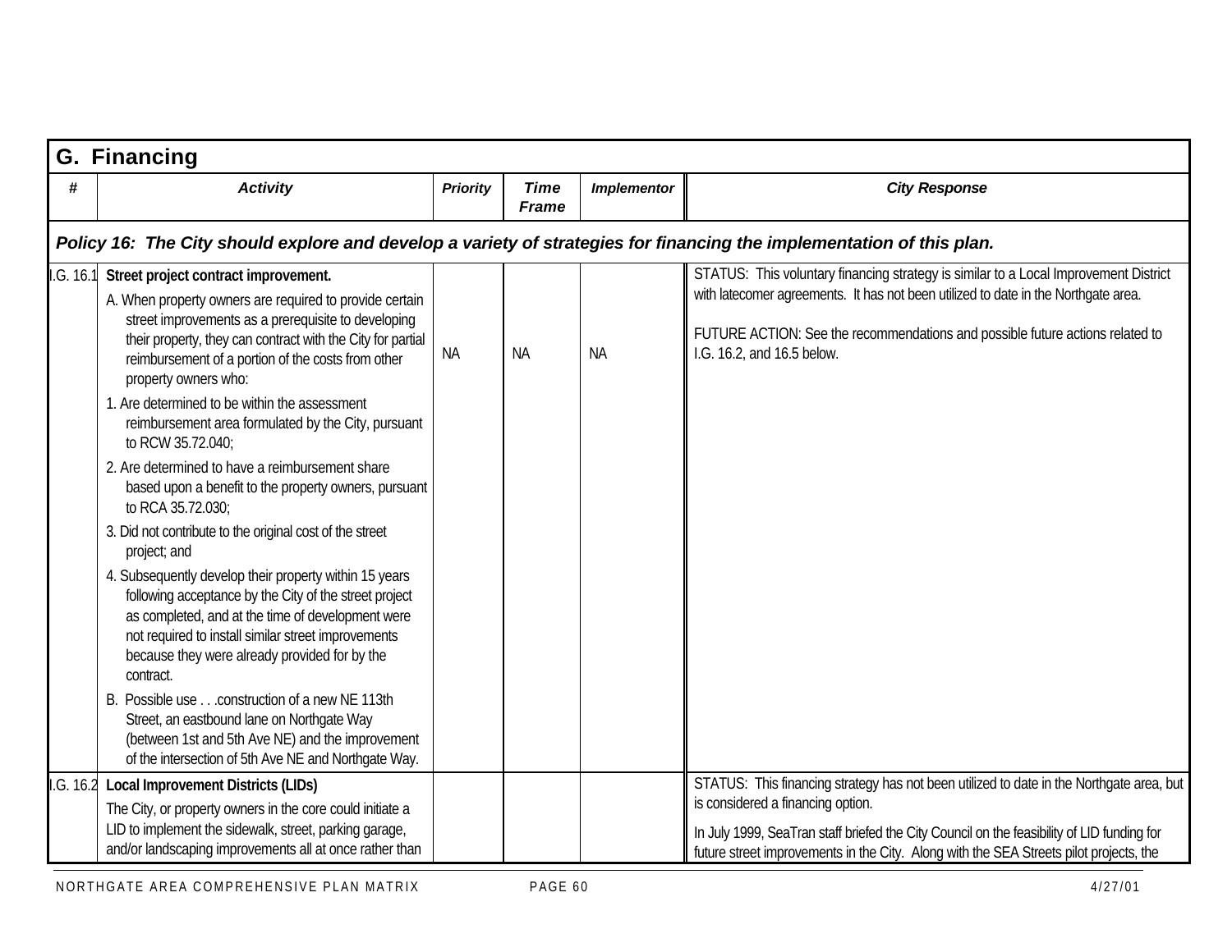## G. Financing

| # | Activity | Priority | Time Frame | Implementor | City Response |
|---|---|---|---|---|---|
| ***Policy 16: The City should explore and develop a variety of strategies for financing the implementation of this plan.*** | | | | | |
| I.G. 16.1 | **Street project contract improvement.**<br>A. When property owners are required to provide certain street improvements as a prerequisite to developing their property, they can contract with the City for partial reimbursement of a portion of the costs from other property owners who:<br>1. Are determined to be within the assessment reimbursement area formulated by the City, pursuant to RCW 35.72.040;<br>2. Are determined to have a reimbursement share based upon a benefit to the property owners, pursuant to RCA 35.72.030;<br>3. Did not contribute to the original cost of the street project; and<br>4. Subsequently develop their property within 15 years following acceptance by the City of the street project as completed, and at the time of development were not required to install similar street improvements because they were already provided for by the contract.<br>B. Possible use . . .construction of a new NE 113th Street, an eastbound lane on Northgate Way (between 1st and 5th Ave NE) and the improvement of the intersection of 5th Ave NE and Northgate Way. | NA | NA | NA | STATUS: This voluntary financing strategy is similar to a Local Improvement District with latecomer agreements. It has not been utilized to date in the Northgate area.<br><br>FUTURE ACTION: See the recommendations and possible future actions related to I.G. 16.2, and 16.5 below. |
| I.G. 16.2 | **Local Improvement Districts (LIDs)**<br>The City, or property owners in the core could initiate a LID to implement the sidewalk, street, parking garage, and/or landscaping improvements all at once rather than | | | | STATUS: This financing strategy has not been utilized to date in the Northgate area, but is considered a financing option.<br>In July 1999, SeaTran staff briefed the City Council on the feasibility of LID funding for future street improvements in the City. Along with the SEA Streets pilot projects, the |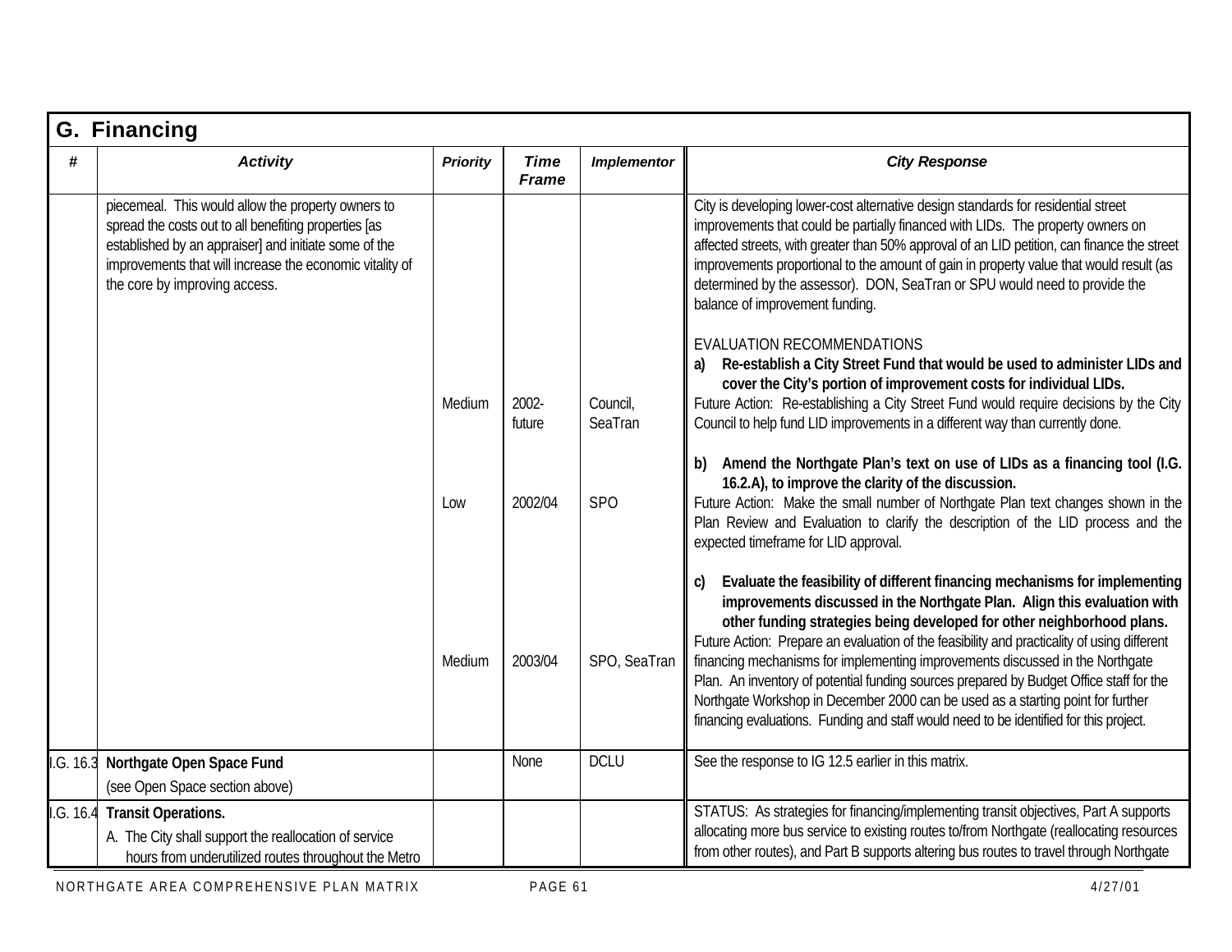## G. Financing

| # | Activity | Priority | Time Frame | Implementor | City Response |
|---|---|---|---|---|---|
| | piecemeal. This would allow the property owners to spread the costs out to all benefiting properties [as established by an appraiser] and initiate some of the improvements that will increase the economic vitality of the core by improving access. | | | | City is developing lower-cost alternative design standards for residential street improvements that could be partially financed with LIDs. The property owners on affected streets, with greater than 50% approval of an LID petition, can finance the street improvements proportional to the amount of gain in property value that would result (as determined by the assessor). DON, SeaTran or SPU would need to provide the balance of improvement funding.<br><br>EVALUATION RECOMMENDATIONS |
| | | Medium | 2002-future | Council, SeaTran | a) **Re-establish a City Street Fund that would be used to administer LIDs and cover the City's portion of improvement costs for individual LIDs.**<br>Future Action: Re-establishing a City Street Fund would require decisions by the City Council to help fund LID improvements in a different way than currently done. |
| | | Low | 2002/04 | SPO | b) **Amend the Northgate Plan's text on use of LIDs as a financing tool (I.G. 16.2.A), to improve the clarity of the discussion.**<br>Future Action: Make the small number of Northgate Plan text changes shown in the Plan Review and Evaluation to clarify the description of the LID process and the expected timeframe for LID approval. |
| | | Medium | 2003/04 | SPO, SeaTran | c) **Evaluate the feasibility of different financing mechanisms for implementing improvements discussed in the Northgate Plan. Align this evaluation with other funding strategies being developed for other neighborhood plans.**<br>Future Action: Prepare an evaluation of the feasibility and practicality of using different financing mechanisms for implementing improvements discussed in the Northgate Plan. An inventory of potential funding sources prepared by Budget Office staff for the Northgate Workshop in December 2000 can be used as a starting point for further financing evaluations. Funding and staff would need to be identified for this project. |
| I.G. 16.3 | **Northgate Open Space Fund**<br>(see Open Space section above) | | None | DCLU | See the response to IG 12.5 earlier in this matrix. |
| I.G. 16.4 | **Transit Operations.**<br>A. The City shall support the reallocation of service hours from underutilized routes throughout the Metro | | | | STATUS: As strategies for financing/implementing transit objectives, Part A supports allocating more bus service to existing routes to/from Northgate (reallocating resources from other routes), and Part B supports altering bus routes to travel through Northgate |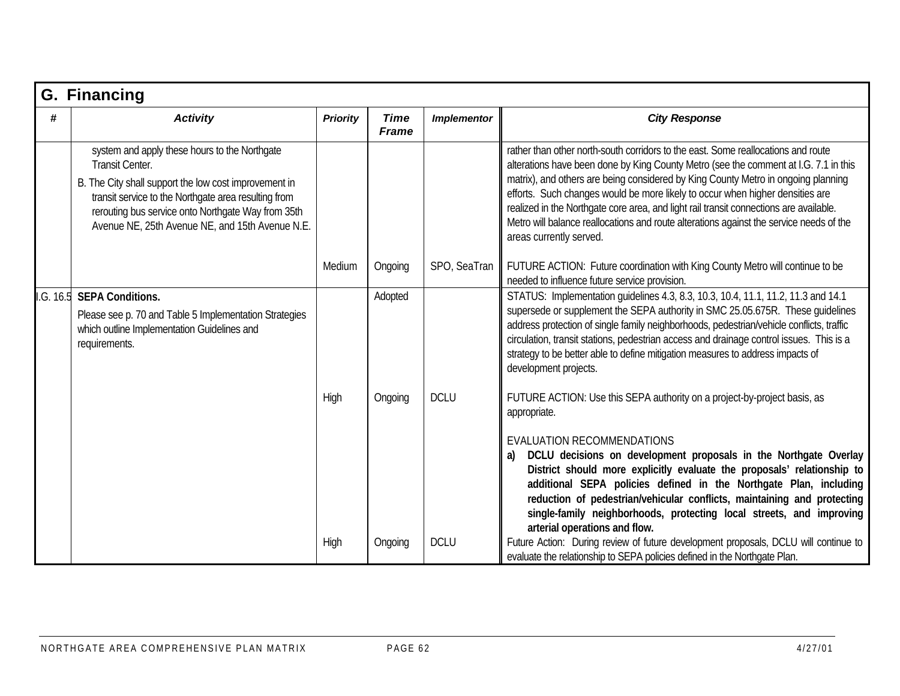## G. Financing

| # | Activity | Priority | Time Frame | Implementor | City Response |
|---|---|---|---|---|---|
| | system and apply these hours to the Northgate Transit Center.<br>B. The City shall support the low cost improvement in transit service to the Northgate area resulting from rerouting bus service onto Northgate Way from 35th Avenue NE, 25th Avenue NE, and 15th Avenue N.E. | Medium | Ongoing | SPO, SeaTran | rather than other north-south corridors to the east. Some reallocations and route alterations have been done by King County Metro (see the comment at I.G. 7.1 in this matrix), and others are being considered by King County Metro in ongoing planning efforts. Such changes would be more likely to occur when higher densities are realized in the Northgate core area, and light rail transit connections are available. Metro will balance reallocations and route alterations against the service needs of the areas currently served.<br><br>FUTURE ACTION: Future coordination with King County Metro will continue to be needed to influence future service provision. |
| I.G. 16.5 | **SEPA Conditions.**<br>Please see p. 70 and Table 5 Implementation Strategies which outline Implementation Guidelines and requirements. | | Adopted | | STATUS: Implementation guidelines 4.3, 8.3, 10.3, 10.4, 11.1, 11.2, 11.3 and 14.1 supersede or supplement the SEPA authority in SMC 25.05.675R. These guidelines address protection of single family neighborhoods, pedestrian/vehicle conflicts, traffic circulation, transit stations, pedestrian access and drainage control issues. This is a strategy to be better able to define mitigation measures to address impacts of development projects. |
| | | High | Ongoing | DCLU | FUTURE ACTION: Use this SEPA authority on a project-by-project basis, as appropriate.<br><br>EVALUATION RECOMMENDATIONS<br>a) **DCLU decisions on development proposals in the Northgate Overlay District should more explicitly evaluate the proposals' relationship to additional SEPA policies defined in the Northgate Plan, including reduction of pedestrian/vehicular conflicts, maintaining and protecting single-family neighborhoods, protecting local streets, and improving arterial operations and flow.** |
| | | High | Ongoing | DCLU | Future Action: During review of future development proposals, DCLU will continue to evaluate the relationship to SEPA policies defined in the Northgate Plan. |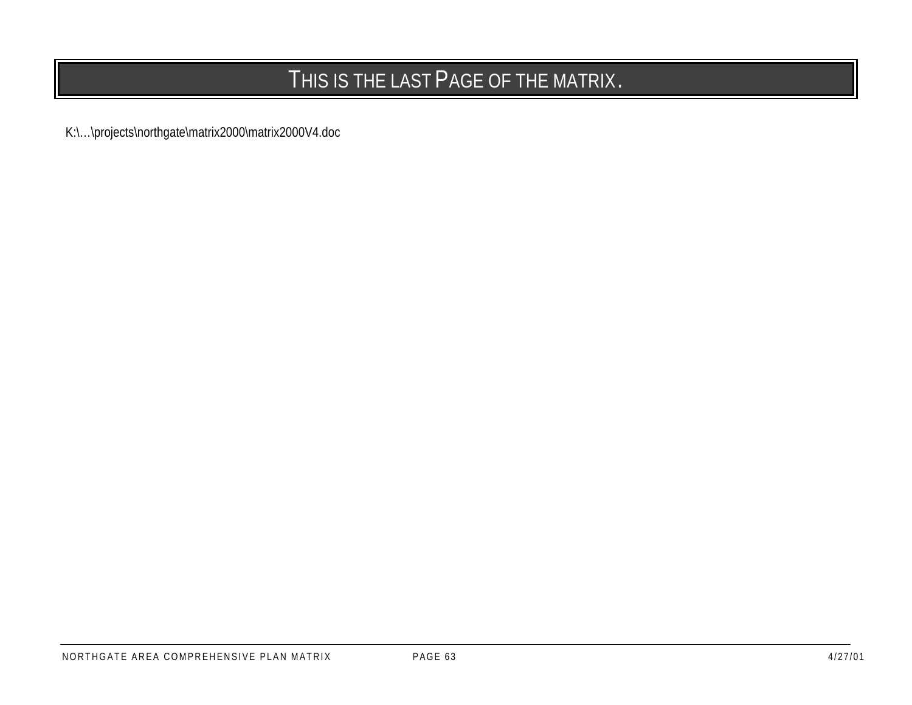# THIS IS THE LAST PAGE OF THE MATRIX.

K:\…\projects\northgate\matrix2000\matrix2000V4.doc